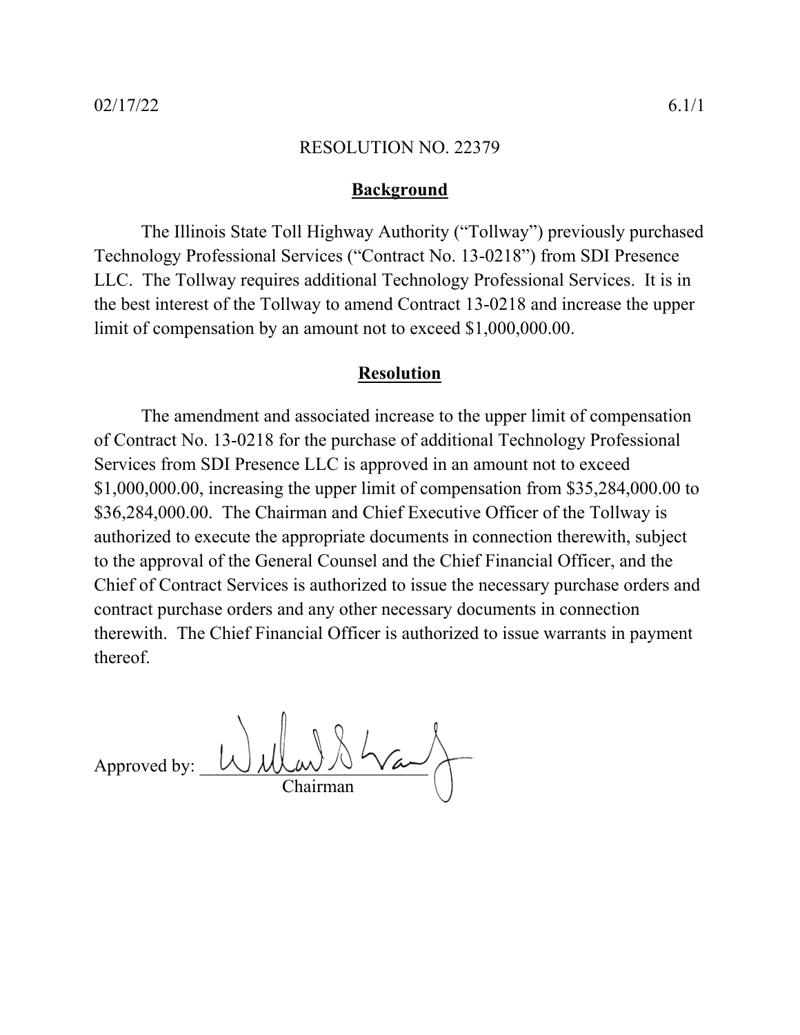02/17/22 6.1/1

RESOLUTION NO. 22379

## **Background**

The Illinois State Toll Highway Authority ("Tollway") previously purchased Technology Professional Services ("Contract No. 13-0218") from SDI Presence LLC. The Tollway requires additional Technology Professional Services. It is in the best interest of the Tollway to amend Contract 13-0218 and increase the upper limit of compensation by an amount not to exceed $1,000,000.00.

## **Resolution**

The amendment and associated increase to the upper limit of compensation of Contract No. 13-0218 for the purchase of additional Technology Professional Services from SDI Presence LLC is approved in an amount not to exceed $1,000,000.00, increasing the upper limit of compensation from $35,284,000.00 to $36,284,000.00. The Chairman and Chief Executive Officer of the Tollway is authorized to execute the appropriate documents in connection therewith, subject to the approval of the General Counsel and the Chief Financial Officer, and the Chief of Contract Services is authorized to issue the necessary purchase orders and contract purchase orders and any other necessary documents in connection therewith. The Chief Financial Officer is authorized to issue warrants in payment thereof.

Approved by: ______________________
Chairman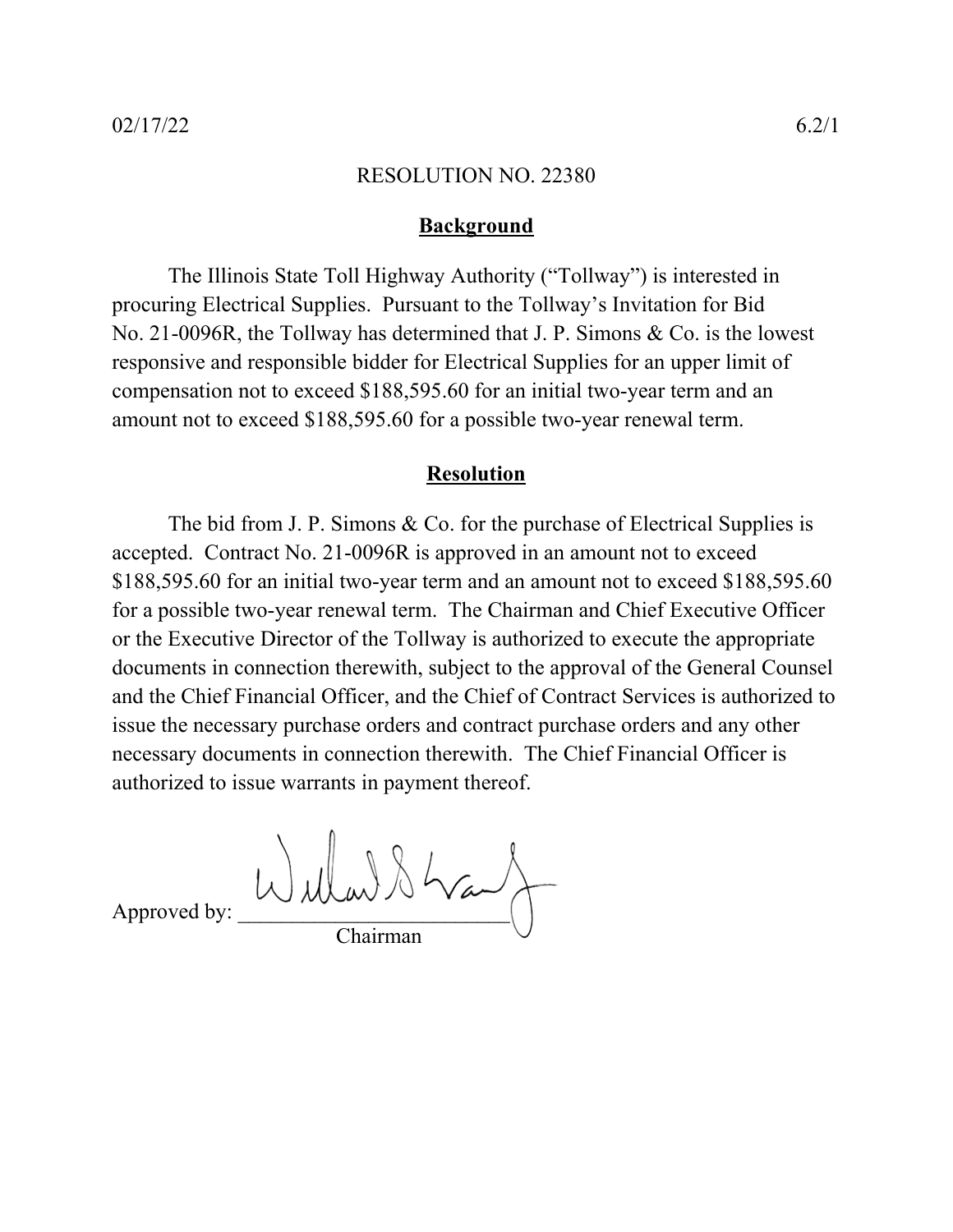02/17/22 6.2/1

RESOLUTION NO. 22380

## Background

The Illinois State Toll Highway Authority ("Tollway") is interested in procuring Electrical Supplies. Pursuant to the Tollway's Invitation for Bid No. 21-0096R, the Tollway has determined that J. P. Simons & Co. is the lowest responsive and responsible bidder for Electrical Supplies for an upper limit of compensation not to exceed $188,595.60 for an initial two-year term and an amount not to exceed $188,595.60 for a possible two-year renewal term.

## Resolution

The bid from J. P. Simons & Co. for the purchase of Electrical Supplies is accepted. Contract No. 21-0096R is approved in an amount not to exceed $188,595.60 for an initial two-year term and an amount not to exceed $188,595.60 for a possible two-year renewal term. The Chairman and Chief Executive Officer or the Executive Director of the Tollway is authorized to execute the appropriate documents in connection therewith, subject to the approval of the General Counsel and the Chief Financial Officer, and the Chief of Contract Services is authorized to issue the necessary purchase orders and contract purchase orders and any other necessary documents in connection therewith. The Chief Financial Officer is authorized to issue warrants in payment thereof.

Approved by: ____________________
Chairman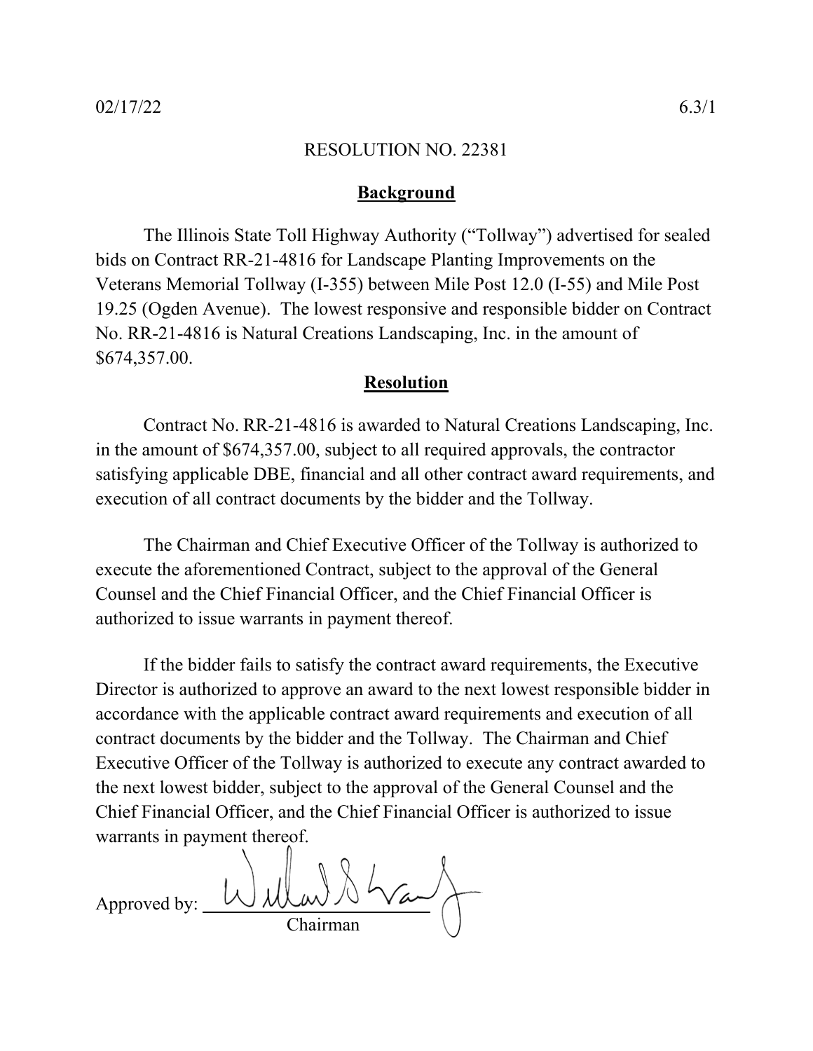02/17/22 6.3/1

RESOLUTION NO. 22381

## **Background**

The Illinois State Toll Highway Authority ("Tollway") advertised for sealed bids on Contract RR-21-4816 for Landscape Planting Improvements on the Veterans Memorial Tollway (I-355) between Mile Post 12.0 (I-55) and Mile Post 19.25 (Ogden Avenue). The lowest responsive and responsible bidder on Contract No. RR-21-4816 is Natural Creations Landscaping, Inc. in the amount of $674,357.00.

## **Resolution**

Contract No. RR-21-4816 is awarded to Natural Creations Landscaping, Inc. in the amount of $674,357.00, subject to all required approvals, the contractor satisfying applicable DBE, financial and all other contract award requirements, and execution of all contract documents by the bidder and the Tollway.

The Chairman and Chief Executive Officer of the Tollway is authorized to execute the aforementioned Contract, subject to the approval of the General Counsel and the Chief Financial Officer, and the Chief Financial Officer is authorized to issue warrants in payment thereof.

If the bidder fails to satisfy the contract award requirements, the Executive Director is authorized to approve an award to the next lowest responsible bidder in accordance with the applicable contract award requirements and execution of all contract documents by the bidder and the Tollway. The Chairman and Chief Executive Officer of the Tollway is authorized to execute any contract awarded to the next lowest bidder, subject to the approval of the General Counsel and the Chief Financial Officer, and the Chief Financial Officer is authorized to issue warrants in payment thereof.

Approved by: ______________________
Chairman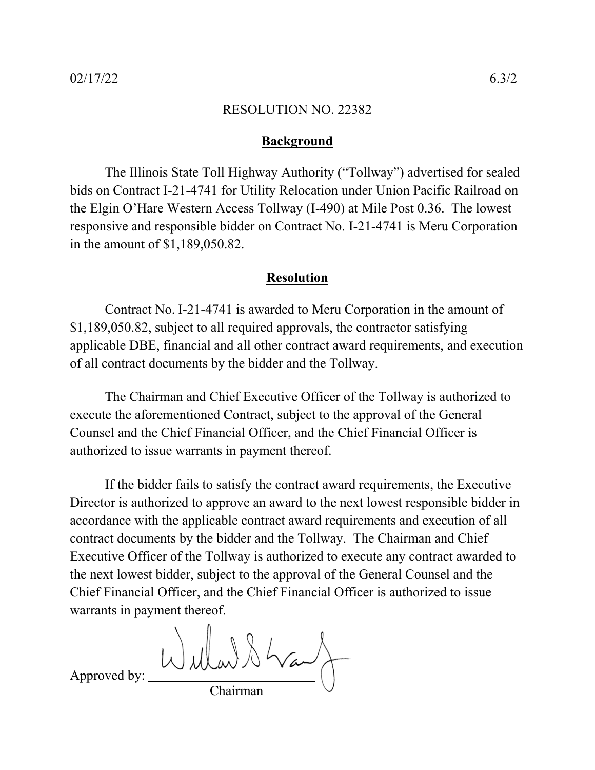02/17/22 6.3/2

RESOLUTION NO. 22382

## Background

The Illinois State Toll Highway Authority ("Tollway") advertised for sealed bids on Contract I-21-4741 for Utility Relocation under Union Pacific Railroad on the Elgin O'Hare Western Access Tollway (I-490) at Mile Post 0.36. The lowest responsive and responsible bidder on Contract No. I-21-4741 is Meru Corporation in the amount of $1,189,050.82.

## Resolution

Contract No. I-21-4741 is awarded to Meru Corporation in the amount of $1,189,050.82, subject to all required approvals, the contractor satisfying applicable DBE, financial and all other contract award requirements, and execution of all contract documents by the bidder and the Tollway.

The Chairman and Chief Executive Officer of the Tollway is authorized to execute the aforementioned Contract, subject to the approval of the General Counsel and the Chief Financial Officer, and the Chief Financial Officer is authorized to issue warrants in payment thereof.

If the bidder fails to satisfy the contract award requirements, the Executive Director is authorized to approve an award to the next lowest responsible bidder in accordance with the applicable contract award requirements and execution of all contract documents by the bidder and the Tollway. The Chairman and Chief Executive Officer of the Tollway is authorized to execute any contract awarded to the next lowest bidder, subject to the approval of the General Counsel and the Chief Financial Officer, and the Chief Financial Officer is authorized to issue warrants in payment thereof.

Approved by: ________________________
Chairman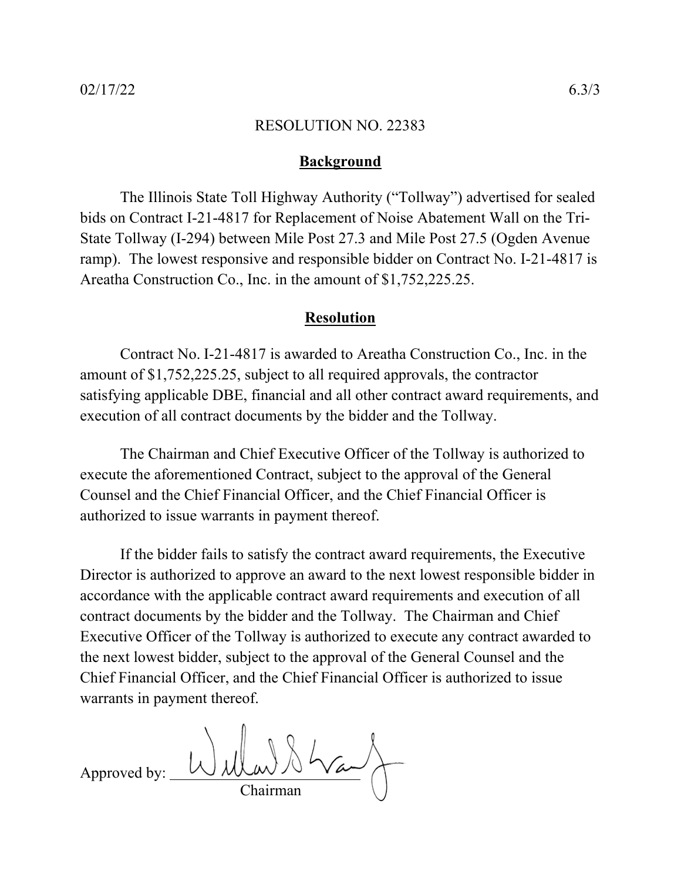02/17/22 6.3/3

RESOLUTION NO. 22383

## Background

The Illinois State Toll Highway Authority ("Tollway") advertised for sealed bids on Contract I-21-4817 for Replacement of Noise Abatement Wall on the Tri-State Tollway (I-294) between Mile Post 27.3 and Mile Post 27.5 (Ogden Avenue ramp). The lowest responsive and responsible bidder on Contract No. I-21-4817 is Areatha Construction Co., Inc. in the amount of $1,752,225.25.

## Resolution

Contract No. I-21-4817 is awarded to Areatha Construction Co., Inc. in the amount of $1,752,225.25, subject to all required approvals, the contractor satisfying applicable DBE, financial and all other contract award requirements, and execution of all contract documents by the bidder and the Tollway.

The Chairman and Chief Executive Officer of the Tollway is authorized to execute the aforementioned Contract, subject to the approval of the General Counsel and the Chief Financial Officer, and the Chief Financial Officer is authorized to issue warrants in payment thereof.

If the bidder fails to satisfy the contract award requirements, the Executive Director is authorized to approve an award to the next lowest responsible bidder in accordance with the applicable contract award requirements and execution of all contract documents by the bidder and the Tollway. The Chairman and Chief Executive Officer of the Tollway is authorized to execute any contract awarded to the next lowest bidder, subject to the approval of the General Counsel and the Chief Financial Officer, and the Chief Financial Officer is authorized to issue warrants in payment thereof.

Approved by: ______________________
Chairman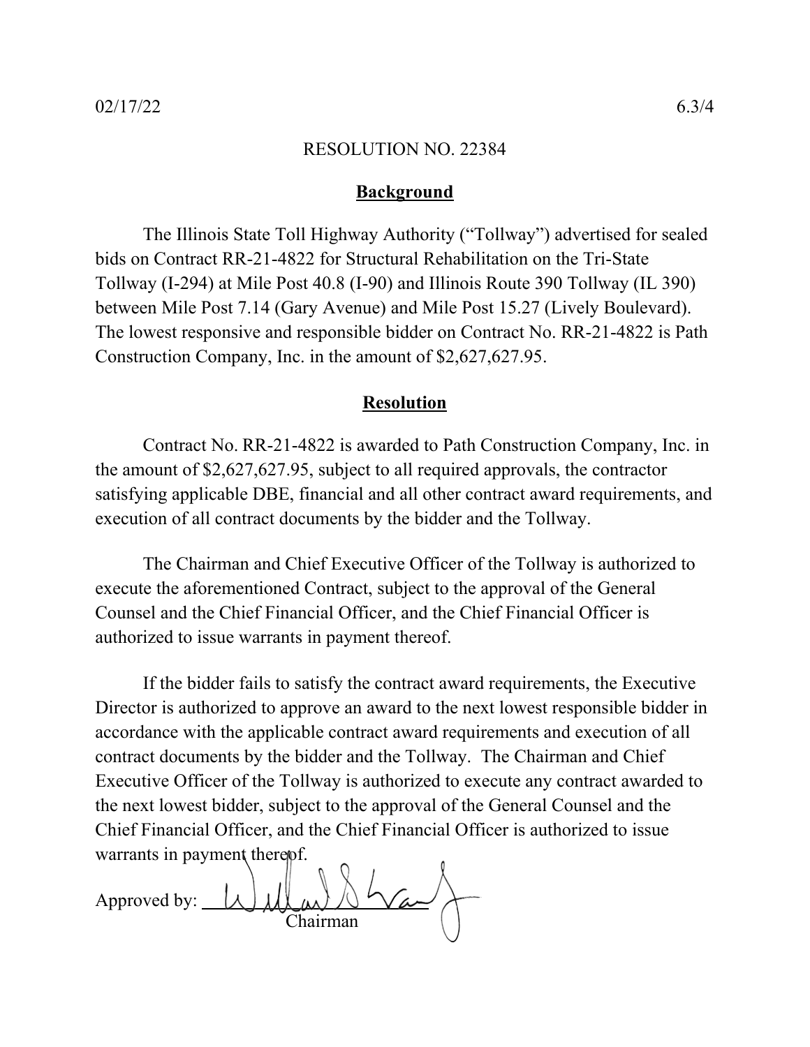02/17/22 6.3/4

RESOLUTION NO. 22384

## Background

The Illinois State Toll Highway Authority ("Tollway") advertised for sealed bids on Contract RR-21-4822 for Structural Rehabilitation on the Tri-State Tollway (I-294) at Mile Post 40.8 (I-90) and Illinois Route 390 Tollway (IL 390) between Mile Post 7.14 (Gary Avenue) and Mile Post 15.27 (Lively Boulevard). The lowest responsive and responsible bidder on Contract No. RR-21-4822 is Path Construction Company, Inc. in the amount of $2,627,627.95.

## Resolution

Contract No. RR-21-4822 is awarded to Path Construction Company, Inc. in the amount of $2,627,627.95, subject to all required approvals, the contractor satisfying applicable DBE, financial and all other contract award requirements, and execution of all contract documents by the bidder and the Tollway.

The Chairman and Chief Executive Officer of the Tollway is authorized to execute the aforementioned Contract, subject to the approval of the General Counsel and the Chief Financial Officer, and the Chief Financial Officer is authorized to issue warrants in payment thereof.

If the bidder fails to satisfy the contract award requirements, the Executive Director is authorized to approve an award to the next lowest responsible bidder in accordance with the applicable contract award requirements and execution of all contract documents by the bidder and the Tollway. The Chairman and Chief Executive Officer of the Tollway is authorized to execute any contract awarded to the next lowest bidder, subject to the approval of the General Counsel and the Chief Financial Officer, and the Chief Financial Officer is authorized to issue warrants in payment thereof.

Approved by: ______________________
Chairman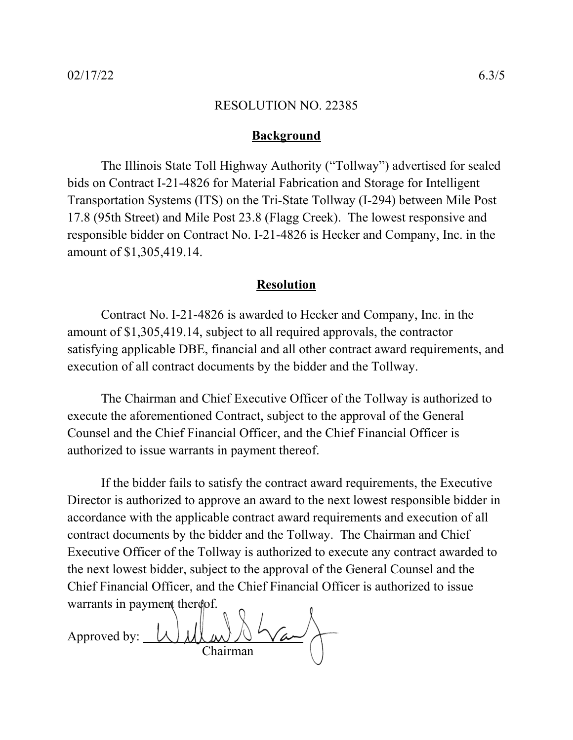02/17/22 6.3/5

RESOLUTION NO. 22385

## Background

The Illinois State Toll Highway Authority ("Tollway") advertised for sealed bids on Contract I-21-4826 for Material Fabrication and Storage for Intelligent Transportation Systems (ITS) on the Tri-State Tollway (I-294) between Mile Post 17.8 (95th Street) and Mile Post 23.8 (Flagg Creek). The lowest responsive and responsible bidder on Contract No. I-21-4826 is Hecker and Company, Inc. in the amount of $1,305,419.14.

## Resolution

Contract No. I-21-4826 is awarded to Hecker and Company, Inc. in the amount of $1,305,419.14, subject to all required approvals, the contractor satisfying applicable DBE, financial and all other contract award requirements, and execution of all contract documents by the bidder and the Tollway.

The Chairman and Chief Executive Officer of the Tollway is authorized to execute the aforementioned Contract, subject to the approval of the General Counsel and the Chief Financial Officer, and the Chief Financial Officer is authorized to issue warrants in payment thereof.

If the bidder fails to satisfy the contract award requirements, the Executive Director is authorized to approve an award to the next lowest responsible bidder in accordance with the applicable contract award requirements and execution of all contract documents by the bidder and the Tollway. The Chairman and Chief Executive Officer of the Tollway is authorized to execute any contract awarded to the next lowest bidder, subject to the approval of the General Counsel and the Chief Financial Officer, and the Chief Financial Officer is authorized to issue warrants in payment thereof.

Approved by: ____________________
Chairman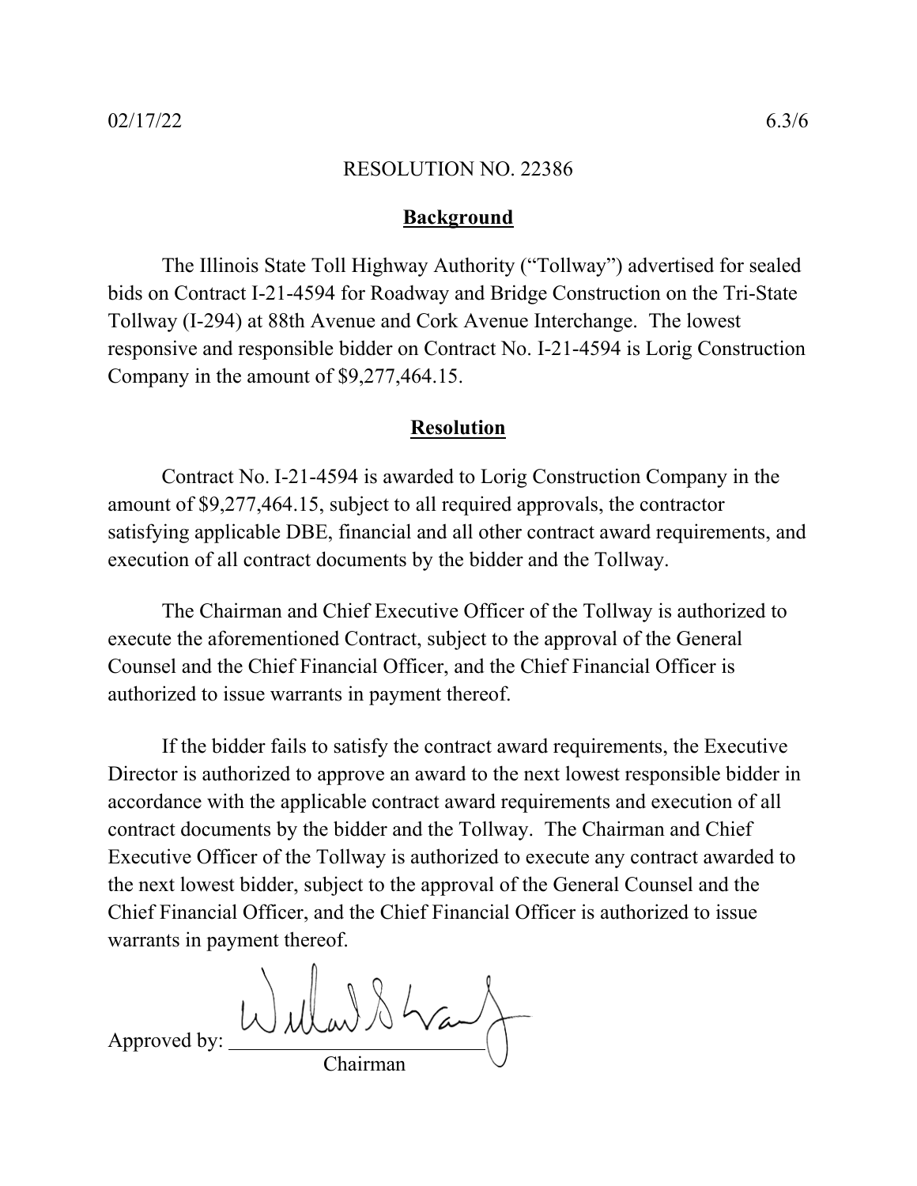02/17/22 6.3/6

RESOLUTION NO. 22386

## Background

The Illinois State Toll Highway Authority ("Tollway") advertised for sealed bids on Contract I-21-4594 for Roadway and Bridge Construction on the Tri-State Tollway (I-294) at 88th Avenue and Cork Avenue Interchange. The lowest responsive and responsible bidder on Contract No. I-21-4594 is Lorig Construction Company in the amount of $9,277,464.15.

## Resolution

Contract No. I-21-4594 is awarded to Lorig Construction Company in the amount of $9,277,464.15, subject to all required approvals, the contractor satisfying applicable DBE, financial and all other contract award requirements, and execution of all contract documents by the bidder and the Tollway.

The Chairman and Chief Executive Officer of the Tollway is authorized to execute the aforementioned Contract, subject to the approval of the General Counsel and the Chief Financial Officer, and the Chief Financial Officer is authorized to issue warrants in payment thereof.

If the bidder fails to satisfy the contract award requirements, the Executive Director is authorized to approve an award to the next lowest responsible bidder in accordance with the applicable contract award requirements and execution of all contract documents by the bidder and the Tollway. The Chairman and Chief Executive Officer of the Tollway is authorized to execute any contract awarded to the next lowest bidder, subject to the approval of the General Counsel and the Chief Financial Officer, and the Chief Financial Officer is authorized to issue warrants in payment thereof.

Approved by: ________________________
Chairman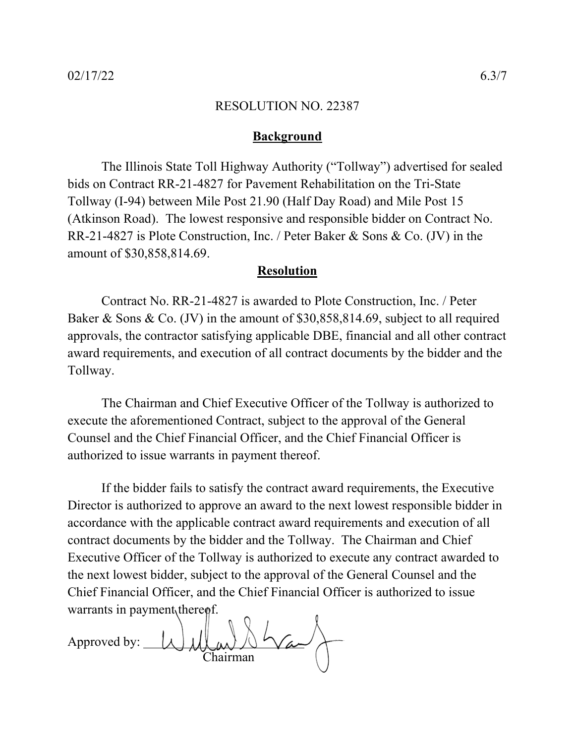02/17/22 6.3/7

RESOLUTION NO. 22387

## Background

The Illinois State Toll Highway Authority ("Tollway") advertised for sealed bids on Contract RR-21-4827 for Pavement Rehabilitation on the Tri-State Tollway (I-94) between Mile Post 21.90 (Half Day Road) and Mile Post 15 (Atkinson Road). The lowest responsive and responsible bidder on Contract No. RR-21-4827 is Plote Construction, Inc. / Peter Baker & Sons & Co. (JV) in the amount of $30,858,814.69.

## Resolution

Contract No. RR-21-4827 is awarded to Plote Construction, Inc. / Peter Baker & Sons & Co. (JV) in the amount of $30,858,814.69, subject to all required approvals, the contractor satisfying applicable DBE, financial and all other contract award requirements, and execution of all contract documents by the bidder and the Tollway.

The Chairman and Chief Executive Officer of the Tollway is authorized to execute the aforementioned Contract, subject to the approval of the General Counsel and the Chief Financial Officer, and the Chief Financial Officer is authorized to issue warrants in payment thereof.

If the bidder fails to satisfy the contract award requirements, the Executive Director is authorized to approve an award to the next lowest responsible bidder in accordance with the applicable contract award requirements and execution of all contract documents by the bidder and the Tollway. The Chairman and Chief Executive Officer of the Tollway is authorized to execute any contract awarded to the next lowest bidder, subject to the approval of the General Counsel and the Chief Financial Officer, and the Chief Financial Officer is authorized to issue warrants in payment thereof.

Approved by: ______________________
Chairman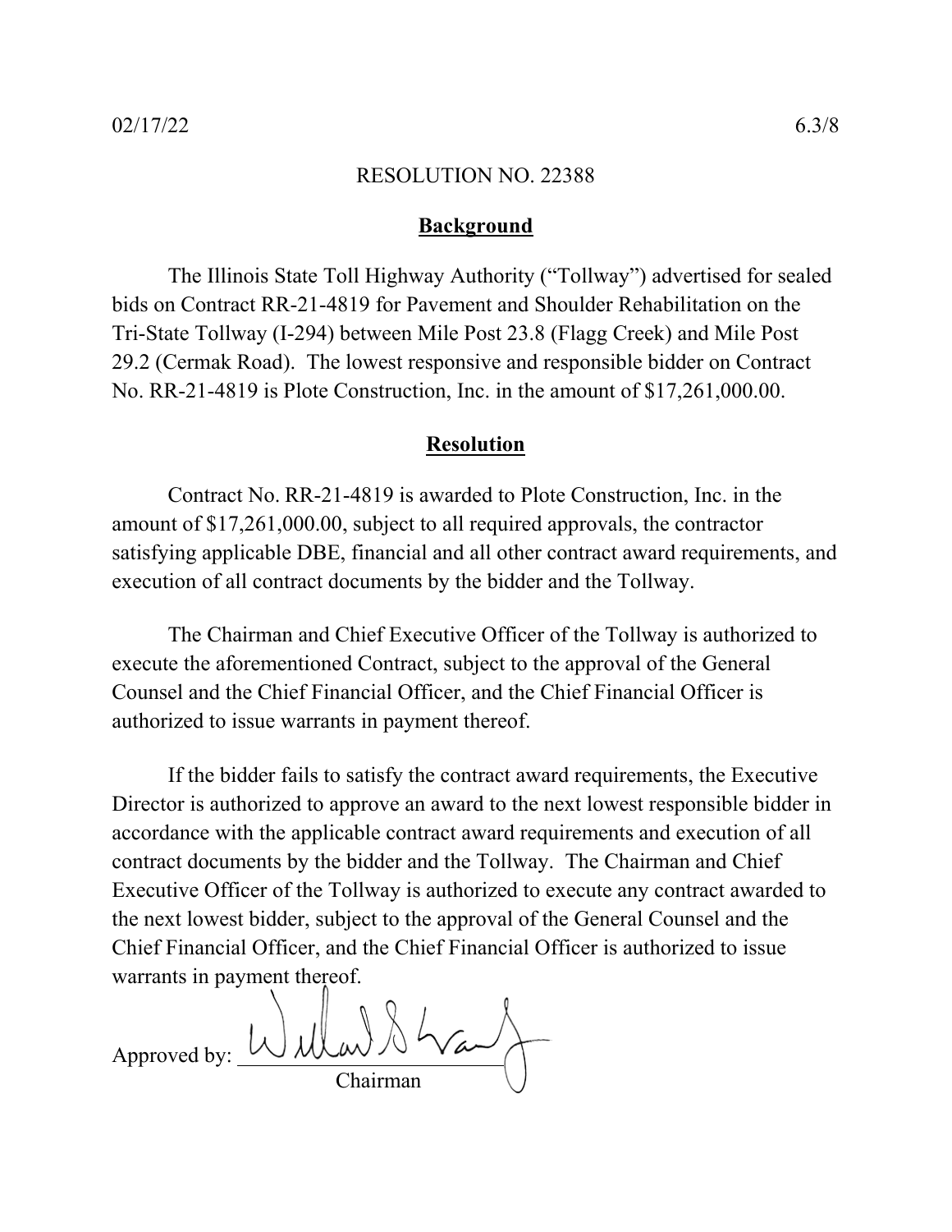02/17/22 6.3/8

RESOLUTION NO. 22388

## Background

The Illinois State Toll Highway Authority ("Tollway") advertised for sealed bids on Contract RR-21-4819 for Pavement and Shoulder Rehabilitation on the Tri-State Tollway (I-294) between Mile Post 23.8 (Flagg Creek) and Mile Post 29.2 (Cermak Road). The lowest responsive and responsible bidder on Contract No. RR-21-4819 is Plote Construction, Inc. in the amount of $17,261,000.00.

## Resolution

Contract No. RR-21-4819 is awarded to Plote Construction, Inc. in the amount of $17,261,000.00, subject to all required approvals, the contractor satisfying applicable DBE, financial and all other contract award requirements, and execution of all contract documents by the bidder and the Tollway.

The Chairman and Chief Executive Officer of the Tollway is authorized to execute the aforementioned Contract, subject to the approval of the General Counsel and the Chief Financial Officer, and the Chief Financial Officer is authorized to issue warrants in payment thereof.

If the bidder fails to satisfy the contract award requirements, the Executive Director is authorized to approve an award to the next lowest responsible bidder in accordance with the applicable contract award requirements and execution of all contract documents by the bidder and the Tollway. The Chairman and Chief Executive Officer of the Tollway is authorized to execute any contract awarded to the next lowest bidder, subject to the approval of the General Counsel and the Chief Financial Officer, and the Chief Financial Officer is authorized to issue warrants in payment thereof.

Approved by: ______________________
Chairman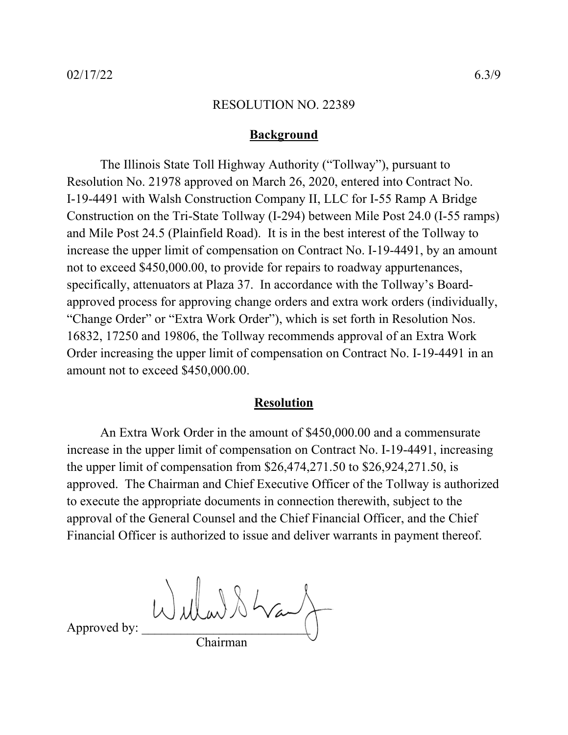02/17/22 6.3/9

RESOLUTION NO. 22389

## Background

The Illinois State Toll Highway Authority ("Tollway"), pursuant to Resolution No. 21978 approved on March 26, 2020, entered into Contract No. I-19-4491 with Walsh Construction Company II, LLC for I-55 Ramp A Bridge Construction on the Tri-State Tollway (I-294) between Mile Post 24.0 (I-55 ramps) and Mile Post 24.5 (Plainfield Road). It is in the best interest of the Tollway to increase the upper limit of compensation on Contract No. I-19-4491, by an amount not to exceed $450,000.00, to provide for repairs to roadway appurtenances, specifically, attenuators at Plaza 37. In accordance with the Tollway's Board-approved process for approving change orders and extra work orders (individually, "Change Order" or "Extra Work Order"), which is set forth in Resolution Nos. 16832, 17250 and 19806, the Tollway recommends approval of an Extra Work Order increasing the upper limit of compensation on Contract No. I-19-4491 in an amount not to exceed $450,000.00.

## Resolution

An Extra Work Order in the amount of $450,000.00 and a commensurate increase in the upper limit of compensation on Contract No. I-19-4491, increasing the upper limit of compensation from $26,474,271.50 to $26,924,271.50, is approved. The Chairman and Chief Executive Officer of the Tollway is authorized to execute the appropriate documents in connection therewith, subject to the approval of the General Counsel and the Chief Financial Officer, and the Chief Financial Officer is authorized to issue and deliver warrants in payment thereof.

Approved by: ___________________________
Chairman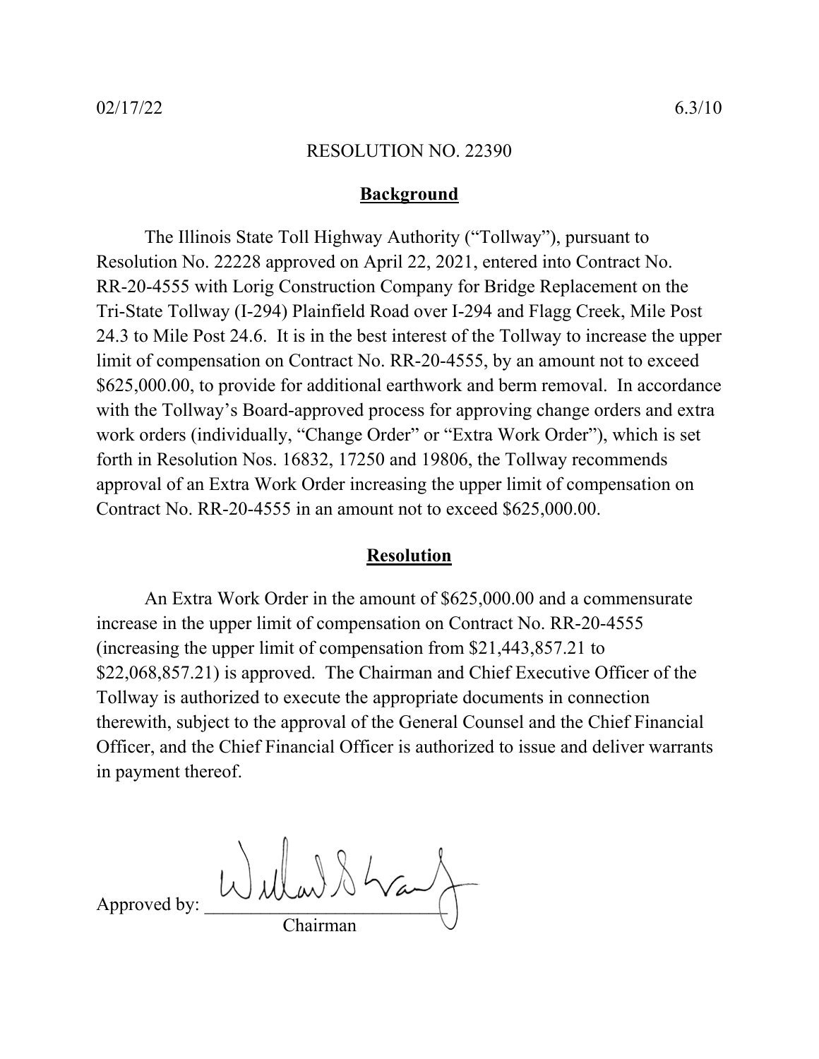02/17/22 6.3/10

RESOLUTION NO. 22390

## Background

The Illinois State Toll Highway Authority ("Tollway"), pursuant to Resolution No. 22228 approved on April 22, 2021, entered into Contract No. RR-20-4555 with Lorig Construction Company for Bridge Replacement on the Tri-State Tollway (I-294) Plainfield Road over I-294 and Flagg Creek, Mile Post 24.3 to Mile Post 24.6. It is in the best interest of the Tollway to increase the upper limit of compensation on Contract No. RR-20-4555, by an amount not to exceed $625,000.00, to provide for additional earthwork and berm removal. In accordance with the Tollway's Board-approved process for approving change orders and extra work orders (individually, "Change Order" or "Extra Work Order"), which is set forth in Resolution Nos. 16832, 17250 and 19806, the Tollway recommends approval of an Extra Work Order increasing the upper limit of compensation on Contract No. RR-20-4555 in an amount not to exceed $625,000.00.

## Resolution

An Extra Work Order in the amount of $625,000.00 and a commensurate increase in the upper limit of compensation on Contract No. RR-20-4555 (increasing the upper limit of compensation from $21,443,857.21 to $22,068,857.21) is approved. The Chairman and Chief Executive Officer of the Tollway is authorized to execute the appropriate documents in connection therewith, subject to the approval of the General Counsel and the Chief Financial Officer, and the Chief Financial Officer is authorized to issue and deliver warrants in payment thereof.

Approved by: ___________________________
Chairman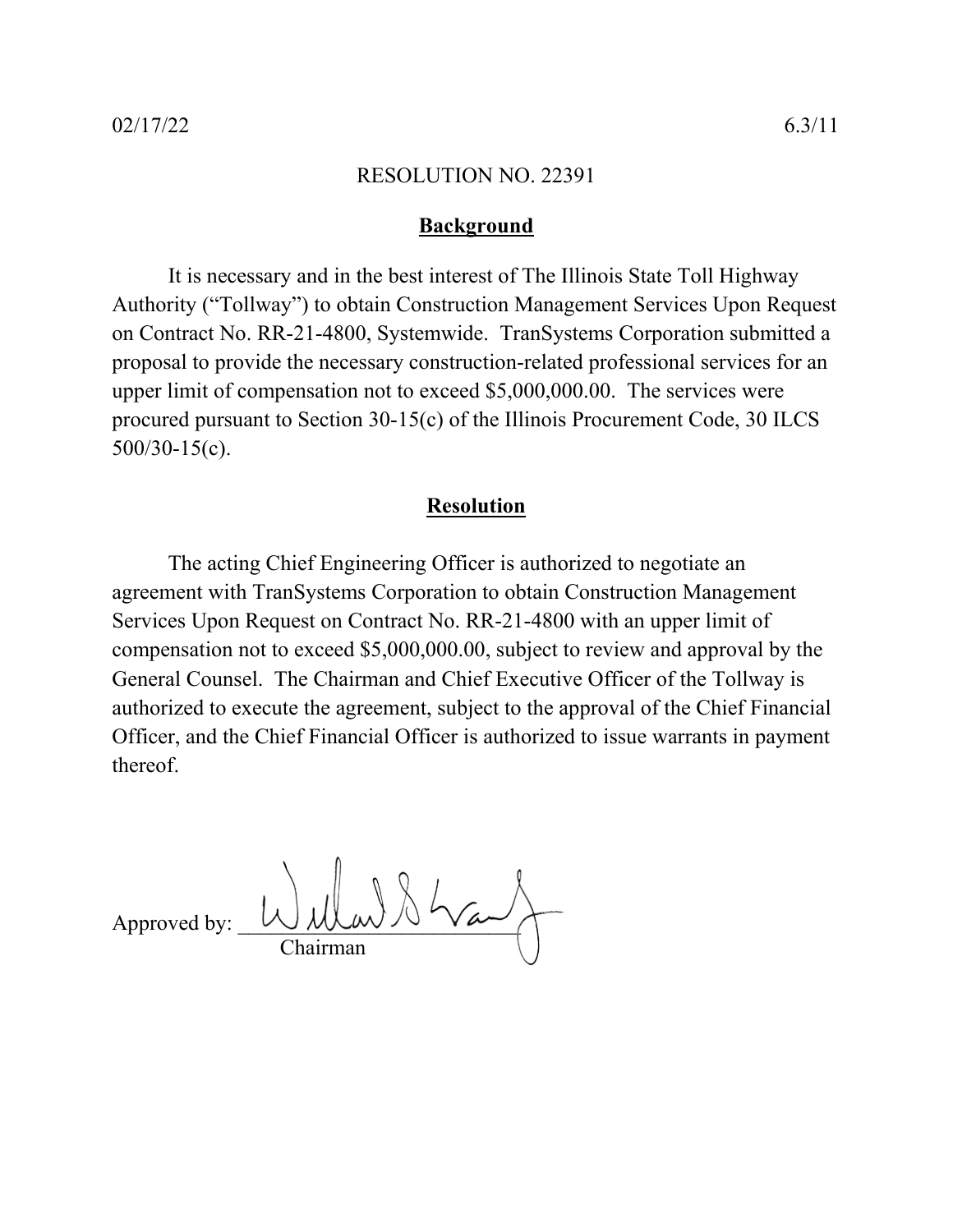02/17/22 6.3/11

RESOLUTION NO. 22391

## Background

It is necessary and in the best interest of The Illinois State Toll Highway Authority ("Tollway") to obtain Construction Management Services Upon Request on Contract No. RR-21-4800, Systemwide. TranSystems Corporation submitted a proposal to provide the necessary construction-related professional services for an upper limit of compensation not to exceed $5,000,000.00. The services were procured pursuant to Section 30-15(c) of the Illinois Procurement Code, 30 ILCS 500/30-15(c).

## Resolution

The acting Chief Engineering Officer is authorized to negotiate an agreement with TranSystems Corporation to obtain Construction Management Services Upon Request on Contract No. RR-21-4800 with an upper limit of compensation not to exceed $5,000,000.00, subject to review and approval by the General Counsel. The Chairman and Chief Executive Officer of the Tollway is authorized to execute the agreement, subject to the approval of the Chief Financial Officer, and the Chief Financial Officer is authorized to issue warrants in payment thereof.

Approved by: ____________________
Chairman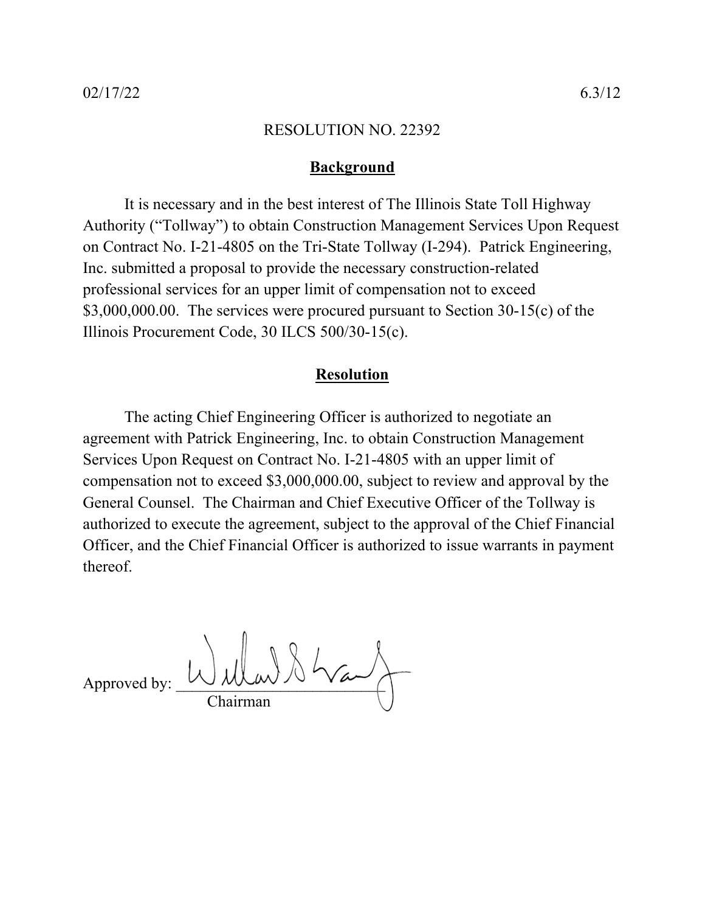02/17/22 6.3/12

RESOLUTION NO. 22392

## Background

It is necessary and in the best interest of The Illinois State Toll Highway Authority ("Tollway") to obtain Construction Management Services Upon Request on Contract No. I-21-4805 on the Tri-State Tollway (I-294). Patrick Engineering, Inc. submitted a proposal to provide the necessary construction-related professional services for an upper limit of compensation not to exceed $3,000,000.00. The services were procured pursuant to Section 30-15(c) of the Illinois Procurement Code, 30 ILCS 500/30-15(c).

## Resolution

The acting Chief Engineering Officer is authorized to negotiate an agreement with Patrick Engineering, Inc. to obtain Construction Management Services Upon Request on Contract No. I-21-4805 with an upper limit of compensation not to exceed $3,000,000.00, subject to review and approval by the General Counsel. The Chairman and Chief Executive Officer of the Tollway is authorized to execute the agreement, subject to the approval of the Chief Financial Officer, and the Chief Financial Officer is authorized to issue warrants in payment thereof.

Approved by: ____________________
Chairman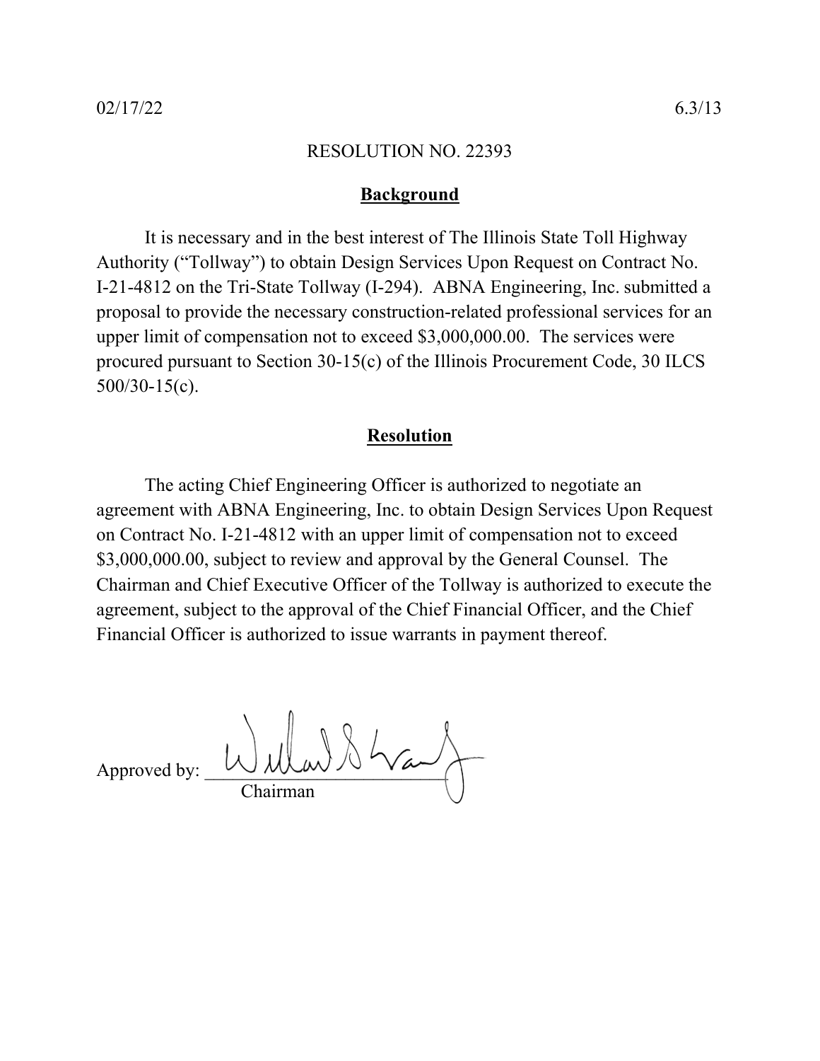02/17/22 6.3/13

RESOLUTION NO. 22393

## Background

It is necessary and in the best interest of The Illinois State Toll Highway Authority ("Tollway") to obtain Design Services Upon Request on Contract No. I-21-4812 on the Tri-State Tollway (I-294). ABNA Engineering, Inc. submitted a proposal to provide the necessary construction-related professional services for an upper limit of compensation not to exceed $3,000,000.00. The services were procured pursuant to Section 30-15(c) of the Illinois Procurement Code, 30 ILCS 500/30-15(c).

## Resolution

The acting Chief Engineering Officer is authorized to negotiate an agreement with ABNA Engineering, Inc. to obtain Design Services Upon Request on Contract No. I-21-4812 with an upper limit of compensation not to exceed $3,000,000.00, subject to review and approval by the General Counsel. The Chairman and Chief Executive Officer of the Tollway is authorized to execute the agreement, subject to the approval of the Chief Financial Officer, and the Chief Financial Officer is authorized to issue warrants in payment thereof.

Approved by: ____________________
Chairman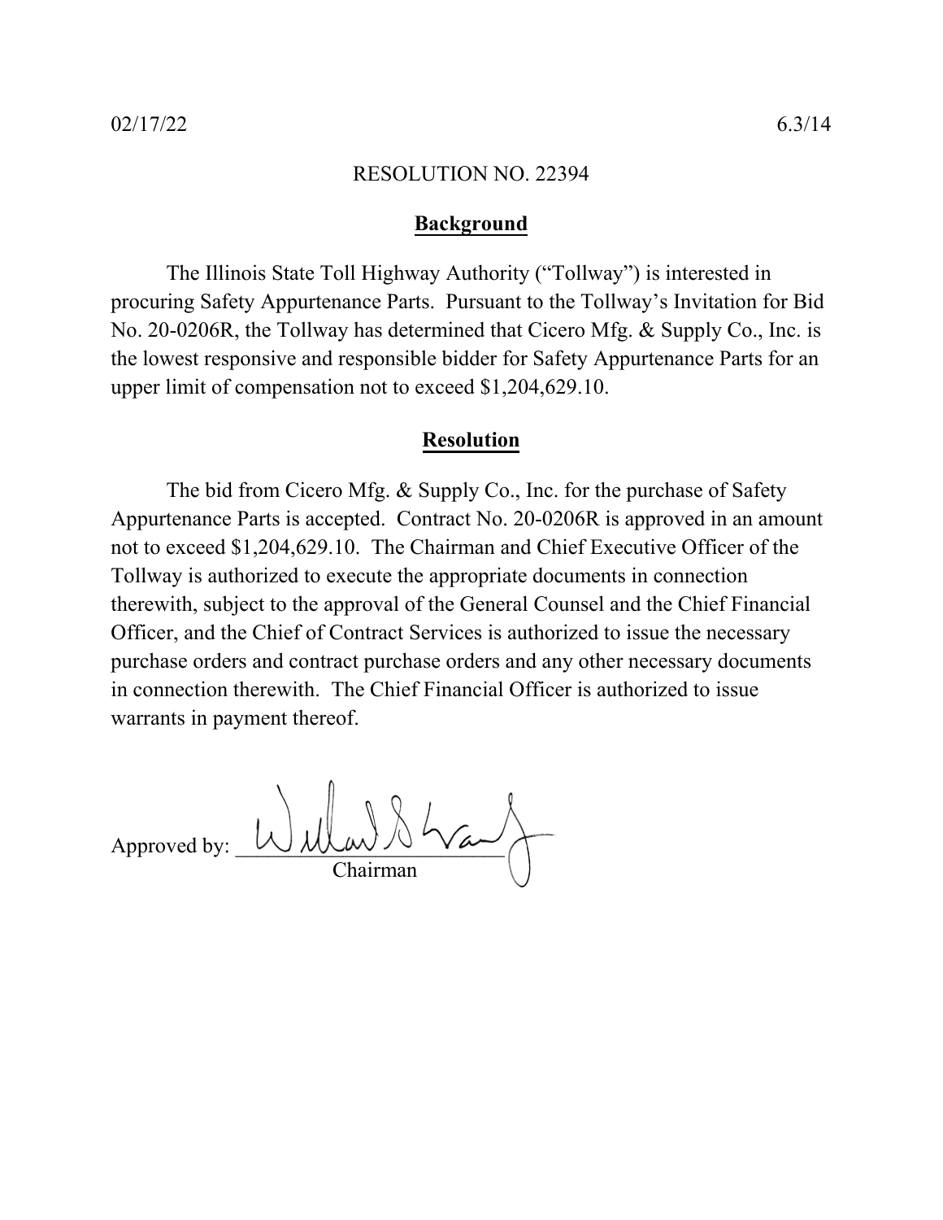02/17/22 6.3/14

RESOLUTION NO. 22394

**Background**

The Illinois State Toll Highway Authority ("Tollway") is interested in procuring Safety Appurtenance Parts. Pursuant to the Tollway's Invitation for Bid No. 20-0206R, the Tollway has determined that Cicero Mfg. & Supply Co., Inc. is the lowest responsive and responsible bidder for Safety Appurtenance Parts for an upper limit of compensation not to exceed $1,204,629.10.

**Resolution**

The bid from Cicero Mfg. & Supply Co., Inc. for the purchase of Safety Appurtenance Parts is accepted. Contract No. 20-0206R is approved in an amount not to exceed $1,204,629.10. The Chairman and Chief Executive Officer of the Tollway is authorized to execute the appropriate documents in connection therewith, subject to the approval of the General Counsel and the Chief Financial Officer, and the Chief of Contract Services is authorized to issue the necessary purchase orders and contract purchase orders and any other necessary documents in connection therewith. The Chief Financial Officer is authorized to issue warrants in payment thereof.

Approved by: ________________________
Chairman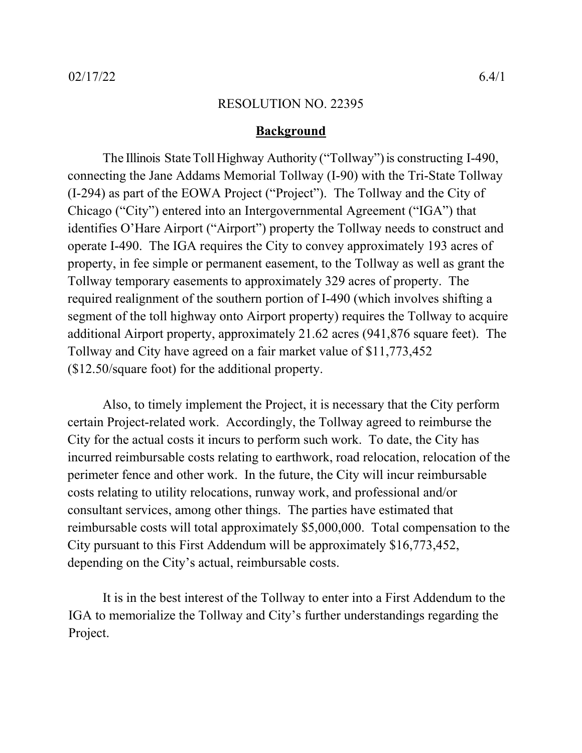02/17/22 6.4/1

RESOLUTION NO. 22395

**Background**

The Illinois State Toll Highway Authority ("Tollway") is constructing I-490, connecting the Jane Addams Memorial Tollway (I-90) with the Tri-State Tollway (I-294) as part of the EOWA Project ("Project"). The Tollway and the City of Chicago ("City") entered into an Intergovernmental Agreement ("IGA") that identifies O'Hare Airport ("Airport") property the Tollway needs to construct and operate I-490. The IGA requires the City to convey approximately 193 acres of property, in fee simple or permanent easement, to the Tollway as well as grant the Tollway temporary easements to approximately 329 acres of property. The required realignment of the southern portion of I-490 (which involves shifting a segment of the toll highway onto Airport property) requires the Tollway to acquire additional Airport property, approximately 21.62 acres (941,876 square feet). The Tollway and City have agreed on a fair market value of $11,773,452 ($12.50/square foot) for the additional property.

Also, to timely implement the Project, it is necessary that the City perform certain Project-related work. Accordingly, the Tollway agreed to reimburse the City for the actual costs it incurs to perform such work. To date, the City has incurred reimbursable costs relating to earthwork, road relocation, relocation of the perimeter fence and other work. In the future, the City will incur reimbursable costs relating to utility relocations, runway work, and professional and/or consultant services, among other things. The parties have estimated that reimbursable costs will total approximately $5,000,000. Total compensation to the City pursuant to this First Addendum will be approximately $16,773,452, depending on the City's actual, reimbursable costs.

It is in the best interest of the Tollway to enter into a First Addendum to the IGA to memorialize the Tollway and City's further understandings regarding the Project.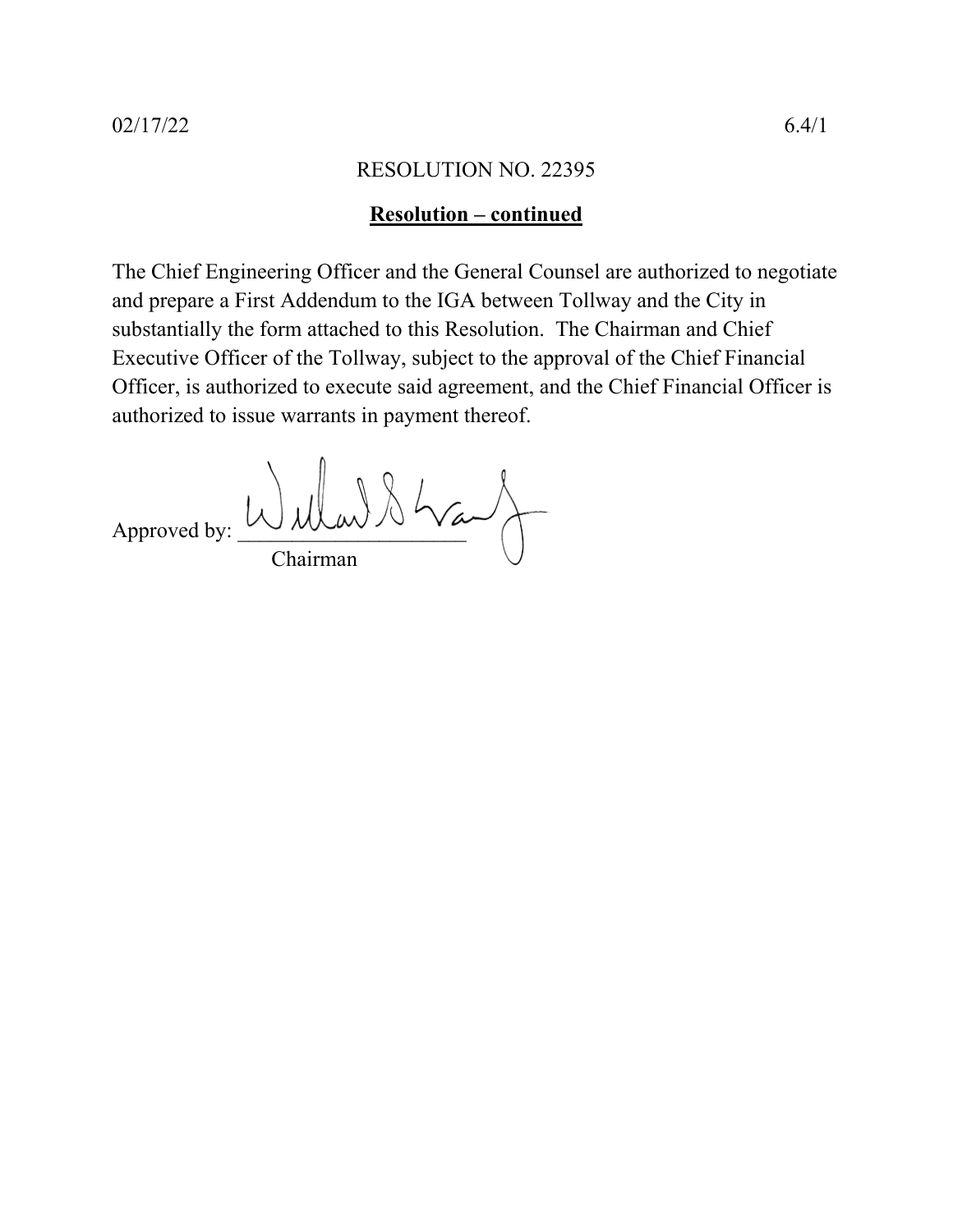02/17/22 6.4/1

RESOLUTION NO. 22395

**Resolution – continued**

The Chief Engineering Officer and the General Counsel are authorized to negotiate and prepare a First Addendum to the IGA between Tollway and the City in substantially the form attached to this Resolution. The Chairman and Chief Executive Officer of the Tollway, subject to the approval of the Chief Financial Officer, is authorized to execute said agreement, and the Chief Financial Officer is authorized to issue warrants in payment thereof.

Approved by: ______________________
Chairman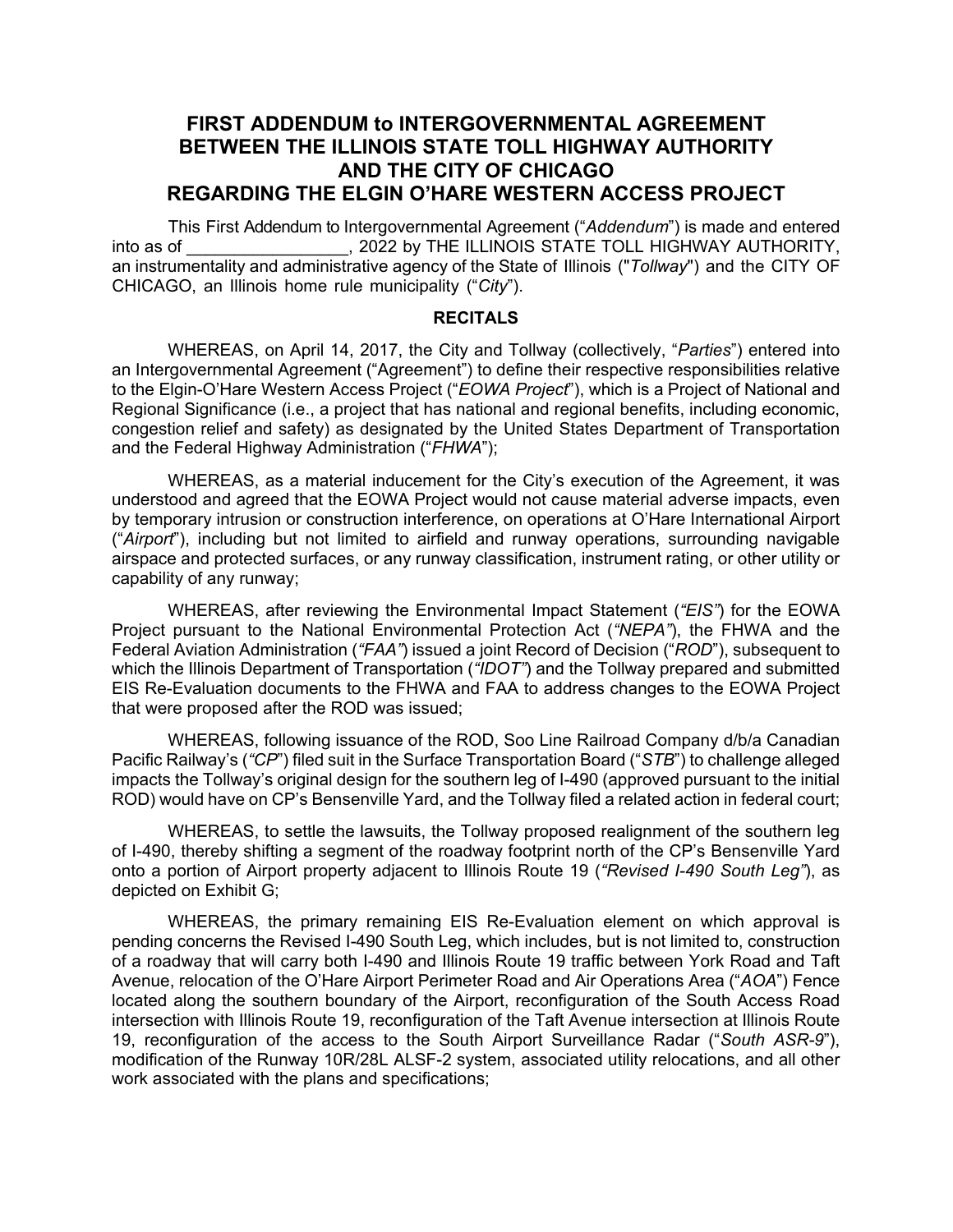# FIRST ADDENDUM to INTERGOVERNMENTAL AGREEMENT BETWEEN THE ILLINOIS STATE TOLL HIGHWAY AUTHORITY AND THE CITY OF CHICAGO REGARDING THE ELGIN O'HARE WESTERN ACCESS PROJECT

This First Addendum to Intergovernmental Agreement ("*Addendum*") is made and entered into as of _________________, 2022 by THE ILLINOIS STATE TOLL HIGHWAY AUTHORITY, an instrumentality and administrative agency of the State of Illinois ("*Tollway*") and the CITY OF CHICAGO, an Illinois home rule municipality ("*City*").

## RECITALS

WHEREAS, on April 14, 2017, the City and Tollway (collectively, "*Parties*") entered into an Intergovernmental Agreement ("Agreement") to define their respective responsibilities relative to the Elgin-O'Hare Western Access Project ("*EOWA Project*"), which is a Project of National and Regional Significance (i.e., a project that has national and regional benefits, including economic, congestion relief and safety) as designated by the United States Department of Transportation and the Federal Highway Administration ("*FHWA*");

WHEREAS, as a material inducement for the City's execution of the Agreement, it was understood and agreed that the EOWA Project would not cause material adverse impacts, even by temporary intrusion or construction interference, on operations at O'Hare International Airport ("*Airport*"), including but not limited to airfield and runway operations, surrounding navigable airspace and protected surfaces, or any runway classification, instrument rating, or other utility or capability of any runway;

WHEREAS, after reviewing the Environmental Impact Statement (*"EIS"*) for the EOWA Project pursuant to the National Environmental Protection Act (*"NEPA"*), the FHWA and the Federal Aviation Administration (*"FAA"*) issued a joint Record of Decision ("*ROD*"), subsequent to which the Illinois Department of Transportation (*"IDOT"*) and the Tollway prepared and submitted EIS Re-Evaluation documents to the FHWA and FAA to address changes to the EOWA Project that were proposed after the ROD was issued;

WHEREAS, following issuance of the ROD, Soo Line Railroad Company d/b/a Canadian Pacific Railway's (*"CP"*) filed suit in the Surface Transportation Board ("*STB*") to challenge alleged impacts the Tollway's original design for the southern leg of I-490 (approved pursuant to the initial ROD) would have on CP's Bensenville Yard, and the Tollway filed a related action in federal court;

WHEREAS, to settle the lawsuits, the Tollway proposed realignment of the southern leg of I-490, thereby shifting a segment of the roadway footprint north of the CP's Bensenville Yard onto a portion of Airport property adjacent to Illinois Route 19 (*"Revised I-490 South Leg"*), as depicted on Exhibit G;

WHEREAS, the primary remaining EIS Re-Evaluation element on which approval is pending concerns the Revised I-490 South Leg, which includes, but is not limited to, construction of a roadway that will carry both I-490 and Illinois Route 19 traffic between York Road and Taft Avenue, relocation of the O'Hare Airport Perimeter Road and Air Operations Area ("*AOA*") Fence located along the southern boundary of the Airport, reconfiguration of the South Access Road intersection with Illinois Route 19, reconfiguration of the Taft Avenue intersection at Illinois Route 19, reconfiguration of the access to the South Airport Surveillance Radar ("*South ASR-9*"), modification of the Runway 10R/28L ALSF-2 system, associated utility relocations, and all other work associated with the plans and specifications;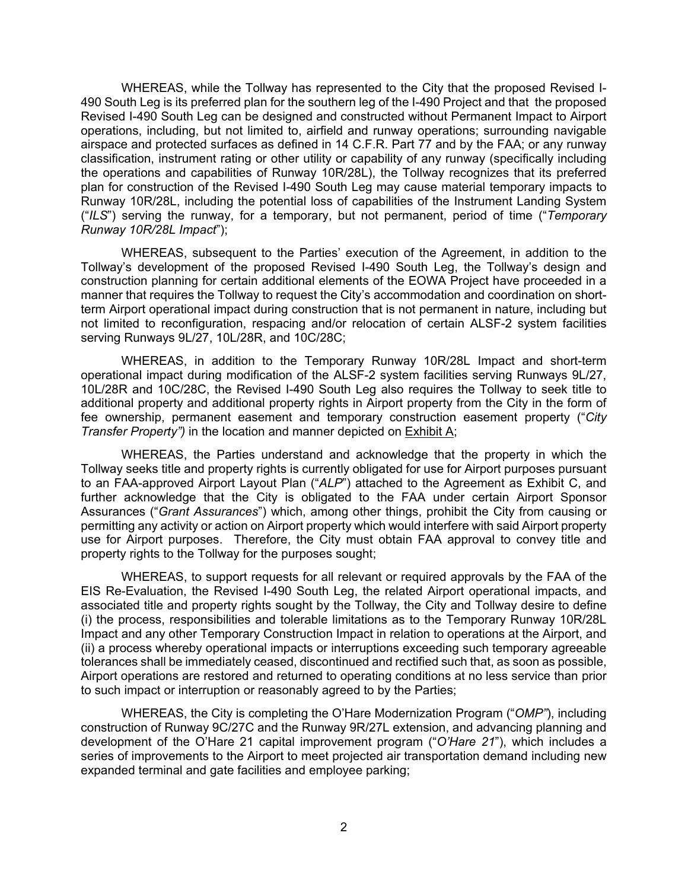WHEREAS, while the Tollway has represented to the City that the proposed Revised I-490 South Leg is its preferred plan for the southern leg of the I-490 Project and that the proposed Revised I-490 South Leg can be designed and constructed without Permanent Impact to Airport operations, including, but not limited to, airfield and runway operations; surrounding navigable airspace and protected surfaces as defined in 14 C.F.R. Part 77 and by the FAA; or any runway classification, instrument rating or other utility or capability of any runway (specifically including the operations and capabilities of Runway 10R/28L), the Tollway recognizes that its preferred plan for construction of the Revised I-490 South Leg may cause material temporary impacts to Runway 10R/28L, including the potential loss of capabilities of the Instrument Landing System ("*ILS*") serving the runway, for a temporary, but not permanent, period of time ("*Temporary Runway 10R/28L Impact*");

WHEREAS, subsequent to the Parties' execution of the Agreement, in addition to the Tollway's development of the proposed Revised I-490 South Leg, the Tollway's design and construction planning for certain additional elements of the EOWA Project have proceeded in a manner that requires the Tollway to request the City's accommodation and coordination on short-term Airport operational impact during construction that is not permanent in nature, including but not limited to reconfiguration, respacing and/or relocation of certain ALSF-2 system facilities serving Runways 9L/27, 10L/28R, and 10C/28C;

WHEREAS, in addition to the Temporary Runway 10R/28L Impact and short-term operational impact during modification of the ALSF-2 system facilities serving Runways 9L/27, 10L/28R and 10C/28C, the Revised I-490 South Leg also requires the Tollway to seek title to additional property and additional property rights in Airport property from the City in the form of fee ownership, permanent easement and temporary construction easement property ("*City Transfer Property")* in the location and manner depicted on Exhibit A;

WHEREAS, the Parties understand and acknowledge that the property in which the Tollway seeks title and property rights is currently obligated for use for Airport purposes pursuant to an FAA-approved Airport Layout Plan ("*ALP*") attached to the Agreement as Exhibit C, and further acknowledge that the City is obligated to the FAA under certain Airport Sponsor Assurances ("*Grant Assurances*") which, among other things, prohibit the City from causing or permitting any activity or action on Airport property which would interfere with said Airport property use for Airport purposes. Therefore, the City must obtain FAA approval to convey title and property rights to the Tollway for the purposes sought;

WHEREAS, to support requests for all relevant or required approvals by the FAA of the EIS Re-Evaluation, the Revised I-490 South Leg, the related Airport operational impacts, and associated title and property rights sought by the Tollway, the City and Tollway desire to define (i) the process, responsibilities and tolerable limitations as to the Temporary Runway 10R/28L Impact and any other Temporary Construction Impact in relation to operations at the Airport, and (ii) a process whereby operational impacts or interruptions exceeding such temporary agreeable tolerances shall be immediately ceased, discontinued and rectified such that, as soon as possible, Airport operations are restored and returned to operating conditions at no less service than prior to such impact or interruption or reasonably agreed to by the Parties;

WHEREAS, the City is completing the O'Hare Modernization Program ("*OMP"*), including construction of Runway 9C/27C and the Runway 9R/27L extension, and advancing planning and development of the O'Hare 21 capital improvement program ("*O'Hare 21*"), which includes a series of improvements to the Airport to meet projected air transportation demand including new expanded terminal and gate facilities and employee parking;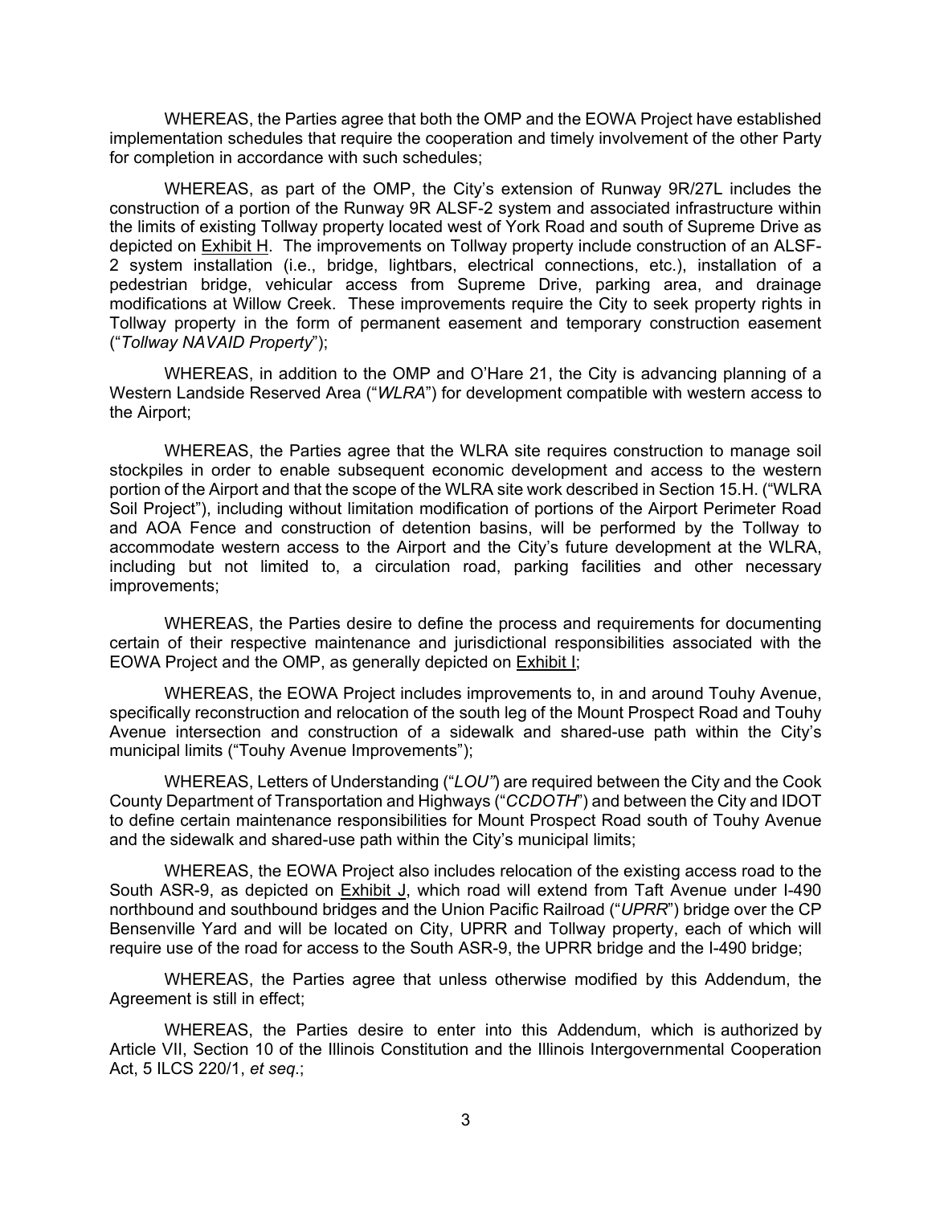WHEREAS, the Parties agree that both the OMP and the EOWA Project have established implementation schedules that require the cooperation and timely involvement of the other Party for completion in accordance with such schedules;

WHEREAS, as part of the OMP, the City's extension of Runway 9R/27L includes the construction of a portion of the Runway 9R ALSF-2 system and associated infrastructure within the limits of existing Tollway property located west of York Road and south of Supreme Drive as depicted on Exhibit H. The improvements on Tollway property include construction of an ALSF-2 system installation (i.e., bridge, lightbars, electrical connections, etc.), installation of a pedestrian bridge, vehicular access from Supreme Drive, parking area, and drainage modifications at Willow Creek. These improvements require the City to seek property rights in Tollway property in the form of permanent easement and temporary construction easement ("*Tollway NAVAID Property*");

WHEREAS, in addition to the OMP and O'Hare 21, the City is advancing planning of a Western Landside Reserved Area ("*WLRA*") for development compatible with western access to the Airport;

WHEREAS, the Parties agree that the WLRA site requires construction to manage soil stockpiles in order to enable subsequent economic development and access to the western portion of the Airport and that the scope of the WLRA site work described in Section 15.H. ("WLRA Soil Project"), including without limitation modification of portions of the Airport Perimeter Road and AOA Fence and construction of detention basins, will be performed by the Tollway to accommodate western access to the Airport and the City's future development at the WLRA, including but not limited to, a circulation road, parking facilities and other necessary improvements;

WHEREAS, the Parties desire to define the process and requirements for documenting certain of their respective maintenance and jurisdictional responsibilities associated with the EOWA Project and the OMP, as generally depicted on Exhibit I;

WHEREAS, the EOWA Project includes improvements to, in and around Touhy Avenue, specifically reconstruction and relocation of the south leg of the Mount Prospect Road and Touhy Avenue intersection and construction of a sidewalk and shared-use path within the City's municipal limits ("Touhy Avenue Improvements");

WHEREAS, Letters of Understanding ("*LOU*") are required between the City and the Cook County Department of Transportation and Highways ("*CCDOTH*") and between the City and IDOT to define certain maintenance responsibilities for Mount Prospect Road south of Touhy Avenue and the sidewalk and shared-use path within the City's municipal limits;

WHEREAS, the EOWA Project also includes relocation of the existing access road to the South ASR-9, as depicted on Exhibit J, which road will extend from Taft Avenue under I-490 northbound and southbound bridges and the Union Pacific Railroad ("*UPRR*") bridge over the CP Bensenville Yard and will be located on City, UPRR and Tollway property, each of which will require use of the road for access to the South ASR-9, the UPRR bridge and the I-490 bridge;

WHEREAS, the Parties agree that unless otherwise modified by this Addendum, the Agreement is still in effect;

WHEREAS, the Parties desire to enter into this Addendum, which is authorized by Article VII, Section 10 of the Illinois Constitution and the Illinois Intergovernmental Cooperation Act, 5 ILCS 220/1, *et seq.*;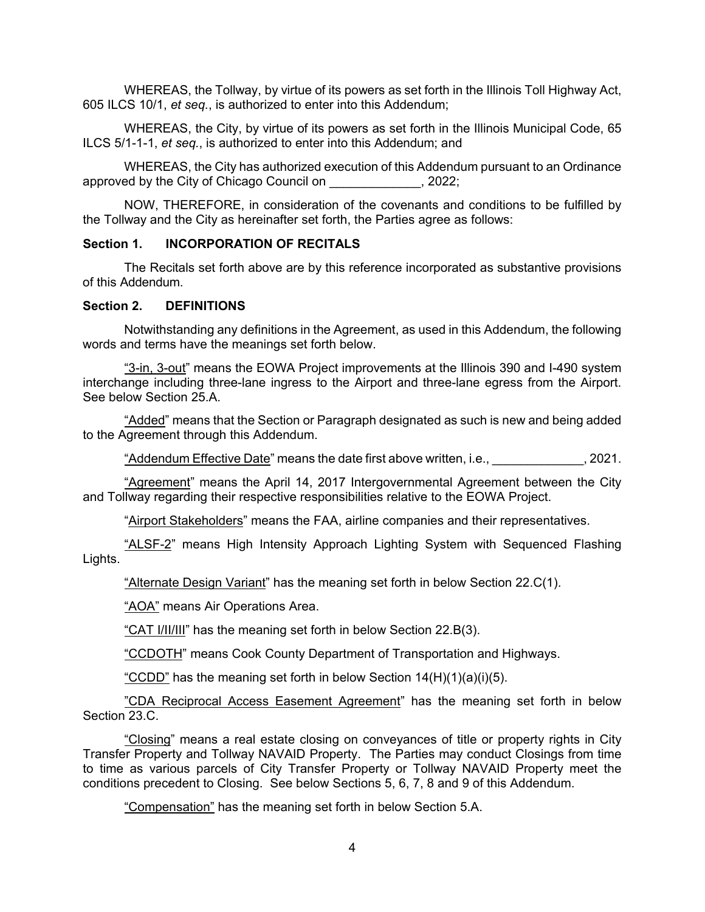WHEREAS, the Tollway, by virtue of its powers as set forth in the Illinois Toll Highway Act, 605 ILCS 10/1, *et seq.*, is authorized to enter into this Addendum;

WHEREAS, the City, by virtue of its powers as set forth in the Illinois Municipal Code, 65 ILCS 5/1-1-1, *et seq.*, is authorized to enter into this Addendum; and

WHEREAS, the City has authorized execution of this Addendum pursuant to an Ordinance approved by the City of Chicago Council on _____________, 2022;

NOW, THEREFORE, in consideration of the covenants and conditions to be fulfilled by the Tollway and the City as hereinafter set forth, the Parties agree as follows:

**Section 1. INCORPORATION OF RECITALS**

The Recitals set forth above are by this reference incorporated as substantive provisions of this Addendum.

**Section 2. DEFINITIONS**

Notwithstanding any definitions in the Agreement, as used in this Addendum, the following words and terms have the meanings set forth below.

"3-in, 3-out" means the EOWA Project improvements at the Illinois 390 and I-490 system interchange including three-lane ingress to the Airport and three-lane egress from the Airport. See below Section 25.A.

"Added" means that the Section or Paragraph designated as such is new and being added to the Agreement through this Addendum.

"Addendum Effective Date" means the date first above written, i.e., _____________, 2021.

"Agreement" means the April 14, 2017 Intergovernmental Agreement between the City and Tollway regarding their respective responsibilities relative to the EOWA Project.

"Airport Stakeholders" means the FAA, airline companies and their representatives.

"ALSF-2" means High Intensity Approach Lighting System with Sequenced Flashing Lights.

"Alternate Design Variant" has the meaning set forth in below Section 22.C(1).

"AOA" means Air Operations Area.

"CAT I/II/III" has the meaning set forth in below Section 22.B(3).

"CCDOTH" means Cook County Department of Transportation and Highways.

"CCDD" has the meaning set forth in below Section 14(H)(1)(a)(i)(5).

"CDA Reciprocal Access Easement Agreement" has the meaning set forth in below Section 23.C.

"Closing" means a real estate closing on conveyances of title or property rights in City Transfer Property and Tollway NAVAID Property. The Parties may conduct Closings from time to time as various parcels of City Transfer Property or Tollway NAVAID Property meet the conditions precedent to Closing. See below Sections 5, 6, 7, 8 and 9 of this Addendum.

"Compensation" has the meaning set forth in below Section 5.A.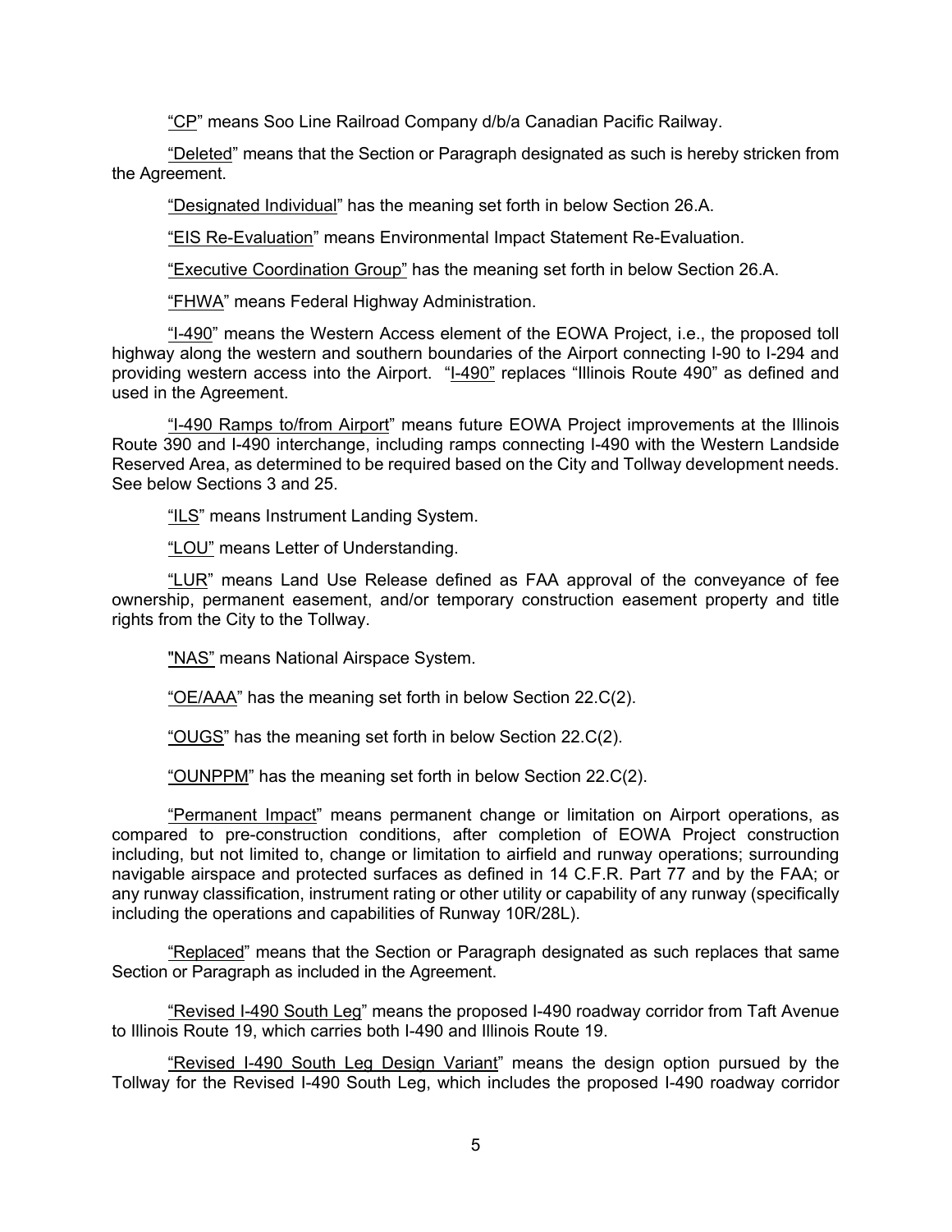"CP" means Soo Line Railroad Company d/b/a Canadian Pacific Railway.

"Deleted" means that the Section or Paragraph designated as such is hereby stricken from the Agreement.

"Designated Individual" has the meaning set forth in below Section 26.A.

"EIS Re-Evaluation" means Environmental Impact Statement Re-Evaluation.

"Executive Coordination Group" has the meaning set forth in below Section 26.A.

"FHWA" means Federal Highway Administration.

"I-490" means the Western Access element of the EOWA Project, i.e., the proposed toll highway along the western and southern boundaries of the Airport connecting I-90 to I-294 and providing western access into the Airport. "I-490" replaces "Illinois Route 490" as defined and used in the Agreement.

"I-490 Ramps to/from Airport" means future EOWA Project improvements at the Illinois Route 390 and I-490 interchange, including ramps connecting I-490 with the Western Landside Reserved Area, as determined to be required based on the City and Tollway development needs. See below Sections 3 and 25.

"ILS" means Instrument Landing System.

"LOU" means Letter of Understanding.

"LUR" means Land Use Release defined as FAA approval of the conveyance of fee ownership, permanent easement, and/or temporary construction easement property and title rights from the City to the Tollway.

"NAS" means National Airspace System.

"OE/AAA" has the meaning set forth in below Section 22.C(2).

"OUGS" has the meaning set forth in below Section 22.C(2).

"OUNPPM" has the meaning set forth in below Section 22.C(2).

"Permanent Impact" means permanent change or limitation on Airport operations, as compared to pre-construction conditions, after completion of EOWA Project construction including, but not limited to, change or limitation to airfield and runway operations; surrounding navigable airspace and protected surfaces as defined in 14 C.F.R. Part 77 and by the FAA; or any runway classification, instrument rating or other utility or capability of any runway (specifically including the operations and capabilities of Runway 10R/28L).

"Replaced" means that the Section or Paragraph designated as such replaces that same Section or Paragraph as included in the Agreement.

"Revised I-490 South Leg" means the proposed I-490 roadway corridor from Taft Avenue to Illinois Route 19, which carries both I-490 and Illinois Route 19.

"Revised I-490 South Leg Design Variant" means the design option pursued by the Tollway for the Revised I-490 South Leg, which includes the proposed I-490 roadway corridor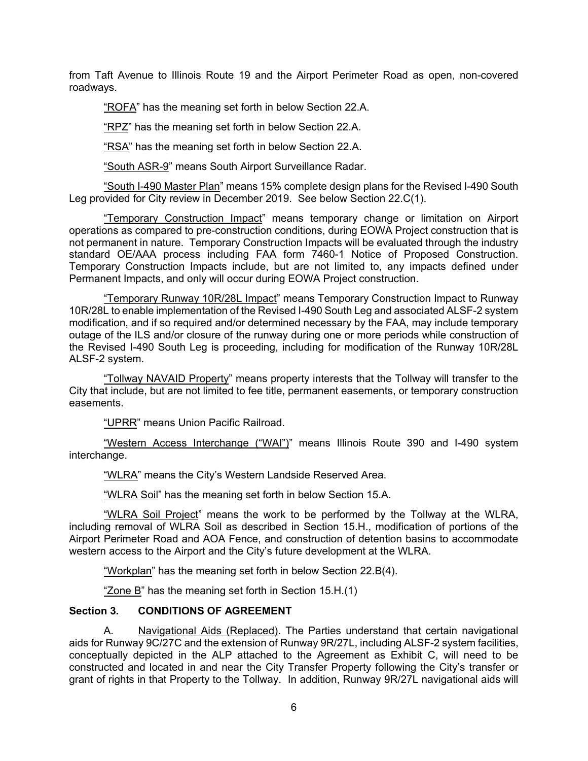from Taft Avenue to Illinois Route 19 and the Airport Perimeter Road as open, non-covered roadways.

"ROFA" has the meaning set forth in below Section 22.A.

"RPZ" has the meaning set forth in below Section 22.A.

"RSA" has the meaning set forth in below Section 22.A.

"South ASR-9" means South Airport Surveillance Radar.

"South I-490 Master Plan" means 15% complete design plans for the Revised I-490 South Leg provided for City review in December 2019. See below Section 22.C(1).

"Temporary Construction Impact" means temporary change or limitation on Airport operations as compared to pre-construction conditions, during EOWA Project construction that is not permanent in nature. Temporary Construction Impacts will be evaluated through the industry standard OE/AAA process including FAA form 7460-1 Notice of Proposed Construction. Temporary Construction Impacts include, but are not limited to, any impacts defined under Permanent Impacts, and only will occur during EOWA Project construction.

"Temporary Runway 10R/28L Impact" means Temporary Construction Impact to Runway 10R/28L to enable implementation of the Revised I-490 South Leg and associated ALSF-2 system modification, and if so required and/or determined necessary by the FAA, may include temporary outage of the ILS and/or closure of the runway during one or more periods while construction of the Revised I-490 South Leg is proceeding, including for modification of the Runway 10R/28L ALSF-2 system.

"Tollway NAVAID Property" means property interests that the Tollway will transfer to the City that include, but are not limited to fee title, permanent easements, or temporary construction easements.

"UPRR" means Union Pacific Railroad.

"Western Access Interchange ("WAI")" means Illinois Route 390 and I-490 system interchange.

"WLRA" means the City's Western Landside Reserved Area.

"WLRA Soil" has the meaning set forth in below Section 15.A.

"WLRA Soil Project" means the work to be performed by the Tollway at the WLRA, including removal of WLRA Soil as described in Section 15.H., modification of portions of the Airport Perimeter Road and AOA Fence, and construction of detention basins to accommodate western access to the Airport and the City's future development at the WLRA.

"Workplan" has the meaning set forth in below Section 22.B(4).

"Zone B" has the meaning set forth in Section 15.H.(1)

## Section 3. CONDITIONS OF AGREEMENT

A. Navigational Aids (Replaced). The Parties understand that certain navigational aids for Runway 9C/27C and the extension of Runway 9R/27L, including ALSF-2 system facilities, conceptually depicted in the ALP attached to the Agreement as Exhibit C, will need to be constructed and located in and near the City Transfer Property following the City's transfer or grant of rights in that Property to the Tollway. In addition, Runway 9R/27L navigational aids will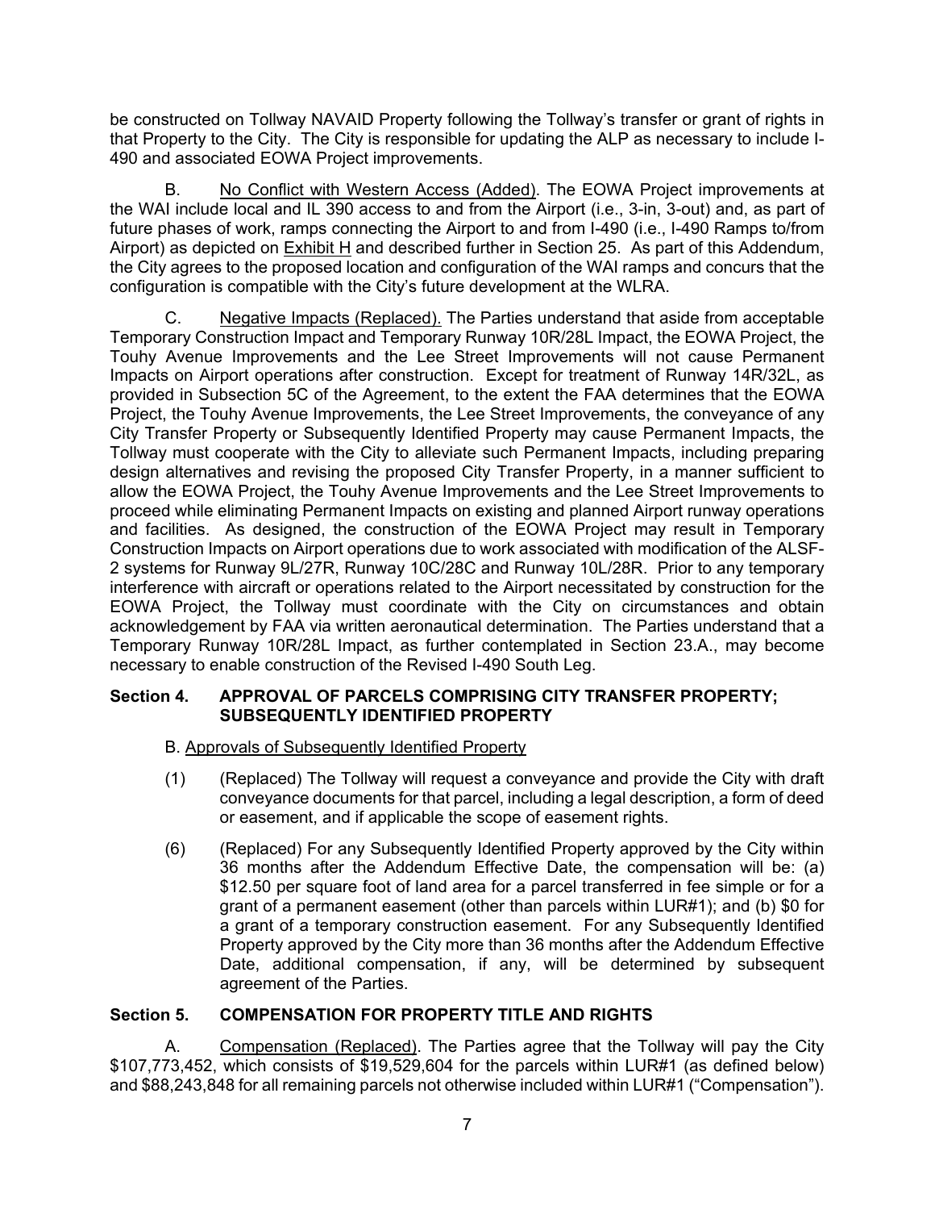be constructed on Tollway NAVAID Property following the Tollway's transfer or grant of rights in that Property to the City. The City is responsible for updating the ALP as necessary to include I-490 and associated EOWA Project improvements.

B. No Conflict with Western Access (Added). The EOWA Project improvements at the WAI include local and IL 390 access to and from the Airport (i.e., 3-in, 3-out) and, as part of future phases of work, ramps connecting the Airport to and from I-490 (i.e., I-490 Ramps to/from Airport) as depicted on Exhibit H and described further in Section 25. As part of this Addendum, the City agrees to the proposed location and configuration of the WAI ramps and concurs that the configuration is compatible with the City's future development at the WLRA.

C. Negative Impacts (Replaced). The Parties understand that aside from acceptable Temporary Construction Impact and Temporary Runway 10R/28L Impact, the EOWA Project, the Touhy Avenue Improvements and the Lee Street Improvements will not cause Permanent Impacts on Airport operations after construction. Except for treatment of Runway 14R/32L, as provided in Subsection 5C of the Agreement, to the extent the FAA determines that the EOWA Project, the Touhy Avenue Improvements, the Lee Street Improvements, the conveyance of any City Transfer Property or Subsequently Identified Property may cause Permanent Impacts, the Tollway must cooperate with the City to alleviate such Permanent Impacts, including preparing design alternatives and revising the proposed City Transfer Property, in a manner sufficient to allow the EOWA Project, the Touhy Avenue Improvements and the Lee Street Improvements to proceed while eliminating Permanent Impacts on existing and planned Airport runway operations and facilities. As designed, the construction of the EOWA Project may result in Temporary Construction Impacts on Airport operations due to work associated with modification of the ALSF-2 systems for Runway 9L/27R, Runway 10C/28C and Runway 10L/28R. Prior to any temporary interference with aircraft or operations related to the Airport necessitated by construction for the EOWA Project, the Tollway must coordinate with the City on circumstances and obtain acknowledgement by FAA via written aeronautical determination. The Parties understand that a Temporary Runway 10R/28L Impact, as further contemplated in Section 23.A., may become necessary to enable construction of the Revised I-490 South Leg.

## Section 4. APPROVAL OF PARCELS COMPRISING CITY TRANSFER PROPERTY; SUBSEQUENTLY IDENTIFIED PROPERTY

B. Approvals of Subsequently Identified Property

(1) (Replaced) The Tollway will request a conveyance and provide the City with draft conveyance documents for that parcel, including a legal description, a form of deed or easement, and if applicable the scope of easement rights.

(6) (Replaced) For any Subsequently Identified Property approved by the City within 36 months after the Addendum Effective Date, the compensation will be: (a) $12.50 per square foot of land area for a parcel transferred in fee simple or for a grant of a permanent easement (other than parcels within LUR#1); and (b) $0 for a grant of a temporary construction easement. For any Subsequently Identified Property approved by the City more than 36 months after the Addendum Effective Date, additional compensation, if any, will be determined by subsequent agreement of the Parties.

## Section 5. COMPENSATION FOR PROPERTY TITLE AND RIGHTS

A. Compensation (Replaced). The Parties agree that the Tollway will pay the City $107,773,452, which consists of $19,529,604 for the parcels within LUR#1 (as defined below) and $88,243,848 for all remaining parcels not otherwise included within LUR#1 ("Compensation").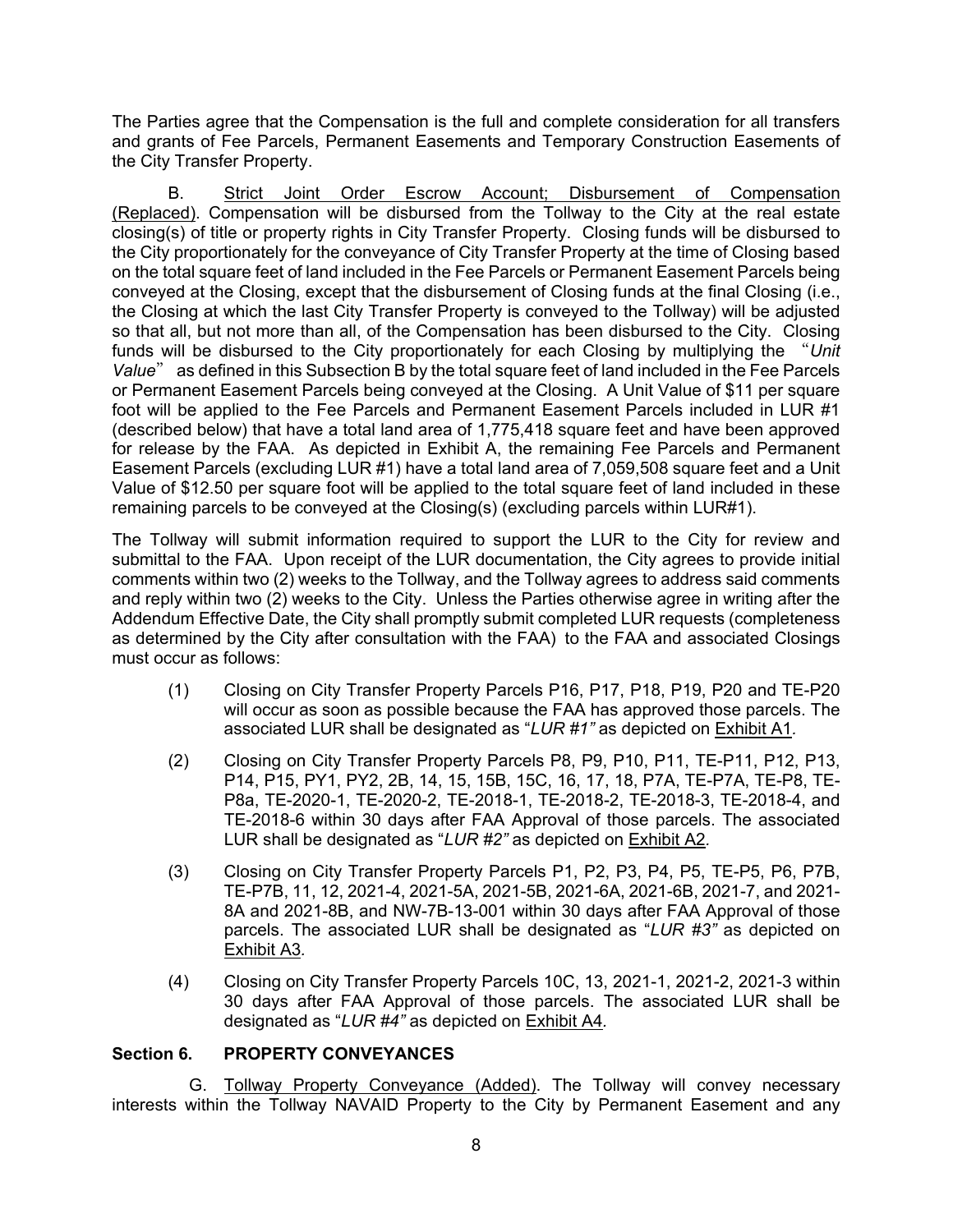The Parties agree that the Compensation is the full and complete consideration for all transfers and grants of Fee Parcels, Permanent Easements and Temporary Construction Easements of the City Transfer Property.

B. <u>Strict Joint Order Escrow Account; Disbursement of Compensation (Replaced)</u>. Compensation will be disbursed from the Tollway to the City at the real estate closing(s) of title or property rights in City Transfer Property. Closing funds will be disbursed to the City proportionately for the conveyance of City Transfer Property at the time of Closing based on the total square feet of land included in the Fee Parcels or Permanent Easement Parcels being conveyed at the Closing, except that the disbursement of Closing funds at the final Closing (i.e., the Closing at which the last City Transfer Property is conveyed to the Tollway) will be adjusted so that all, but not more than all, of the Compensation has been disbursed to the City. Closing funds will be disbursed to the City proportionately for each Closing by multiplying the "*Unit Value*" as defined in this Subsection B by the total square feet of land included in the Fee Parcels or Permanent Easement Parcels being conveyed at the Closing. A Unit Value of $11 per square foot will be applied to the Fee Parcels and Permanent Easement Parcels included in LUR #1 (described below) that have a total land area of 1,775,418 square feet and have been approved for release by the FAA. As depicted in Exhibit A, the remaining Fee Parcels and Permanent Easement Parcels (excluding LUR #1) have a total land area of 7,059,508 square feet and a Unit Value of $12.50 per square foot will be applied to the total square feet of land included in these remaining parcels to be conveyed at the Closing(s) (excluding parcels within LUR#1).

The Tollway will submit information required to support the LUR to the City for review and submittal to the FAA. Upon receipt of the LUR documentation, the City agrees to provide initial comments within two (2) weeks to the Tollway, and the Tollway agrees to address said comments and reply within two (2) weeks to the City. Unless the Parties otherwise agree in writing after the Addendum Effective Date, the City shall promptly submit completed LUR requests (completeness as determined by the City after consultation with the FAA) to the FAA and associated Closings must occur as follows:

(1) Closing on City Transfer Property Parcels P16, P17, P18, P19, P20 and TE-P20 will occur as soon as possible because the FAA has approved those parcels. The associated LUR shall be designated as "*LUR #1"* as depicted on <u>Exhibit A1</u>.

(2) Closing on City Transfer Property Parcels P8, P9, P10, P11, TE-P11, P12, P13, P14, P15, PY1, PY2, 2B, 14, 15, 15B, 15C, 16, 17, 18, P7A, TE-P7A, TE-P8, TE-P8a, TE-2020-1, TE-2020-2, TE-2018-1, TE-2018-2, TE-2018-3, TE-2018-4, and TE-2018-6 within 30 days after FAA Approval of those parcels. The associated LUR shall be designated as "*LUR #2"* as depicted on <u>Exhibit A2</u>.

(3) Closing on City Transfer Property Parcels P1, P2, P3, P4, P5, TE-P5, P6, P7B, TE-P7B, 11, 12, 2021-4, 2021-5A, 2021-5B, 2021-6A, 2021-6B, 2021-7, and 2021-8A and 2021-8B, and NW-7B-13-001 within 30 days after FAA Approval of those parcels. The associated LUR shall be designated as "*LUR #3"* as depicted on <u>Exhibit A3</u>.

(4) Closing on City Transfer Property Parcels 10C, 13, 2021-1, 2021-2, 2021-3 within 30 days after FAA Approval of those parcels. The associated LUR shall be designated as "*LUR #4"* as depicted on <u>Exhibit A4</u>.

## Section 6. PROPERTY CONVEYANCES

G. <u>Tollway Property Conveyance (Added)</u>. The Tollway will convey necessary interests within the Tollway NAVAID Property to the City by Permanent Easement and any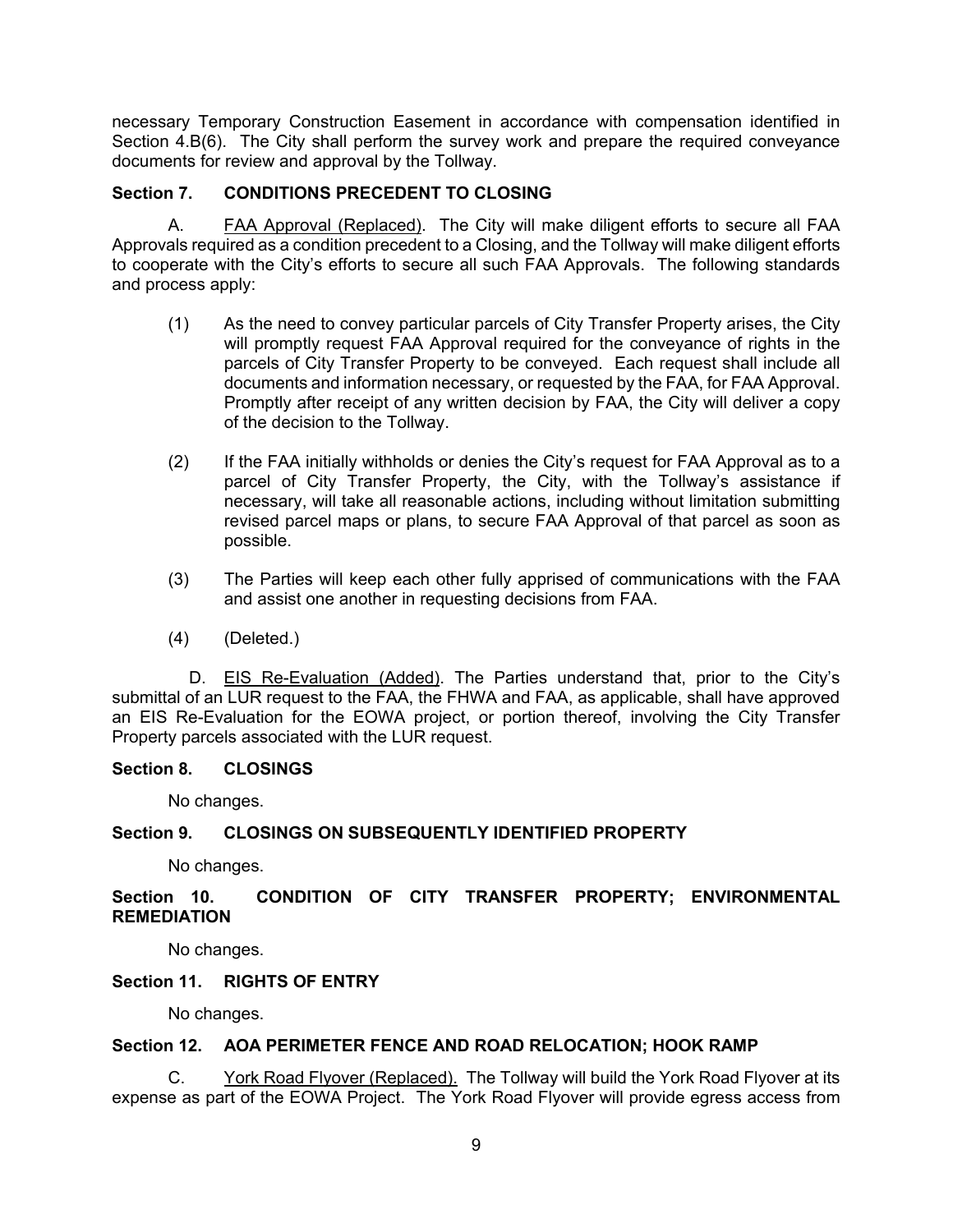necessary Temporary Construction Easement in accordance with compensation identified in Section 4.B(6). The City shall perform the survey work and prepare the required conveyance documents for review and approval by the Tollway.

**Section 7. CONDITIONS PRECEDENT TO CLOSING**

A. FAA Approval (Replaced). The City will make diligent efforts to secure all FAA Approvals required as a condition precedent to a Closing, and the Tollway will make diligent efforts to cooperate with the City's efforts to secure all such FAA Approvals. The following standards and process apply:

(1) As the need to convey particular parcels of City Transfer Property arises, the City will promptly request FAA Approval required for the conveyance of rights in the parcels of City Transfer Property to be conveyed. Each request shall include all documents and information necessary, or requested by the FAA, for FAA Approval. Promptly after receipt of any written decision by FAA, the City will deliver a copy of the decision to the Tollway.

(2) If the FAA initially withholds or denies the City's request for FAA Approval as to a parcel of City Transfer Property, the City, with the Tollway's assistance if necessary, will take all reasonable actions, including without limitation submitting revised parcel maps or plans, to secure FAA Approval of that parcel as soon as possible.

(3) The Parties will keep each other fully apprised of communications with the FAA and assist one another in requesting decisions from FAA.

(4) (Deleted.)

D. EIS Re-Evaluation (Added). The Parties understand that, prior to the City's submittal of an LUR request to the FAA, the FHWA and FAA, as applicable, shall have approved an EIS Re-Evaluation for the EOWA project, or portion thereof, involving the City Transfer Property parcels associated with the LUR request.

**Section 8. CLOSINGS**

No changes.

**Section 9. CLOSINGS ON SUBSEQUENTLY IDENTIFIED PROPERTY**

No changes.

**Section 10. CONDITION OF CITY TRANSFER PROPERTY; ENVIRONMENTAL REMEDIATION**

No changes.

**Section 11. RIGHTS OF ENTRY**

No changes.

**Section 12. AOA PERIMETER FENCE AND ROAD RELOCATION; HOOK RAMP**

C. York Road Flyover (Replaced). The Tollway will build the York Road Flyover at its expense as part of the EOWA Project. The York Road Flyover will provide egress access from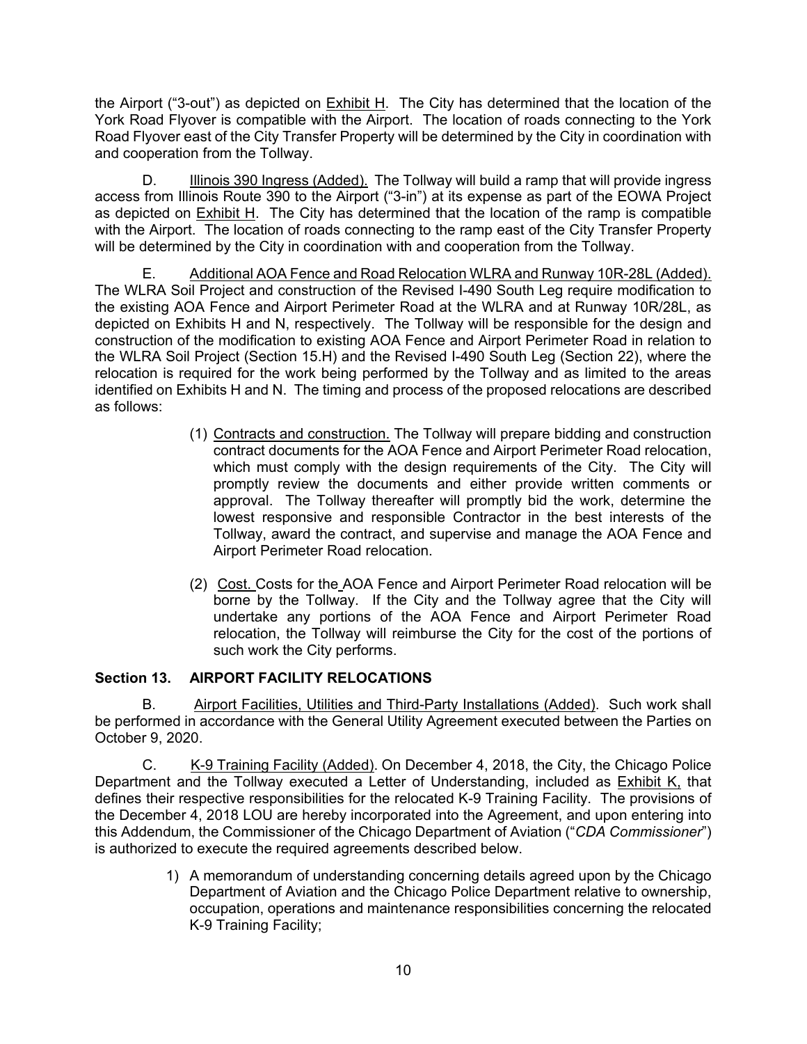the Airport ("3-out") as depicted on Exhibit H. The City has determined that the location of the York Road Flyover is compatible with the Airport. The location of roads connecting to the York Road Flyover east of the City Transfer Property will be determined by the City in coordination with and cooperation from the Tollway.

D. Illinois 390 Ingress (Added). The Tollway will build a ramp that will provide ingress access from Illinois Route 390 to the Airport ("3-in") at its expense as part of the EOWA Project as depicted on Exhibit H. The City has determined that the location of the ramp is compatible with the Airport. The location of roads connecting to the ramp east of the City Transfer Property will be determined by the City in coordination with and cooperation from the Tollway.

E. Additional AOA Fence and Road Relocation WLRA and Runway 10R-28L (Added). The WLRA Soil Project and construction of the Revised I-490 South Leg require modification to the existing AOA Fence and Airport Perimeter Road at the WLRA and at Runway 10R/28L, as depicted on Exhibits H and N, respectively. The Tollway will be responsible for the design and construction of the modification to existing AOA Fence and Airport Perimeter Road in relation to the WLRA Soil Project (Section 15.H) and the Revised I-490 South Leg (Section 22), where the relocation is required for the work being performed by the Tollway and as limited to the areas identified on Exhibits H and N. The timing and process of the proposed relocations are described as follows:

(1) Contracts and construction. The Tollway will prepare bidding and construction contract documents for the AOA Fence and Airport Perimeter Road relocation, which must comply with the design requirements of the City. The City will promptly review the documents and either provide written comments or approval. The Tollway thereafter will promptly bid the work, determine the lowest responsive and responsible Contractor in the best interests of the Tollway, award the contract, and supervise and manage the AOA Fence and Airport Perimeter Road relocation.

(2) Cost. Costs for the AOA Fence and Airport Perimeter Road relocation will be borne by the Tollway. If the City and the Tollway agree that the City will undertake any portions of the AOA Fence and Airport Perimeter Road relocation, the Tollway will reimburse the City for the cost of the portions of such work the City performs.

## Section 13. AIRPORT FACILITY RELOCATIONS

B. Airport Facilities, Utilities and Third-Party Installations (Added). Such work shall be performed in accordance with the General Utility Agreement executed between the Parties on October 9, 2020.

C. K-9 Training Facility (Added). On December 4, 2018, the City, the Chicago Police Department and the Tollway executed a Letter of Understanding, included as Exhibit K, that defines their respective responsibilities for the relocated K-9 Training Facility. The provisions of the December 4, 2018 LOU are hereby incorporated into the Agreement, and upon entering into this Addendum, the Commissioner of the Chicago Department of Aviation ("*CDA Commissioner*") is authorized to execute the required agreements described below.

1) A memorandum of understanding concerning details agreed upon by the Chicago Department of Aviation and the Chicago Police Department relative to ownership, occupation, operations and maintenance responsibilities concerning the relocated K-9 Training Facility;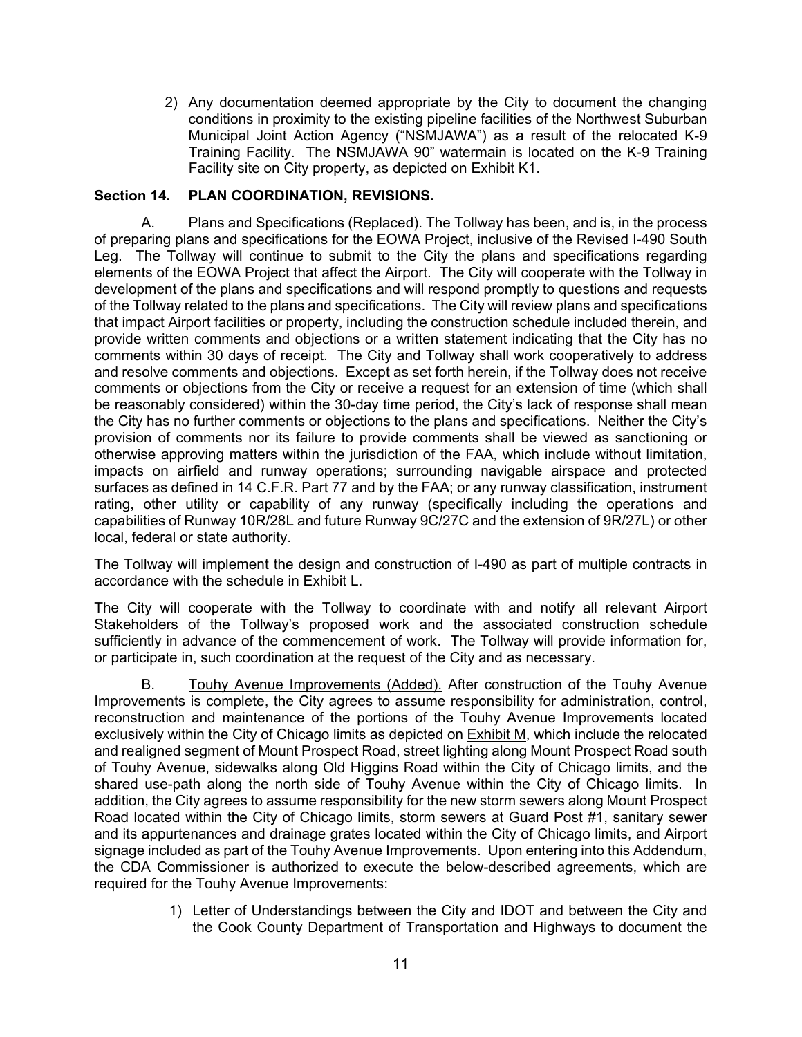2) Any documentation deemed appropriate by the City to document the changing conditions in proximity to the existing pipeline facilities of the Northwest Suburban Municipal Joint Action Agency ("NSMJAWA") as a result of the relocated K-9 Training Facility. The NSMJAWA 90" watermain is located on the K-9 Training Facility site on City property, as depicted on Exhibit K1.

**Section 14. PLAN COORDINATION, REVISIONS.**

A. Plans and Specifications (Replaced). The Tollway has been, and is, in the process of preparing plans and specifications for the EOWA Project, inclusive of the Revised I-490 South Leg. The Tollway will continue to submit to the City the plans and specifications regarding elements of the EOWA Project that affect the Airport. The City will cooperate with the Tollway in development of the plans and specifications and will respond promptly to questions and requests of the Tollway related to the plans and specifications. The City will review plans and specifications that impact Airport facilities or property, including the construction schedule included therein, and provide written comments and objections or a written statement indicating that the City has no comments within 30 days of receipt. The City and Tollway shall work cooperatively to address and resolve comments and objections. Except as set forth herein, if the Tollway does not receive comments or objections from the City or receive a request for an extension of time (which shall be reasonably considered) within the 30-day time period, the City's lack of response shall mean the City has no further comments or objections to the plans and specifications. Neither the City's provision of comments nor its failure to provide comments shall be viewed as sanctioning or otherwise approving matters within the jurisdiction of the FAA, which include without limitation, impacts on airfield and runway operations; surrounding navigable airspace and protected surfaces as defined in 14 C.F.R. Part 77 and by the FAA; or any runway classification, instrument rating, other utility or capability of any runway (specifically including the operations and capabilities of Runway 10R/28L and future Runway 9C/27C and the extension of 9R/27L) or other local, federal or state authority.

The Tollway will implement the design and construction of I-490 as part of multiple contracts in accordance with the schedule in Exhibit L.

The City will cooperate with the Tollway to coordinate with and notify all relevant Airport Stakeholders of the Tollway's proposed work and the associated construction schedule sufficiently in advance of the commencement of work. The Tollway will provide information for, or participate in, such coordination at the request of the City and as necessary.

B. Touhy Avenue Improvements (Added). After construction of the Touhy Avenue Improvements is complete, the City agrees to assume responsibility for administration, control, reconstruction and maintenance of the portions of the Touhy Avenue Improvements located exclusively within the City of Chicago limits as depicted on Exhibit M, which include the relocated and realigned segment of Mount Prospect Road, street lighting along Mount Prospect Road south of Touhy Avenue, sidewalks along Old Higgins Road within the City of Chicago limits, and the shared use-path along the north side of Touhy Avenue within the City of Chicago limits. In addition, the City agrees to assume responsibility for the new storm sewers along Mount Prospect Road located within the City of Chicago limits, storm sewers at Guard Post #1, sanitary sewer and its appurtenances and drainage grates located within the City of Chicago limits, and Airport signage included as part of the Touhy Avenue Improvements. Upon entering into this Addendum, the CDA Commissioner is authorized to execute the below-described agreements, which are required for the Touhy Avenue Improvements:

1) Letter of Understandings between the City and IDOT and between the City and the Cook County Department of Transportation and Highways to document the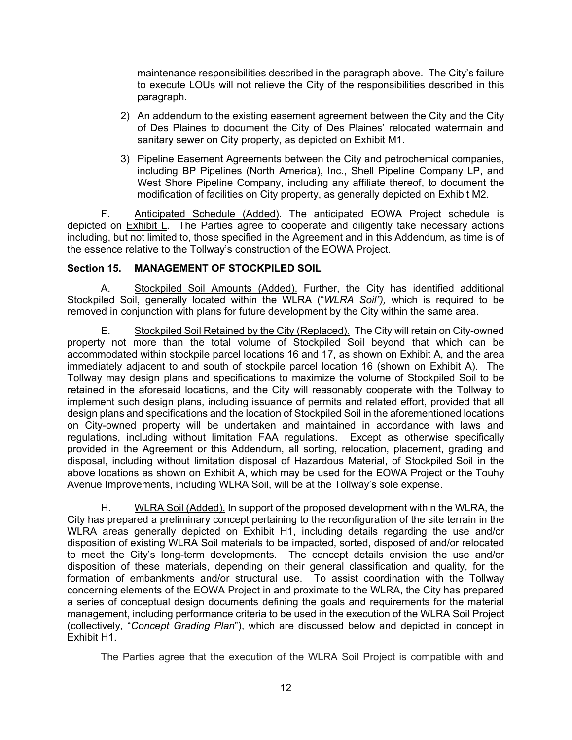maintenance responsibilities described in the paragraph above. The City's failure to execute LOUs will not relieve the City of the responsibilities described in this paragraph.

2) An addendum to the existing easement agreement between the City and the City of Des Plaines to document the City of Des Plaines' relocated watermain and sanitary sewer on City property, as depicted on Exhibit M1.

3) Pipeline Easement Agreements between the City and petrochemical companies, including BP Pipelines (North America), Inc., Shell Pipeline Company LP, and West Shore Pipeline Company, including any affiliate thereof, to document the modification of facilities on City property, as generally depicted on Exhibit M2.

F. Anticipated Schedule (Added). The anticipated EOWA Project schedule is depicted on Exhibit L. The Parties agree to cooperate and diligently take necessary actions including, but not limited to, those specified in the Agreement and in this Addendum, as time is of the essence relative to the Tollway's construction of the EOWA Project.

**Section 15. MANAGEMENT OF STOCKPILED SOIL**

A. Stockpiled Soil Amounts (Added). Further, the City has identified additional Stockpiled Soil, generally located within the WLRA ("*WLRA Soil"),* which is required to be removed in conjunction with plans for future development by the City within the same area.

E. Stockpiled Soil Retained by the City (Replaced). The City will retain on City-owned property not more than the total volume of Stockpiled Soil beyond that which can be accommodated within stockpile parcel locations 16 and 17, as shown on Exhibit A, and the area immediately adjacent to and south of stockpile parcel location 16 (shown on Exhibit A). The Tollway may design plans and specifications to maximize the volume of Stockpiled Soil to be retained in the aforesaid locations, and the City will reasonably cooperate with the Tollway to implement such design plans, including issuance of permits and related effort, provided that all design plans and specifications and the location of Stockpiled Soil in the aforementioned locations on City-owned property will be undertaken and maintained in accordance with laws and regulations, including without limitation FAA regulations. Except as otherwise specifically provided in the Agreement or this Addendum, all sorting, relocation, placement, grading and disposal, including without limitation disposal of Hazardous Material, of Stockpiled Soil in the above locations as shown on Exhibit A, which may be used for the EOWA Project or the Touhy Avenue Improvements, including WLRA Soil, will be at the Tollway's sole expense.

H. WLRA Soil (Added). In support of the proposed development within the WLRA, the City has prepared a preliminary concept pertaining to the reconfiguration of the site terrain in the WLRA areas generally depicted on Exhibit H1, including details regarding the use and/or disposition of existing WLRA Soil materials to be impacted, sorted, disposed of and/or relocated to meet the City's long-term developments. The concept details envision the use and/or disposition of these materials, depending on their general classification and quality, for the formation of embankments and/or structural use. To assist coordination with the Tollway concerning elements of the EOWA Project in and proximate to the WLRA, the City has prepared a series of conceptual design documents defining the goals and requirements for the material management, including performance criteria to be used in the execution of the WLRA Soil Project (collectively, "*Concept Grading Plan*"), which are discussed below and depicted in concept in Exhibit H1.

The Parties agree that the execution of the WLRA Soil Project is compatible with and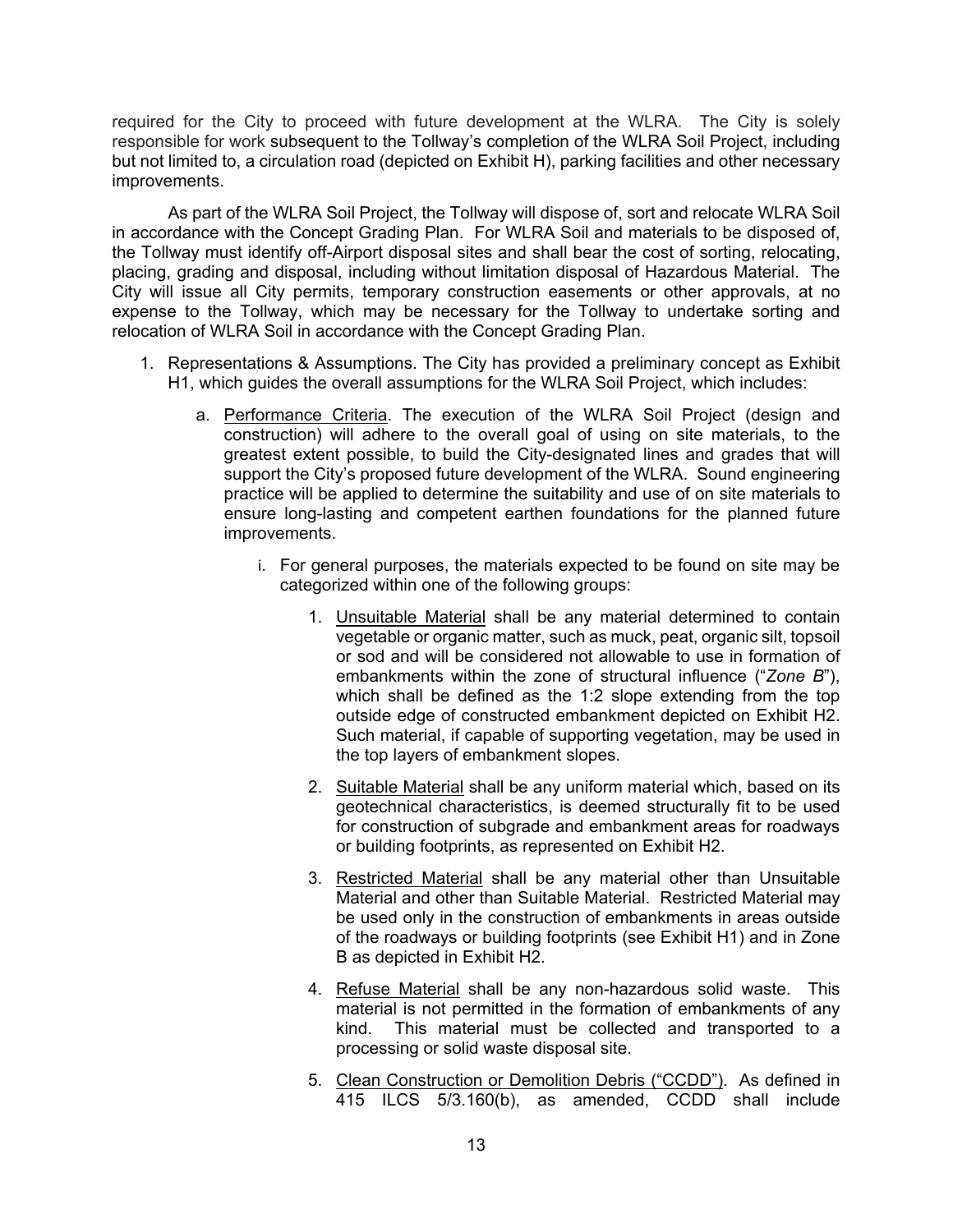required for the City to proceed with future development at the WLRA. The City is solely responsible for work subsequent to the Tollway's completion of the WLRA Soil Project, including but not limited to, a circulation road (depicted on Exhibit H), parking facilities and other necessary improvements.

As part of the WLRA Soil Project, the Tollway will dispose of, sort and relocate WLRA Soil in accordance with the Concept Grading Plan. For WLRA Soil and materials to be disposed of, the Tollway must identify off-Airport disposal sites and shall bear the cost of sorting, relocating, placing, grading and disposal, including without limitation disposal of Hazardous Material. The City will issue all City permits, temporary construction easements or other approvals, at no expense to the Tollway, which may be necessary for the Tollway to undertake sorting and relocation of WLRA Soil in accordance with the Concept Grading Plan.

1. Representations & Assumptions. The City has provided a preliminary concept as Exhibit H1, which guides the overall assumptions for the WLRA Soil Project, which includes:
    a. <u>Performance Criteria</u>. The execution of the WLRA Soil Project (design and construction) will adhere to the overall goal of using on site materials, to the greatest extent possible, to build the City-designated lines and grades that will support the City's proposed future development of the WLRA. Sound engineering practice will be applied to determine the suitability and use of on site materials to ensure long-lasting and competent earthen foundations for the planned future improvements.
        i. For general purposes, the materials expected to be found on site may be categorized within one of the following groups:
            1. <u>Unsuitable Material</u> shall be any material determined to contain vegetable or organic matter, such as muck, peat, organic silt, topsoil or sod and will be considered not allowable to use in formation of embankments within the zone of structural influence ("*Zone B*"), which shall be defined as the 1:2 slope extending from the top outside edge of constructed embankment depicted on Exhibit H2. Such material, if capable of supporting vegetation, may be used in the top layers of embankment slopes.
            2. <u>Suitable Material</u> shall be any uniform material which, based on its geotechnical characteristics, is deemed structurally fit to be used for construction of subgrade and embankment areas for roadways or building footprints, as represented on Exhibit H2.
            3. <u>Restricted Material</u> shall be any material other than Unsuitable Material and other than Suitable Material. Restricted Material may be used only in the construction of embankments in areas outside of the roadways or building footprints (see Exhibit H1) and in Zone B as depicted in Exhibit H2.
            4. <u>Refuse Material</u> shall be any non-hazardous solid waste. This material is not permitted in the formation of embankments of any kind. This material must be collected and transported to a processing or solid waste disposal site.
            5. <u>Clean Construction or Demolition Debris ("CCDD")</u>. As defined in 415 ILCS 5/3.160(b), as amended, CCDD shall include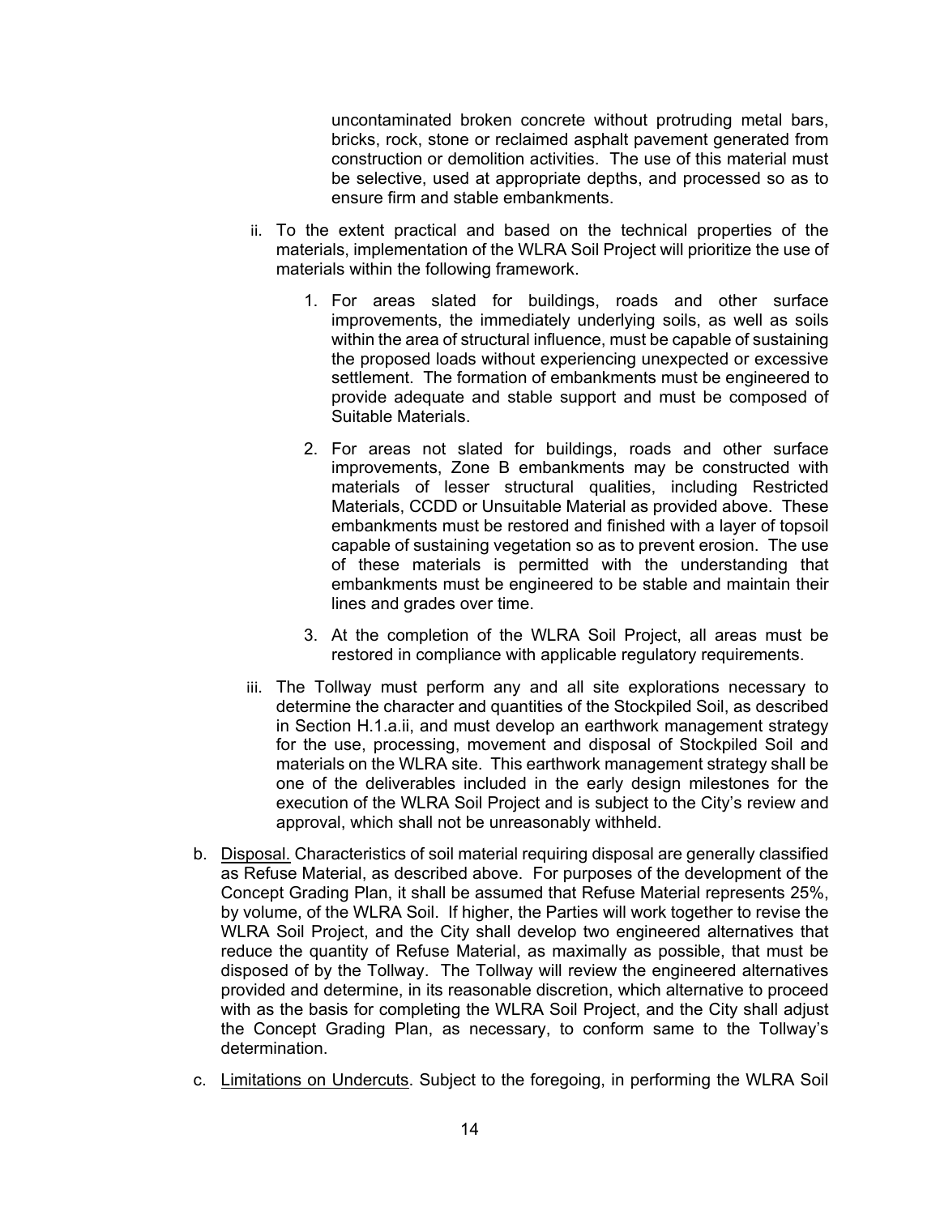uncontaminated broken concrete without protruding metal bars, bricks, rock, stone or reclaimed asphalt pavement generated from construction or demolition activities. The use of this material must be selective, used at appropriate depths, and processed so as to ensure firm and stable embankments.

ii. To the extent practical and based on the technical properties of the materials, implementation of the WLRA Soil Project will prioritize the use of materials within the following framework.

1. For areas slated for buildings, roads and other surface improvements, the immediately underlying soils, as well as soils within the area of structural influence, must be capable of sustaining the proposed loads without experiencing unexpected or excessive settlement. The formation of embankments must be engineered to provide adequate and stable support and must be composed of Suitable Materials.

2. For areas not slated for buildings, roads and other surface improvements, Zone B embankments may be constructed with materials of lesser structural qualities, including Restricted Materials, CCDD or Unsuitable Material as provided above. These embankments must be restored and finished with a layer of topsoil capable of sustaining vegetation so as to prevent erosion. The use of these materials is permitted with the understanding that embankments must be engineered to be stable and maintain their lines and grades over time.

3. At the completion of the WLRA Soil Project, all areas must be restored in compliance with applicable regulatory requirements.

iii. The Tollway must perform any and all site explorations necessary to determine the character and quantities of the Stockpiled Soil, as described in Section H.1.a.ii, and must develop an earthwork management strategy for the use, processing, movement and disposal of Stockpiled Soil and materials on the WLRA site. This earthwork management strategy shall be one of the deliverables included in the early design milestones for the execution of the WLRA Soil Project and is subject to the City's review and approval, which shall not be unreasonably withheld.

b. <u>Disposal.</u> Characteristics of soil material requiring disposal are generally classified as Refuse Material, as described above. For purposes of the development of the Concept Grading Plan, it shall be assumed that Refuse Material represents 25%, by volume, of the WLRA Soil. If higher, the Parties will work together to revise the WLRA Soil Project, and the City shall develop two engineered alternatives that reduce the quantity of Refuse Material, as maximally as possible, that must be disposed of by the Tollway. The Tollway will review the engineered alternatives provided and determine, in its reasonable discretion, which alternative to proceed with as the basis for completing the WLRA Soil Project, and the City shall adjust the Concept Grading Plan, as necessary, to conform same to the Tollway's determination.

c. <u>Limitations on Undercuts</u>. Subject to the foregoing, in performing the WLRA Soil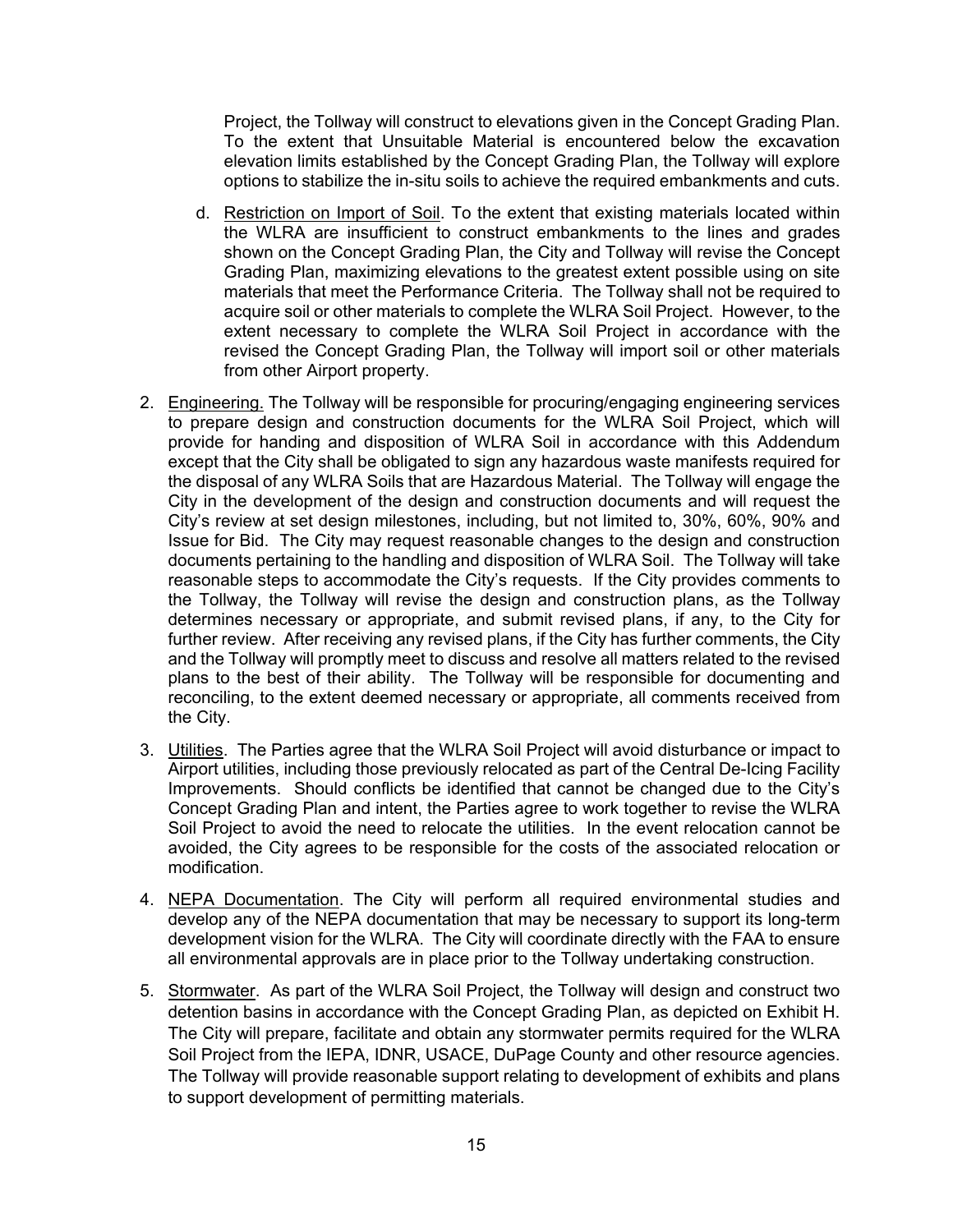Project, the Tollway will construct to elevations given in the Concept Grading Plan. To the extent that Unsuitable Material is encountered below the excavation elevation limits established by the Concept Grading Plan, the Tollway will explore options to stabilize the in-situ soils to achieve the required embankments and cuts.

d. Restriction on Import of Soil. To the extent that existing materials located within the WLRA are insufficient to construct embankments to the lines and grades shown on the Concept Grading Plan, the City and Tollway will revise the Concept Grading Plan, maximizing elevations to the greatest extent possible using on site materials that meet the Performance Criteria. The Tollway shall not be required to acquire soil or other materials to complete the WLRA Soil Project. However, to the extent necessary to complete the WLRA Soil Project in accordance with the revised the Concept Grading Plan, the Tollway will import soil or other materials from other Airport property.

2. Engineering. The Tollway will be responsible for procuring/engaging engineering services to prepare design and construction documents for the WLRA Soil Project, which will provide for handing and disposition of WLRA Soil in accordance with this Addendum except that the City shall be obligated to sign any hazardous waste manifests required for the disposal of any WLRA Soils that are Hazardous Material. The Tollway will engage the City in the development of the design and construction documents and will request the City's review at set design milestones, including, but not limited to, 30%, 60%, 90% and Issue for Bid. The City may request reasonable changes to the design and construction documents pertaining to the handling and disposition of WLRA Soil. The Tollway will take reasonable steps to accommodate the City's requests. If the City provides comments to the Tollway, the Tollway will revise the design and construction plans, as the Tollway determines necessary or appropriate, and submit revised plans, if any, to the City for further review. After receiving any revised plans, if the City has further comments, the City and the Tollway will promptly meet to discuss and resolve all matters related to the revised plans to the best of their ability. The Tollway will be responsible for documenting and reconciling, to the extent deemed necessary or appropriate, all comments received from the City.

3. Utilities. The Parties agree that the WLRA Soil Project will avoid disturbance or impact to Airport utilities, including those previously relocated as part of the Central De-Icing Facility Improvements. Should conflicts be identified that cannot be changed due to the City's Concept Grading Plan and intent, the Parties agree to work together to revise the WLRA Soil Project to avoid the need to relocate the utilities. In the event relocation cannot be avoided, the City agrees to be responsible for the costs of the associated relocation or modification.

4. NEPA Documentation. The City will perform all required environmental studies and develop any of the NEPA documentation that may be necessary to support its long-term development vision for the WLRA. The City will coordinate directly with the FAA to ensure all environmental approvals are in place prior to the Tollway undertaking construction.

5. Stormwater. As part of the WLRA Soil Project, the Tollway will design and construct two detention basins in accordance with the Concept Grading Plan, as depicted on Exhibit H. The City will prepare, facilitate and obtain any stormwater permits required for the WLRA Soil Project from the IEPA, IDNR, USACE, DuPage County and other resource agencies. The Tollway will provide reasonable support relating to development of exhibits and plans to support development of permitting materials.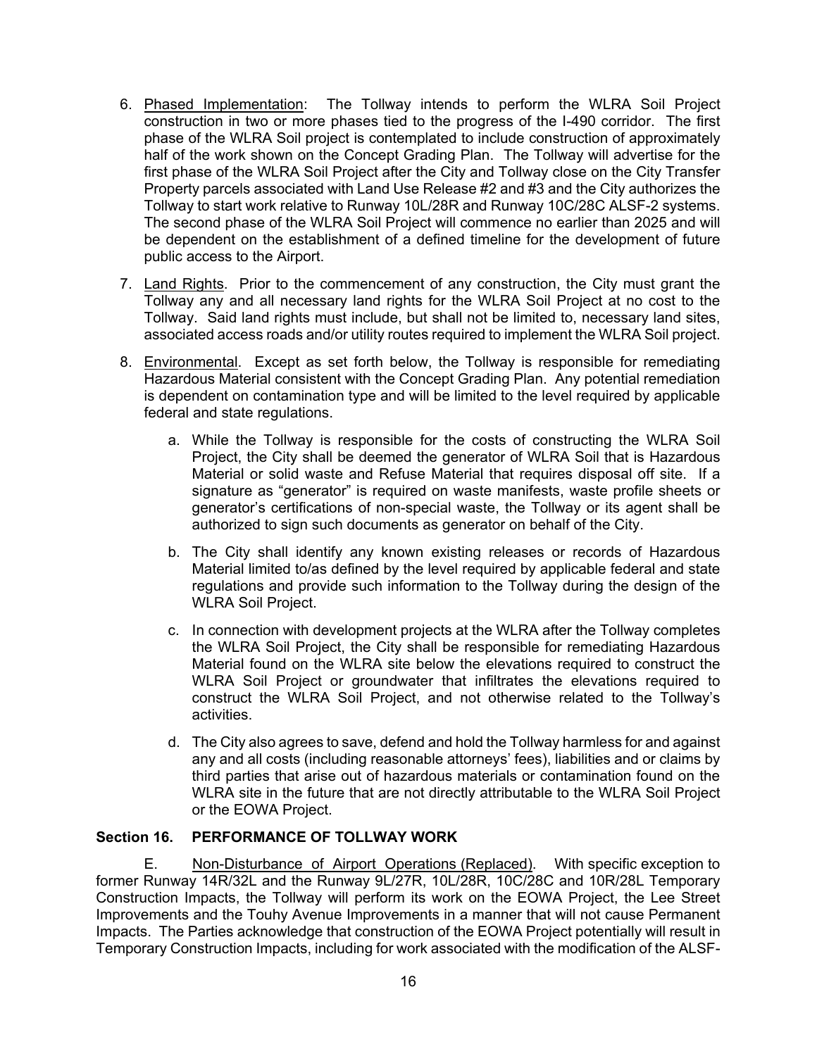6. Phased Implementation: The Tollway intends to perform the WLRA Soil Project construction in two or more phases tied to the progress of the I-490 corridor. The first phase of the WLRA Soil project is contemplated to include construction of approximately half of the work shown on the Concept Grading Plan. The Tollway will advertise for the first phase of the WLRA Soil Project after the City and Tollway close on the City Transfer Property parcels associated with Land Use Release #2 and #3 and the City authorizes the Tollway to start work relative to Runway 10L/28R and Runway 10C/28C ALSF-2 systems. The second phase of the WLRA Soil Project will commence no earlier than 2025 and will be dependent on the establishment of a defined timeline for the development of future public access to the Airport.

7. Land Rights. Prior to the commencement of any construction, the City must grant the Tollway any and all necessary land rights for the WLRA Soil Project at no cost to the Tollway. Said land rights must include, but shall not be limited to, necessary land sites, associated access roads and/or utility routes required to implement the WLRA Soil project.

8. Environmental. Except as set forth below, the Tollway is responsible for remediating Hazardous Material consistent with the Concept Grading Plan. Any potential remediation is dependent on contamination type and will be limited to the level required by applicable federal and state regulations.

   a. While the Tollway is responsible for the costs of constructing the WLRA Soil Project, the City shall be deemed the generator of WLRA Soil that is Hazardous Material or solid waste and Refuse Material that requires disposal off site. If a signature as "generator" is required on waste manifests, waste profile sheets or generator's certifications of non-special waste, the Tollway or its agent shall be authorized to sign such documents as generator on behalf of the City.

   b. The City shall identify any known existing releases or records of Hazardous Material limited to/as defined by the level required by applicable federal and state regulations and provide such information to the Tollway during the design of the WLRA Soil Project.

   c. In connection with development projects at the WLRA after the Tollway completes the WLRA Soil Project, the City shall be responsible for remediating Hazardous Material found on the WLRA site below the elevations required to construct the WLRA Soil Project or groundwater that infiltrates the elevations required to construct the WLRA Soil Project, and not otherwise related to the Tollway's activities.

   d. The City also agrees to save, defend and hold the Tollway harmless for and against any and all costs (including reasonable attorneys' fees), liabilities and or claims by third parties that arise out of hazardous materials or contamination found on the WLRA site in the future that are not directly attributable to the WLRA Soil Project or the EOWA Project.

## Section 16. PERFORMANCE OF TOLLWAY WORK

E. Non-Disturbance of Airport Operations (Replaced). With specific exception to former Runway 14R/32L and the Runway 9L/27R, 10L/28R, 10C/28C and 10R/28L Temporary Construction Impacts, the Tollway will perform its work on the EOWA Project, the Lee Street Improvements and the Touhy Avenue Improvements in a manner that will not cause Permanent Impacts. The Parties acknowledge that construction of the EOWA Project potentially will result in Temporary Construction Impacts, including for work associated with the modification of the ALSF-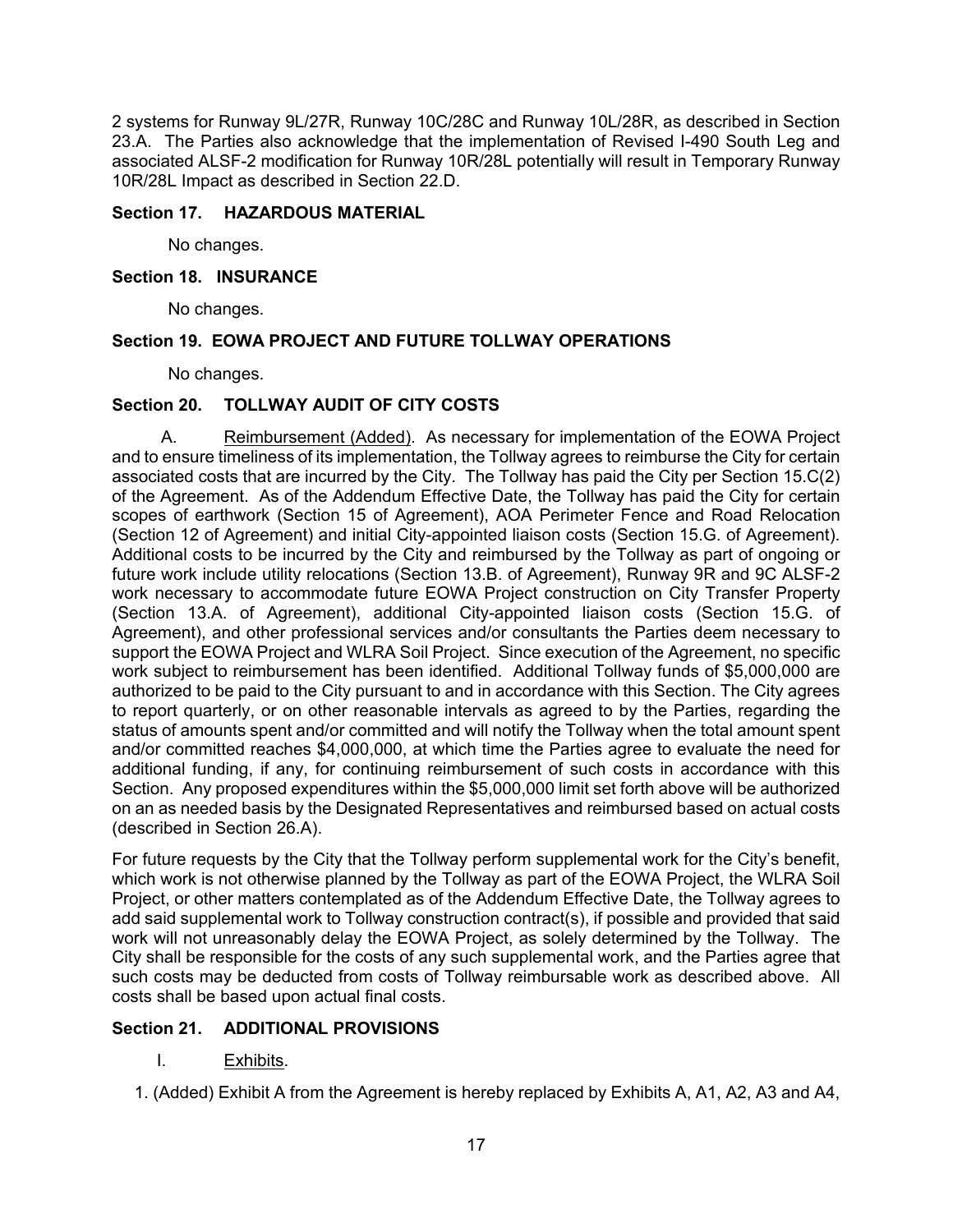2 systems for Runway 9L/27R, Runway 10C/28C and Runway 10L/28R, as described in Section 23.A. The Parties also acknowledge that the implementation of Revised I-490 South Leg and associated ALSF-2 modification for Runway 10R/28L potentially will result in Temporary Runway 10R/28L Impact as described in Section 22.D.

### Section 17. HAZARDOUS MATERIAL

No changes.

### Section 18. INSURANCE

No changes.

### Section 19. EOWA PROJECT AND FUTURE TOLLWAY OPERATIONS

No changes.

### Section 20. TOLLWAY AUDIT OF CITY COSTS

A. Reimbursement (Added). As necessary for implementation of the EOWA Project and to ensure timeliness of its implementation, the Tollway agrees to reimburse the City for certain associated costs that are incurred by the City. The Tollway has paid the City per Section 15.C(2) of the Agreement. As of the Addendum Effective Date, the Tollway has paid the City for certain scopes of earthwork (Section 15 of Agreement), AOA Perimeter Fence and Road Relocation (Section 12 of Agreement) and initial City-appointed liaison costs (Section 15.G. of Agreement). Additional costs to be incurred by the City and reimbursed by the Tollway as part of ongoing or future work include utility relocations (Section 13.B. of Agreement), Runway 9R and 9C ALSF-2 work necessary to accommodate future EOWA Project construction on City Transfer Property (Section 13.A. of Agreement), additional City-appointed liaison costs (Section 15.G. of Agreement), and other professional services and/or consultants the Parties deem necessary to support the EOWA Project and WLRA Soil Project. Since execution of the Agreement, no specific work subject to reimbursement has been identified. Additional Tollway funds of $5,000,000 are authorized to be paid to the City pursuant to and in accordance with this Section. The City agrees to report quarterly, or on other reasonable intervals as agreed to by the Parties, regarding the status of amounts spent and/or committed and will notify the Tollway when the total amount spent and/or committed reaches $4,000,000, at which time the Parties agree to evaluate the need for additional funding, if any, for continuing reimbursement of such costs in accordance with this Section. Any proposed expenditures within the $5,000,000 limit set forth above will be authorized on an as needed basis by the Designated Representatives and reimbursed based on actual costs (described in Section 26.A).

For future requests by the City that the Tollway perform supplemental work for the City's benefit, which work is not otherwise planned by the Tollway as part of the EOWA Project, the WLRA Soil Project, or other matters contemplated as of the Addendum Effective Date, the Tollway agrees to add said supplemental work to Tollway construction contract(s), if possible and provided that said work will not unreasonably delay the EOWA Project, as solely determined by the Tollway. The City shall be responsible for the costs of any such supplemental work, and the Parties agree that such costs may be deducted from costs of Tollway reimbursable work as described above. All costs shall be based upon actual final costs.

### Section 21. ADDITIONAL PROVISIONS

I. Exhibits.

1. (Added) Exhibit A from the Agreement is hereby replaced by Exhibits A, A1, A2, A3 and A4,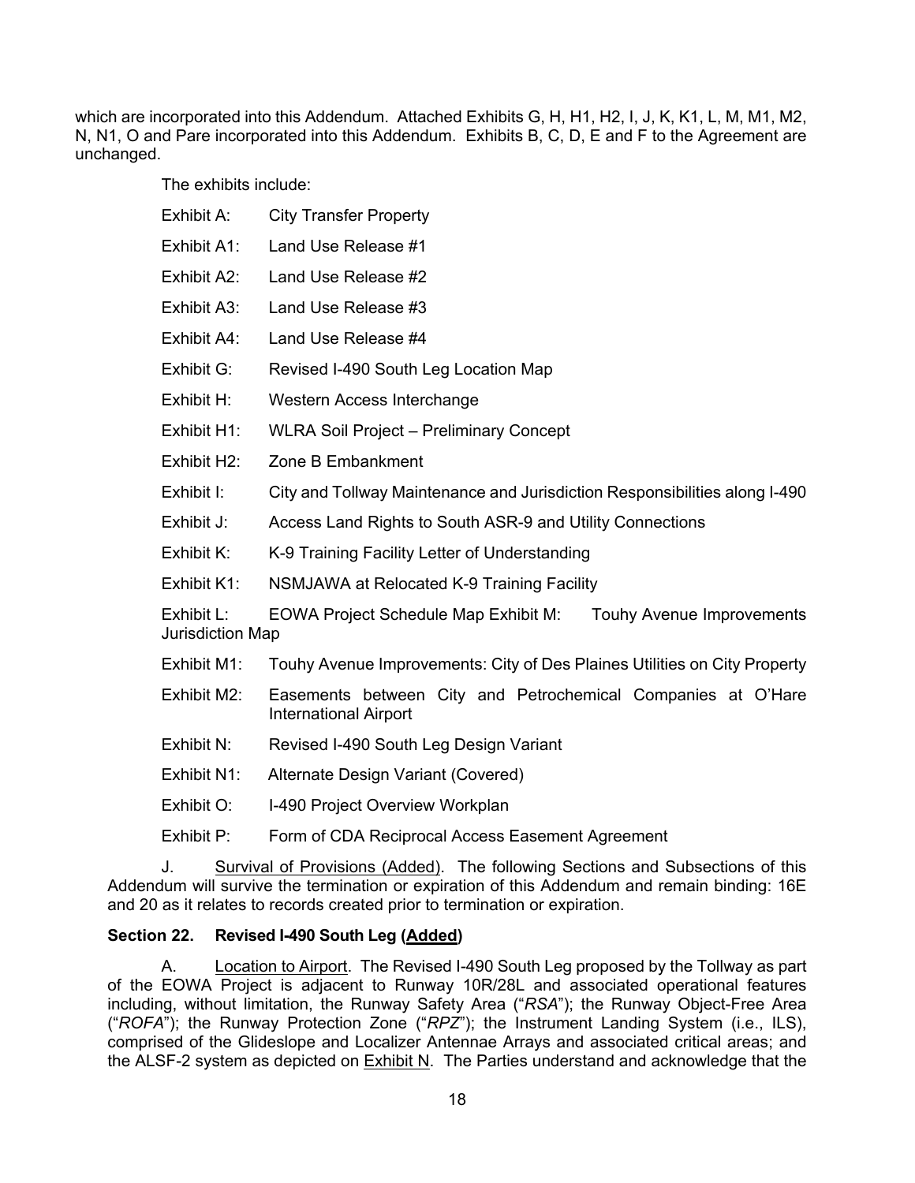which are incorporated into this Addendum. Attached Exhibits G, H, H1, H2, I, J, K, K1, L, M, M1, M2, N, N1, O and Pare incorporated into this Addendum. Exhibits B, C, D, E and F to the Agreement are unchanged.

The exhibits include:

Exhibit A: City Transfer Property

Exhibit A1: Land Use Release #1

Exhibit A2: Land Use Release #2

Exhibit A3: Land Use Release #3

Exhibit A4: Land Use Release #4

Exhibit G: Revised I-490 South Leg Location Map

Exhibit H: Western Access Interchange

Exhibit H1: WLRA Soil Project – Preliminary Concept

Exhibit H2: Zone B Embankment

Exhibit I: City and Tollway Maintenance and Jurisdiction Responsibilities along I-490

Exhibit J: Access Land Rights to South ASR-9 and Utility Connections

Exhibit K: K-9 Training Facility Letter of Understanding

Exhibit K1: NSMJAWA at Relocated K-9 Training Facility

Exhibit L: EOWA Project Schedule Map Exhibit M: Touhy Avenue Improvements Jurisdiction Map

Exhibit M1: Touhy Avenue Improvements: City of Des Plaines Utilities on City Property

Exhibit M2: Easements between City and Petrochemical Companies at O'Hare International Airport

Exhibit N: Revised I-490 South Leg Design Variant

Exhibit N1: Alternate Design Variant (Covered)

Exhibit O: I-490 Project Overview Workplan

Exhibit P: Form of CDA Reciprocal Access Easement Agreement

J. Survival of Provisions (Added). The following Sections and Subsections of this Addendum will survive the termination or expiration of this Addendum and remain binding: 16E and 20 as it relates to records created prior to termination or expiration.

**Section 22. Revised I-490 South Leg (Added)**

A. Location to Airport. The Revised I-490 South Leg proposed by the Tollway as part of the EOWA Project is adjacent to Runway 10R/28L and associated operational features including, without limitation, the Runway Safety Area ("*RSA*"); the Runway Object-Free Area ("*ROFA*"); the Runway Protection Zone ("*RPZ*"); the Instrument Landing System (i.e., ILS), comprised of the Glideslope and Localizer Antennae Arrays and associated critical areas; and the ALSF-2 system as depicted on Exhibit N. The Parties understand and acknowledge that the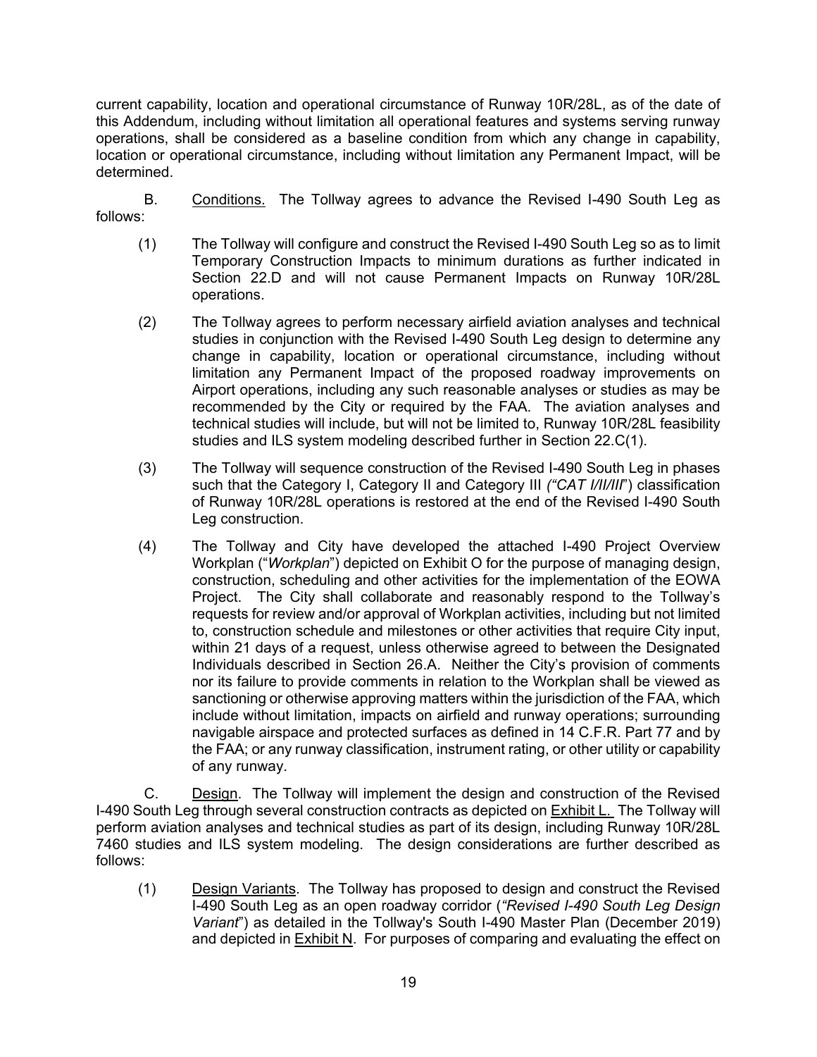current capability, location and operational circumstance of Runway 10R/28L, as of the date of this Addendum, including without limitation all operational features and systems serving runway operations, shall be considered as a baseline condition from which any change in capability, location or operational circumstance, including without limitation any Permanent Impact, will be determined.

B. Conditions. The Tollway agrees to advance the Revised I-490 South Leg as follows:

(1) The Tollway will configure and construct the Revised I-490 South Leg so as to limit Temporary Construction Impacts to minimum durations as further indicated in Section 22.D and will not cause Permanent Impacts on Runway 10R/28L operations.

(2) The Tollway agrees to perform necessary airfield aviation analyses and technical studies in conjunction with the Revised I-490 South Leg design to determine any change in capability, location or operational circumstance, including without limitation any Permanent Impact of the proposed roadway improvements on Airport operations, including any such reasonable analyses or studies as may be recommended by the City or required by the FAA. The aviation analyses and technical studies will include, but will not be limited to, Runway 10R/28L feasibility studies and ILS system modeling described further in Section 22.C(1).

(3) The Tollway will sequence construction of the Revised I-490 South Leg in phases such that the Category I, Category II and Category III *("CAT I/II/III")* classification of Runway 10R/28L operations is restored at the end of the Revised I-490 South Leg construction.

(4) The Tollway and City have developed the attached I-490 Project Overview Workplan ("*Workplan*") depicted on Exhibit O for the purpose of managing design, construction, scheduling and other activities for the implementation of the EOWA Project. The City shall collaborate and reasonably respond to the Tollway's requests for review and/or approval of Workplan activities, including but not limited to, construction schedule and milestones or other activities that require City input, within 21 days of a request, unless otherwise agreed to between the Designated Individuals described in Section 26.A. Neither the City's provision of comments nor its failure to provide comments in relation to the Workplan shall be viewed as sanctioning or otherwise approving matters within the jurisdiction of the FAA, which include without limitation, impacts on airfield and runway operations; surrounding navigable airspace and protected surfaces as defined in 14 C.F.R. Part 77 and by the FAA; or any runway classification, instrument rating, or other utility or capability of any runway.

C. Design. The Tollway will implement the design and construction of the Revised I-490 South Leg through several construction contracts as depicted on Exhibit L. The Tollway will perform aviation analyses and technical studies as part of its design, including Runway 10R/28L 7460 studies and ILS system modeling. The design considerations are further described as follows:

(1) Design Variants. The Tollway has proposed to design and construct the Revised I-490 South Leg as an open roadway corridor (*"Revised I-490 South Leg Design Variant"*) as detailed in the Tollway's South I-490 Master Plan (December 2019) and depicted in Exhibit N. For purposes of comparing and evaluating the effect on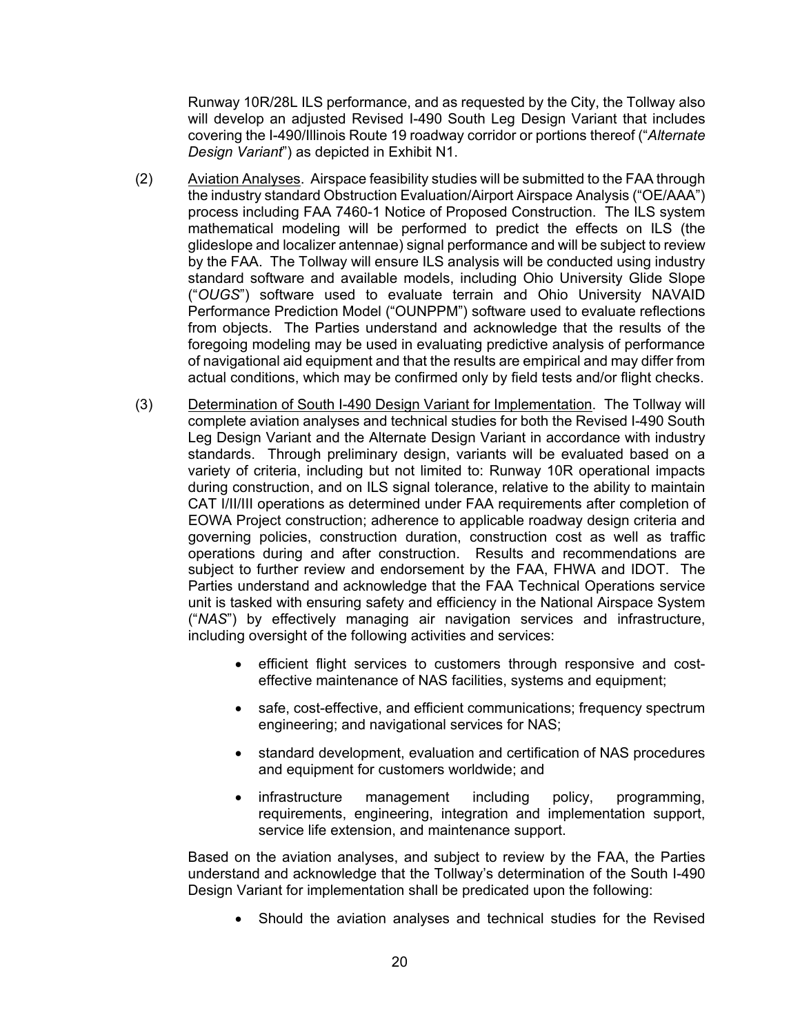Runway 10R/28L ILS performance, and as requested by the City, the Tollway also will develop an adjusted Revised I-490 South Leg Design Variant that includes covering the I-490/Illinois Route 19 roadway corridor or portions thereof ("*Alternate Design Variant*") as depicted in Exhibit N1.

(2) Aviation Analyses. Airspace feasibility studies will be submitted to the FAA through the industry standard Obstruction Evaluation/Airport Airspace Analysis ("OE/AAA") process including FAA 7460-1 Notice of Proposed Construction. The ILS system mathematical modeling will be performed to predict the effects on ILS (the glideslope and localizer antennae) signal performance and will be subject to review by the FAA. The Tollway will ensure ILS analysis will be conducted using industry standard software and available models, including Ohio University Glide Slope ("*OUGS*") software used to evaluate terrain and Ohio University NAVAID Performance Prediction Model ("OUNPPM") software used to evaluate reflections from objects. The Parties understand and acknowledge that the results of the foregoing modeling may be used in evaluating predictive analysis of performance of navigational aid equipment and that the results are empirical and may differ from actual conditions, which may be confirmed only by field tests and/or flight checks.

(3) Determination of South I-490 Design Variant for Implementation. The Tollway will complete aviation analyses and technical studies for both the Revised I-490 South Leg Design Variant and the Alternate Design Variant in accordance with industry standards. Through preliminary design, variants will be evaluated based on a variety of criteria, including but not limited to: Runway 10R operational impacts during construction, and on ILS signal tolerance, relative to the ability to maintain CAT I/II/III operations as determined under FAA requirements after completion of EOWA Project construction; adherence to applicable roadway design criteria and governing policies, construction duration, construction cost as well as traffic operations during and after construction. Results and recommendations are subject to further review and endorsement by the FAA, FHWA and IDOT. The Parties understand and acknowledge that the FAA Technical Operations service unit is tasked with ensuring safety and efficiency in the National Airspace System ("*NAS*") by effectively managing air navigation services and infrastructure, including oversight of the following activities and services:

- efficient flight services to customers through responsive and cost-effective maintenance of NAS facilities, systems and equipment;
- safe, cost-effective, and efficient communications; frequency spectrum engineering; and navigational services for NAS;
- standard development, evaluation and certification of NAS procedures and equipment for customers worldwide; and
- infrastructure management including policy, programming, requirements, engineering, integration and implementation support, service life extension, and maintenance support.

Based on the aviation analyses, and subject to review by the FAA, the Parties understand and acknowledge that the Tollway's determination of the South I-490 Design Variant for implementation shall be predicated upon the following:

- Should the aviation analyses and technical studies for the Revised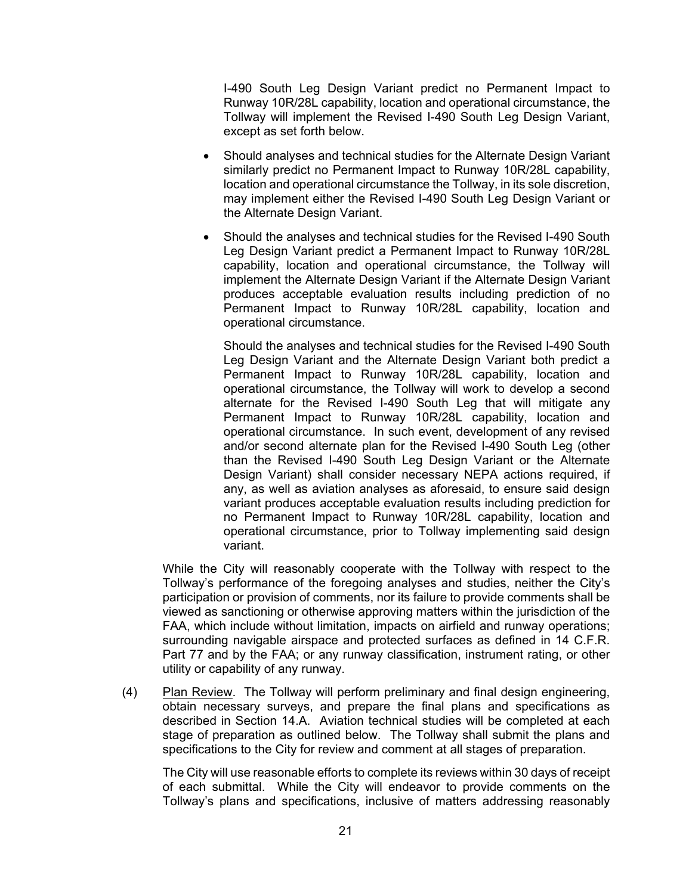I-490 South Leg Design Variant predict no Permanent Impact to Runway 10R/28L capability, location and operational circumstance, the Tollway will implement the Revised I-490 South Leg Design Variant, except as set forth below.

- Should analyses and technical studies for the Alternate Design Variant similarly predict no Permanent Impact to Runway 10R/28L capability, location and operational circumstance the Tollway, in its sole discretion, may implement either the Revised I-490 South Leg Design Variant or the Alternate Design Variant.
- Should the analyses and technical studies for the Revised I-490 South Leg Design Variant predict a Permanent Impact to Runway 10R/28L capability, location and operational circumstance, the Tollway will implement the Alternate Design Variant if the Alternate Design Variant produces acceptable evaluation results including prediction of no Permanent Impact to Runway 10R/28L capability, location and operational circumstance.

  Should the analyses and technical studies for the Revised I-490 South Leg Design Variant and the Alternate Design Variant both predict a Permanent Impact to Runway 10R/28L capability, location and operational circumstance, the Tollway will work to develop a second alternate for the Revised I-490 South Leg that will mitigate any Permanent Impact to Runway 10R/28L capability, location and operational circumstance. In such event, development of any revised and/or second alternate plan for the Revised I-490 South Leg (other than the Revised I-490 South Leg Design Variant or the Alternate Design Variant) shall consider necessary NEPA actions required, if any, as well as aviation analyses as aforesaid, to ensure said design variant produces acceptable evaluation results including prediction for no Permanent Impact to Runway 10R/28L capability, location and operational circumstance, prior to Tollway implementing said design variant.

While the City will reasonably cooperate with the Tollway with respect to the Tollway's performance of the foregoing analyses and studies, neither the City's participation or provision of comments, nor its failure to provide comments shall be viewed as sanctioning or otherwise approving matters within the jurisdiction of the FAA, which include without limitation, impacts on airfield and runway operations; surrounding navigable airspace and protected surfaces as defined in 14 C.F.R. Part 77 and by the FAA; or any runway classification, instrument rating, or other utility or capability of any runway.

(4) Plan Review. The Tollway will perform preliminary and final design engineering, obtain necessary surveys, and prepare the final plans and specifications as described in Section 14.A. Aviation technical studies will be completed at each stage of preparation as outlined below. The Tollway shall submit the plans and specifications to the City for review and comment at all stages of preparation.

The City will use reasonable efforts to complete its reviews within 30 days of receipt of each submittal. While the City will endeavor to provide comments on the Tollway's plans and specifications, inclusive of matters addressing reasonably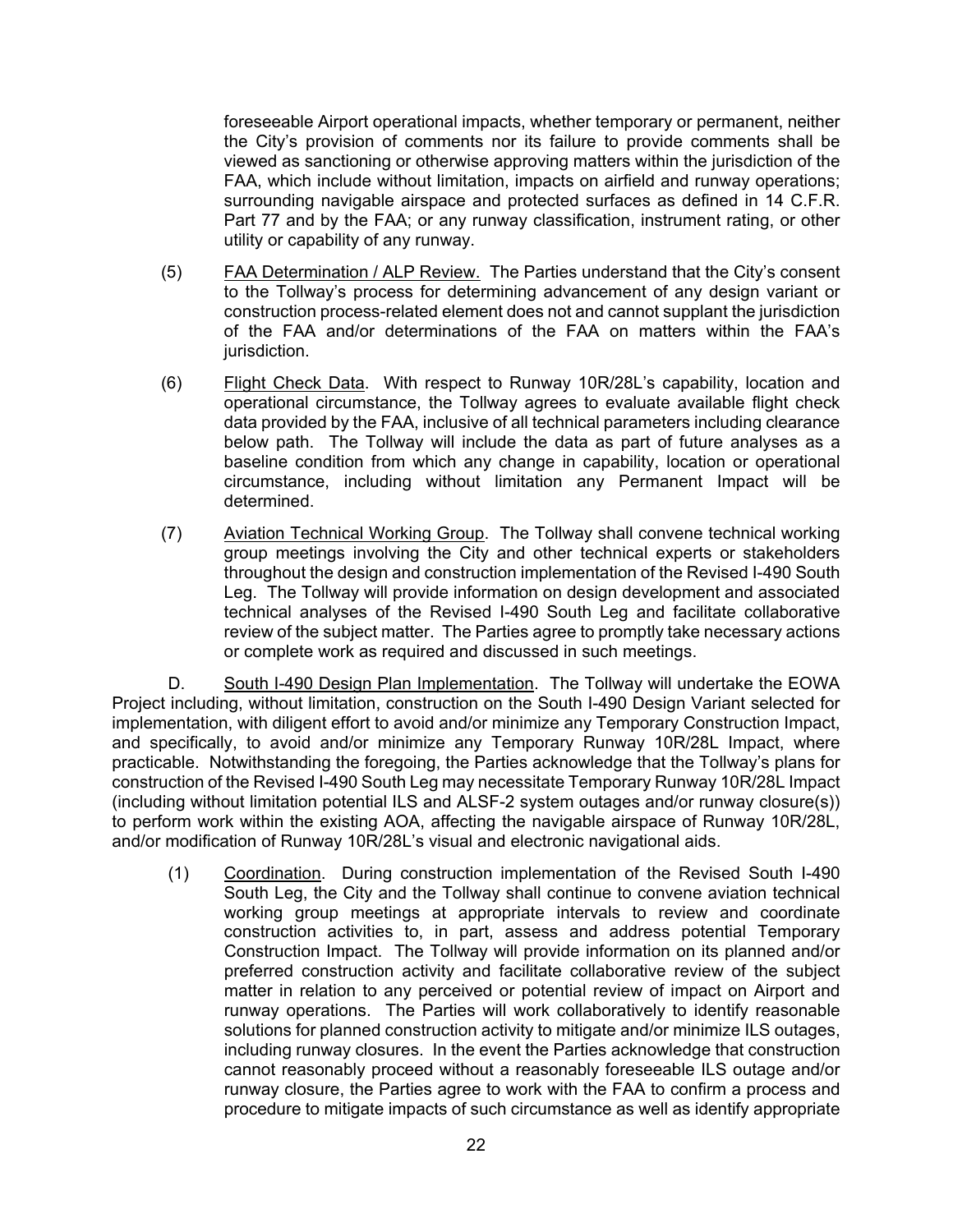foreseeable Airport operational impacts, whether temporary or permanent, neither the City's provision of comments nor its failure to provide comments shall be viewed as sanctioning or otherwise approving matters within the jurisdiction of the FAA, which include without limitation, impacts on airfield and runway operations; surrounding navigable airspace and protected surfaces as defined in 14 C.F.R. Part 77 and by the FAA; or any runway classification, instrument rating, or other utility or capability of any runway.

(5) FAA Determination / ALP Review. The Parties understand that the City's consent to the Tollway's process for determining advancement of any design variant or construction process-related element does not and cannot supplant the jurisdiction of the FAA and/or determinations of the FAA on matters within the FAA's jurisdiction.

(6) Flight Check Data. With respect to Runway 10R/28L's capability, location and operational circumstance, the Tollway agrees to evaluate available flight check data provided by the FAA, inclusive of all technical parameters including clearance below path. The Tollway will include the data as part of future analyses as a baseline condition from which any change in capability, location or operational circumstance, including without limitation any Permanent Impact will be determined.

(7) Aviation Technical Working Group. The Tollway shall convene technical working group meetings involving the City and other technical experts or stakeholders throughout the design and construction implementation of the Revised I-490 South Leg. The Tollway will provide information on design development and associated technical analyses of the Revised I-490 South Leg and facilitate collaborative review of the subject matter. The Parties agree to promptly take necessary actions or complete work as required and discussed in such meetings.

D. South I-490 Design Plan Implementation. The Tollway will undertake the EOWA Project including, without limitation, construction on the South I-490 Design Variant selected for implementation, with diligent effort to avoid and/or minimize any Temporary Construction Impact, and specifically, to avoid and/or minimize any Temporary Runway 10R/28L Impact, where practicable. Notwithstanding the foregoing, the Parties acknowledge that the Tollway's plans for construction of the Revised I-490 South Leg may necessitate Temporary Runway 10R/28L Impact (including without limitation potential ILS and ALSF-2 system outages and/or runway closure(s)) to perform work within the existing AOA, affecting the navigable airspace of Runway 10R/28L, and/or modification of Runway 10R/28L's visual and electronic navigational aids.

(1) Coordination. During construction implementation of the Revised South I-490 South Leg, the City and the Tollway shall continue to convene aviation technical working group meetings at appropriate intervals to review and coordinate construction activities to, in part, assess and address potential Temporary Construction Impact. The Tollway will provide information on its planned and/or preferred construction activity and facilitate collaborative review of the subject matter in relation to any perceived or potential review of impact on Airport and runway operations. The Parties will work collaboratively to identify reasonable solutions for planned construction activity to mitigate and/or minimize ILS outages, including runway closures. In the event the Parties acknowledge that construction cannot reasonably proceed without a reasonably foreseeable ILS outage and/or runway closure, the Parties agree to work with the FAA to confirm a process and procedure to mitigate impacts of such circumstance as well as identify appropriate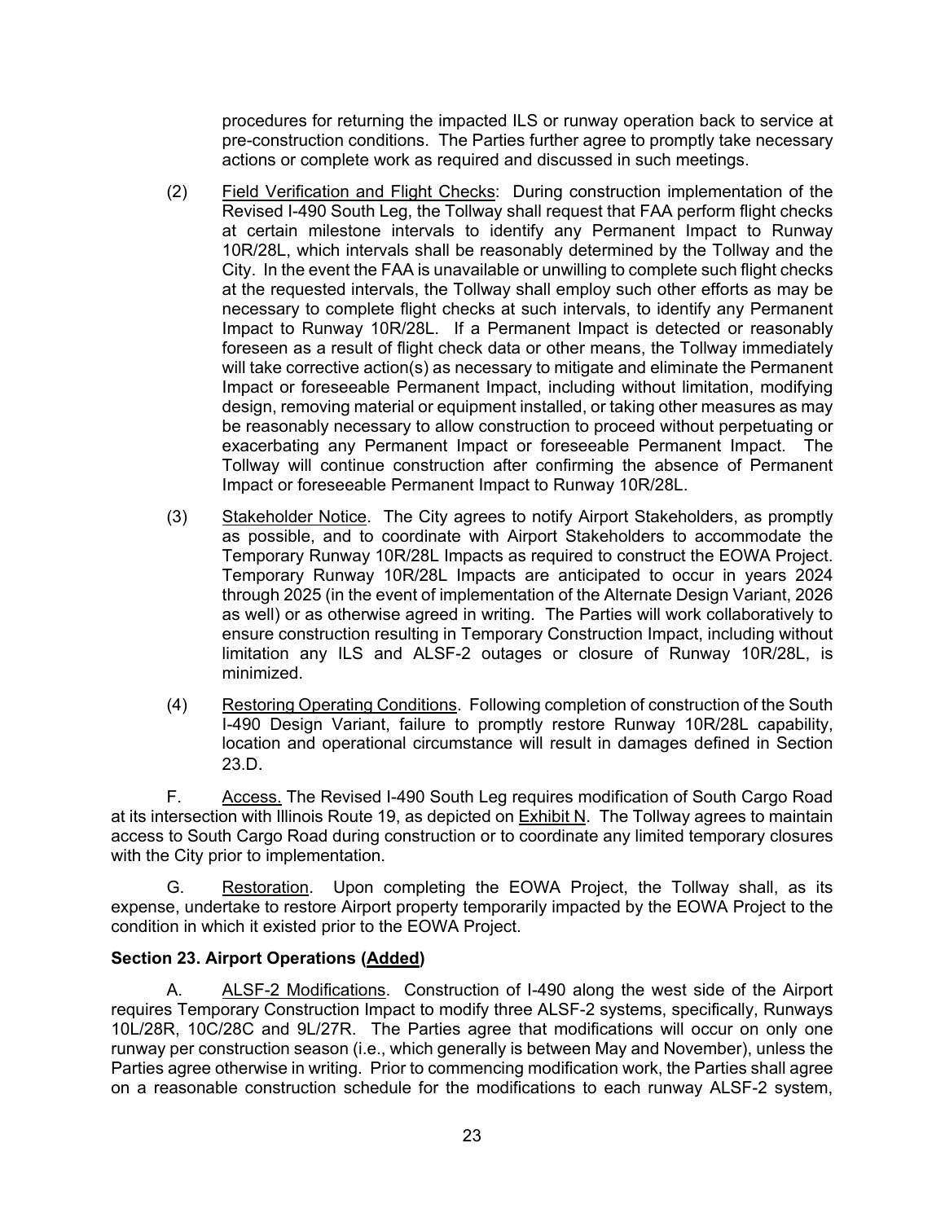procedures for returning the impacted ILS or runway operation back to service at pre-construction conditions. The Parties further agree to promptly take necessary actions or complete work as required and discussed in such meetings.

(2) Field Verification and Flight Checks: During construction implementation of the Revised I-490 South Leg, the Tollway shall request that FAA perform flight checks at certain milestone intervals to identify any Permanent Impact to Runway 10R/28L, which intervals shall be reasonably determined by the Tollway and the City. In the event the FAA is unavailable or unwilling to complete such flight checks at the requested intervals, the Tollway shall employ such other efforts as may be necessary to complete flight checks at such intervals, to identify any Permanent Impact to Runway 10R/28L. If a Permanent Impact is detected or reasonably foreseen as a result of flight check data or other means, the Tollway immediately will take corrective action(s) as necessary to mitigate and eliminate the Permanent Impact or foreseeable Permanent Impact, including without limitation, modifying design, removing material or equipment installed, or taking other measures as may be reasonably necessary to allow construction to proceed without perpetuating or exacerbating any Permanent Impact or foreseeable Permanent Impact. The Tollway will continue construction after confirming the absence of Permanent Impact or foreseeable Permanent Impact to Runway 10R/28L.

(3) Stakeholder Notice. The City agrees to notify Airport Stakeholders, as promptly as possible, and to coordinate with Airport Stakeholders to accommodate the Temporary Runway 10R/28L Impacts as required to construct the EOWA Project. Temporary Runway 10R/28L Impacts are anticipated to occur in years 2024 through 2025 (in the event of implementation of the Alternate Design Variant, 2026 as well) or as otherwise agreed in writing. The Parties will work collaboratively to ensure construction resulting in Temporary Construction Impact, including without limitation any ILS and ALSF-2 outages or closure of Runway 10R/28L, is minimized.

(4) Restoring Operating Conditions. Following completion of construction of the South I-490 Design Variant, failure to promptly restore Runway 10R/28L capability, location and operational circumstance will result in damages defined in Section 23.D.

F. Access. The Revised I-490 South Leg requires modification of South Cargo Road at its intersection with Illinois Route 19, as depicted on Exhibit N. The Tollway agrees to maintain access to South Cargo Road during construction or to coordinate any limited temporary closures with the City prior to implementation.

G. Restoration. Upon completing the EOWA Project, the Tollway shall, as its expense, undertake to restore Airport property temporarily impacted by the EOWA Project to the condition in which it existed prior to the EOWA Project.

**Section 23. Airport Operations (Added)**

A. ALSF-2 Modifications. Construction of I-490 along the west side of the Airport requires Temporary Construction Impact to modify three ALSF-2 systems, specifically, Runways 10L/28R, 10C/28C and 9L/27R. The Parties agree that modifications will occur on only one runway per construction season (i.e., which generally is between May and November), unless the Parties agree otherwise in writing. Prior to commencing modification work, the Parties shall agree on a reasonable construction schedule for the modifications to each runway ALSF-2 system,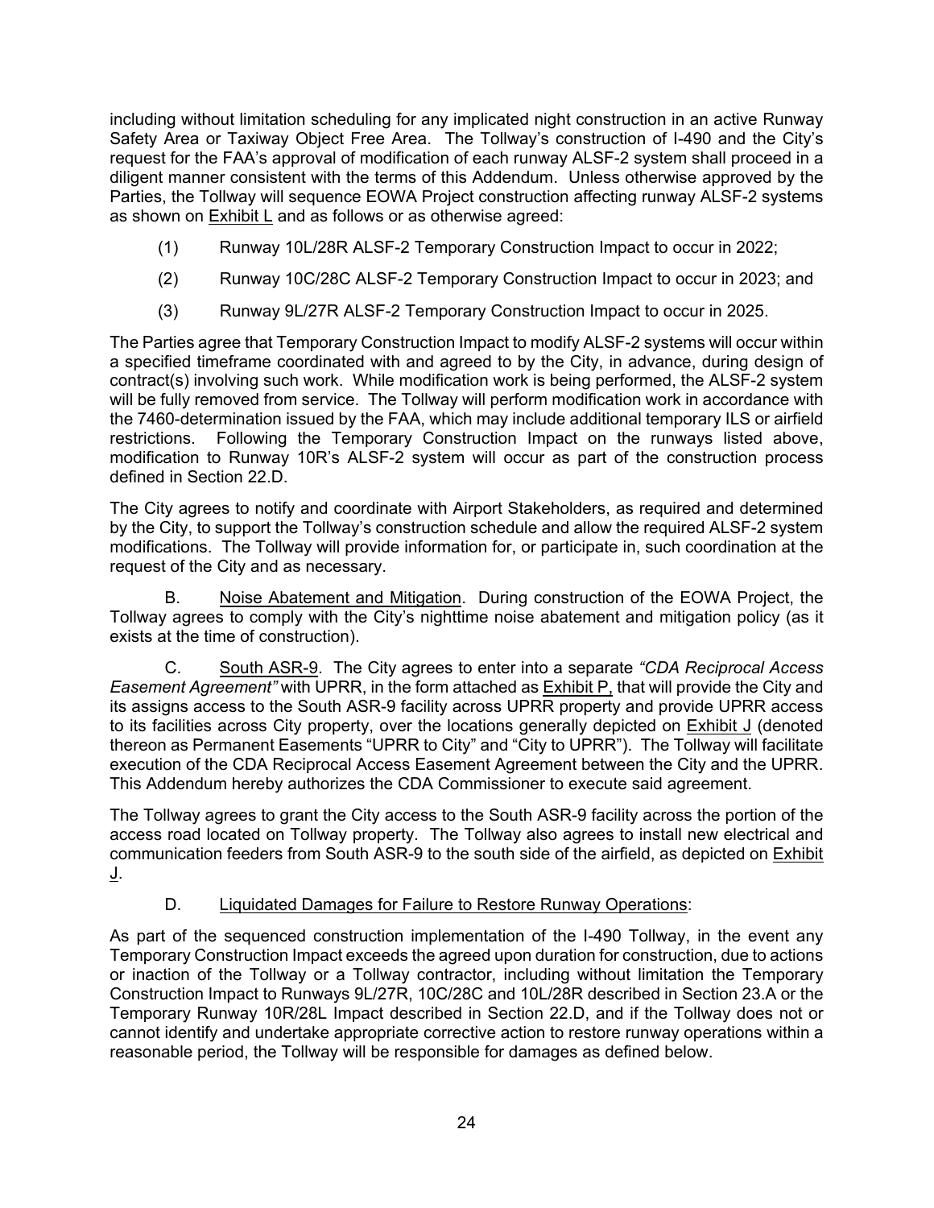including without limitation scheduling for any implicated night construction in an active Runway Safety Area or Taxiway Object Free Area. The Tollway's construction of I-490 and the City's request for the FAA's approval of modification of each runway ALSF-2 system shall proceed in a diligent manner consistent with the terms of this Addendum. Unless otherwise approved by the Parties, the Tollway will sequence EOWA Project construction affecting runway ALSF-2 systems as shown on Exhibit L and as follows or as otherwise agreed:

(1) Runway 10L/28R ALSF-2 Temporary Construction Impact to occur in 2022;

(2) Runway 10C/28C ALSF-2 Temporary Construction Impact to occur in 2023; and

(3) Runway 9L/27R ALSF-2 Temporary Construction Impact to occur in 2025.

The Parties agree that Temporary Construction Impact to modify ALSF-2 systems will occur within a specified timeframe coordinated with and agreed to by the City, in advance, during design of contract(s) involving such work. While modification work is being performed, the ALSF-2 system will be fully removed from service. The Tollway will perform modification work in accordance with the 7460-determination issued by the FAA, which may include additional temporary ILS or airfield restrictions. Following the Temporary Construction Impact on the runways listed above, modification to Runway 10R's ALSF-2 system will occur as part of the construction process defined in Section 22.D.

The City agrees to notify and coordinate with Airport Stakeholders, as required and determined by the City, to support the Tollway's construction schedule and allow the required ALSF-2 system modifications. The Tollway will provide information for, or participate in, such coordination at the request of the City and as necessary.

B. Noise Abatement and Mitigation. During construction of the EOWA Project, the Tollway agrees to comply with the City's nighttime noise abatement and mitigation policy (as it exists at the time of construction).

C. South ASR-9. The City agrees to enter into a separate *"CDA Reciprocal Access Easement Agreement"* with UPRR, in the form attached as Exhibit P, that will provide the City and its assigns access to the South ASR-9 facility across UPRR property and provide UPRR access to its facilities across City property, over the locations generally depicted on Exhibit J (denoted thereon as Permanent Easements "UPRR to City" and "City to UPRR"). The Tollway will facilitate execution of the CDA Reciprocal Access Easement Agreement between the City and the UPRR. This Addendum hereby authorizes the CDA Commissioner to execute said agreement.

The Tollway agrees to grant the City access to the South ASR-9 facility across the portion of the access road located on Tollway property. The Tollway also agrees to install new electrical and communication feeders from South ASR-9 to the south side of the airfield, as depicted on Exhibit J.

D. Liquidated Damages for Failure to Restore Runway Operations:

As part of the sequenced construction implementation of the I-490 Tollway, in the event any Temporary Construction Impact exceeds the agreed upon duration for construction, due to actions or inaction of the Tollway or a Tollway contractor, including without limitation the Temporary Construction Impact to Runways 9L/27R, 10C/28C and 10L/28R described in Section 23.A or the Temporary Runway 10R/28L Impact described in Section 22.D, and if the Tollway does not or cannot identify and undertake appropriate corrective action to restore runway operations within a reasonable period, the Tollway will be responsible for damages as defined below.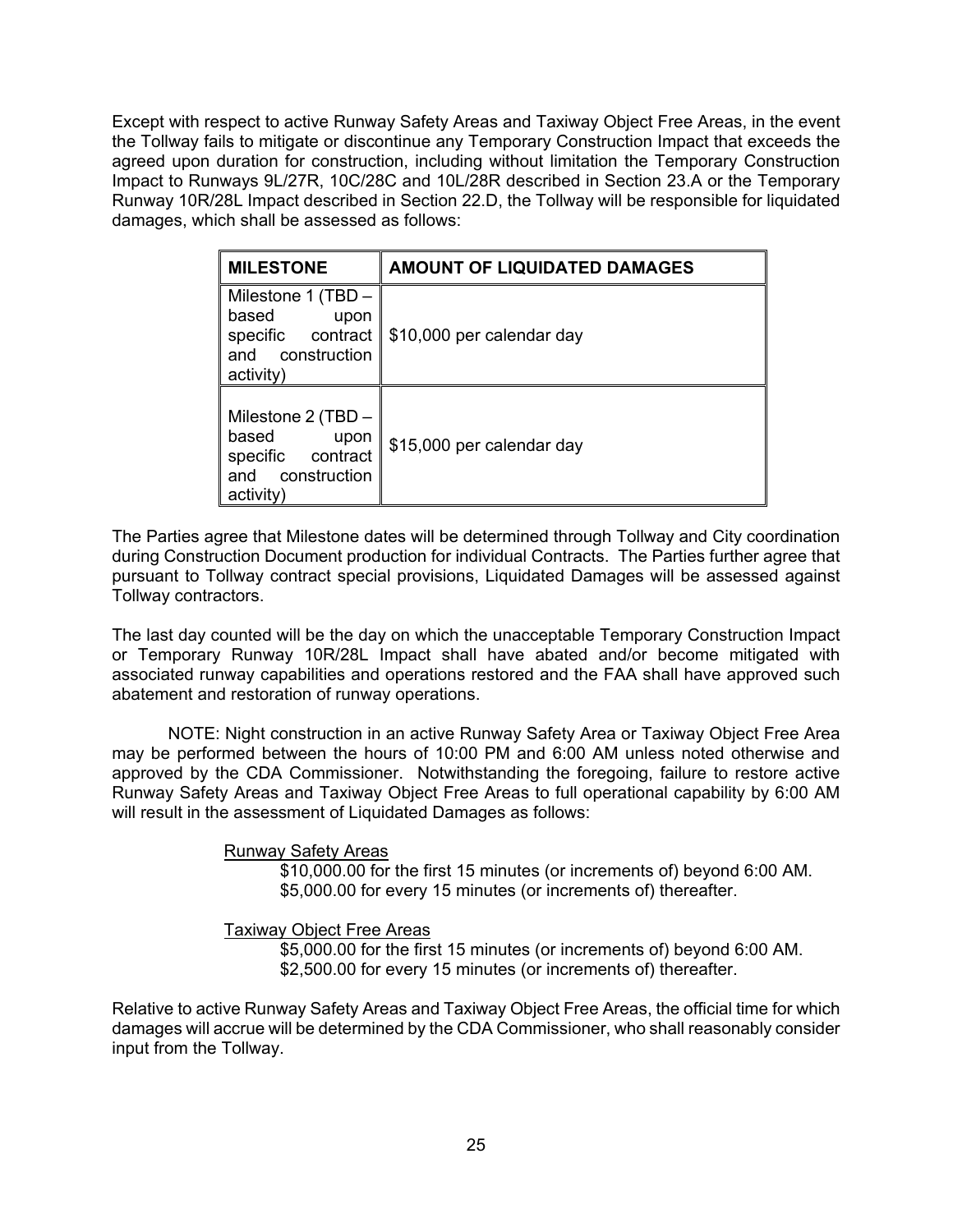Except with respect to active Runway Safety Areas and Taxiway Object Free Areas, in the event the Tollway fails to mitigate or discontinue any Temporary Construction Impact that exceeds the agreed upon duration for construction, including without limitation the Temporary Construction Impact to Runways 9L/27R, 10C/28C and 10L/28R described in Section 23.A or the Temporary Runway 10R/28L Impact described in Section 22.D, the Tollway will be responsible for liquidated damages, which shall be assessed as follows:

| MILESTONE | AMOUNT OF LIQUIDATED DAMAGES |
|---|---|
| Milestone 1 (TBD – based upon specific contract and construction activity) | $10,000 per calendar day |
| Milestone 2 (TBD – based upon specific contract and construction activity) | $15,000 per calendar day |

The Parties agree that Milestone dates will be determined through Tollway and City coordination during Construction Document production for individual Contracts. The Parties further agree that pursuant to Tollway contract special provisions, Liquidated Damages will be assessed against Tollway contractors.

The last day counted will be the day on which the unacceptable Temporary Construction Impact or Temporary Runway 10R/28L Impact shall have abated and/or become mitigated with associated runway capabilities and operations restored and the FAA shall have approved such abatement and restoration of runway operations.

NOTE: Night construction in an active Runway Safety Area or Taxiway Object Free Area may be performed between the hours of 10:00 PM and 6:00 AM unless noted otherwise and approved by the CDA Commissioner. Notwithstanding the foregoing, failure to restore active Runway Safety Areas and Taxiway Object Free Areas to full operational capability by 6:00 AM will result in the assessment of Liquidated Damages as follows:

<u>Runway Safety Areas</u>

$10,000.00 for the first 15 minutes (or increments of) beyond 6:00 AM.
$5,000.00 for every 15 minutes (or increments of) thereafter.

<u>Taxiway Object Free Areas</u>

$5,000.00 for the first 15 minutes (or increments of) beyond 6:00 AM.
$2,500.00 for every 15 minutes (or increments of) thereafter.

Relative to active Runway Safety Areas and Taxiway Object Free Areas, the official time for which damages will accrue will be determined by the CDA Commissioner, who shall reasonably consider input from the Tollway.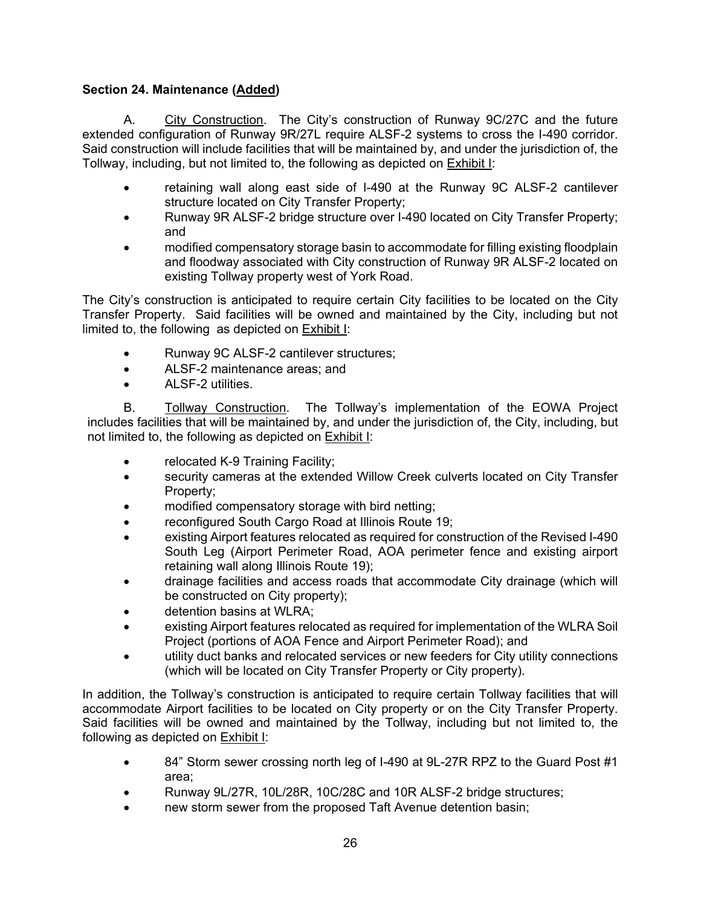**Section 24. Maintenance (Added)**

A. City Construction. The City's construction of Runway 9C/27C and the future extended configuration of Runway 9R/27L require ALSF-2 systems to cross the I-490 corridor. Said construction will include facilities that will be maintained by, and under the jurisdiction of, the Tollway, including, but not limited to, the following as depicted on Exhibit I:

- retaining wall along east side of I-490 at the Runway 9C ALSF-2 cantilever structure located on City Transfer Property;
- Runway 9R ALSF-2 bridge structure over I-490 located on City Transfer Property; and
- modified compensatory storage basin to accommodate for filling existing floodplain and floodway associated with City construction of Runway 9R ALSF-2 located on existing Tollway property west of York Road.

The City's construction is anticipated to require certain City facilities to be located on the City Transfer Property. Said facilities will be owned and maintained by the City, including but not limited to, the following as depicted on Exhibit I:

- Runway 9C ALSF-2 cantilever structures;
- ALSF-2 maintenance areas; and
- ALSF-2 utilities.

B. Tollway Construction. The Tollway's implementation of the EOWA Project includes facilities that will be maintained by, and under the jurisdiction of, the City, including, but not limited to, the following as depicted on Exhibit I:

- relocated K-9 Training Facility;
- security cameras at the extended Willow Creek culverts located on City Transfer Property;
- modified compensatory storage with bird netting;
- reconfigured South Cargo Road at Illinois Route 19;
- existing Airport features relocated as required for construction of the Revised I-490 South Leg (Airport Perimeter Road, AOA perimeter fence and existing airport retaining wall along Illinois Route 19);
- drainage facilities and access roads that accommodate City drainage (which will be constructed on City property);
- detention basins at WLRA;
- existing Airport features relocated as required for implementation of the WLRA Soil Project (portions of AOA Fence and Airport Perimeter Road); and
- utility duct banks and relocated services or new feeders for City utility connections (which will be located on City Transfer Property or City property).

In addition, the Tollway's construction is anticipated to require certain Tollway facilities that will accommodate Airport facilities to be located on City property or on the City Transfer Property. Said facilities will be owned and maintained by the Tollway, including but not limited to, the following as depicted on Exhibit I:

- 84" Storm sewer crossing north leg of I-490 at 9L-27R RPZ to the Guard Post #1 area;
- Runway 9L/27R, 10L/28R, 10C/28C and 10R ALSF-2 bridge structures;
- new storm sewer from the proposed Taft Avenue detention basin;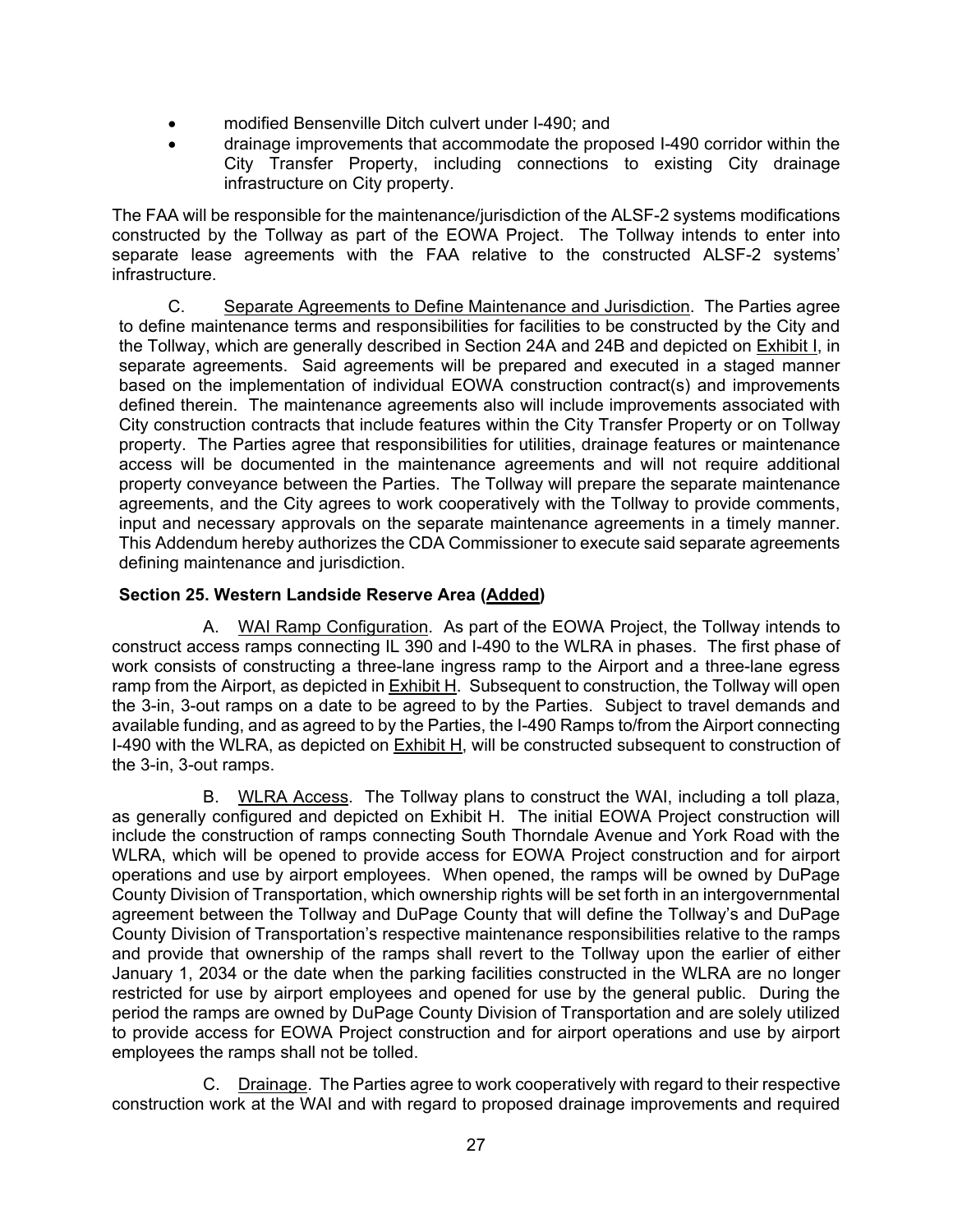- modified Bensenville Ditch culvert under I-490; and
- drainage improvements that accommodate the proposed I-490 corridor within the City Transfer Property, including connections to existing City drainage infrastructure on City property.

The FAA will be responsible for the maintenance/jurisdiction of the ALSF-2 systems modifications constructed by the Tollway as part of the EOWA Project. The Tollway intends to enter into separate lease agreements with the FAA relative to the constructed ALSF-2 systems' infrastructure.

C. Separate Agreements to Define Maintenance and Jurisdiction. The Parties agree to define maintenance terms and responsibilities for facilities to be constructed by the City and the Tollway, which are generally described in Section 24A and 24B and depicted on Exhibit I, in separate agreements. Said agreements will be prepared and executed in a staged manner based on the implementation of individual EOWA construction contract(s) and improvements defined therein. The maintenance agreements also will include improvements associated with City construction contracts that include features within the City Transfer Property or on Tollway property. The Parties agree that responsibilities for utilities, drainage features or maintenance access will be documented in the maintenance agreements and will not require additional property conveyance between the Parties. The Tollway will prepare the separate maintenance agreements, and the City agrees to work cooperatively with the Tollway to provide comments, input and necessary approvals on the separate maintenance agreements in a timely manner. This Addendum hereby authorizes the CDA Commissioner to execute said separate agreements defining maintenance and jurisdiction.

**Section 25. Western Landside Reserve Area (Added)**

A. WAI Ramp Configuration. As part of the EOWA Project, the Tollway intends to construct access ramps connecting IL 390 and I-490 to the WLRA in phases. The first phase of work consists of constructing a three-lane ingress ramp to the Airport and a three-lane egress ramp from the Airport, as depicted in Exhibit H. Subsequent to construction, the Tollway will open the 3-in, 3-out ramps on a date to be agreed to by the Parties. Subject to travel demands and available funding, and as agreed to by the Parties, the I-490 Ramps to/from the Airport connecting I-490 with the WLRA, as depicted on Exhibit H, will be constructed subsequent to construction of the 3-in, 3-out ramps.

B. WLRA Access. The Tollway plans to construct the WAI, including a toll plaza, as generally configured and depicted on Exhibit H. The initial EOWA Project construction will include the construction of ramps connecting South Thorndale Avenue and York Road with the WLRA, which will be opened to provide access for EOWA Project construction and for airport operations and use by airport employees. When opened, the ramps will be owned by DuPage County Division of Transportation, which ownership rights will be set forth in an intergovernmental agreement between the Tollway and DuPage County that will define the Tollway's and DuPage County Division of Transportation's respective maintenance responsibilities relative to the ramps and provide that ownership of the ramps shall revert to the Tollway upon the earlier of either January 1, 2034 or the date when the parking facilities constructed in the WLRA are no longer restricted for use by airport employees and opened for use by the general public. During the period the ramps are owned by DuPage County Division of Transportation and are solely utilized to provide access for EOWA Project construction and for airport operations and use by airport employees the ramps shall not be tolled.

C. Drainage. The Parties agree to work cooperatively with regard to their respective construction work at the WAI and with regard to proposed drainage improvements and required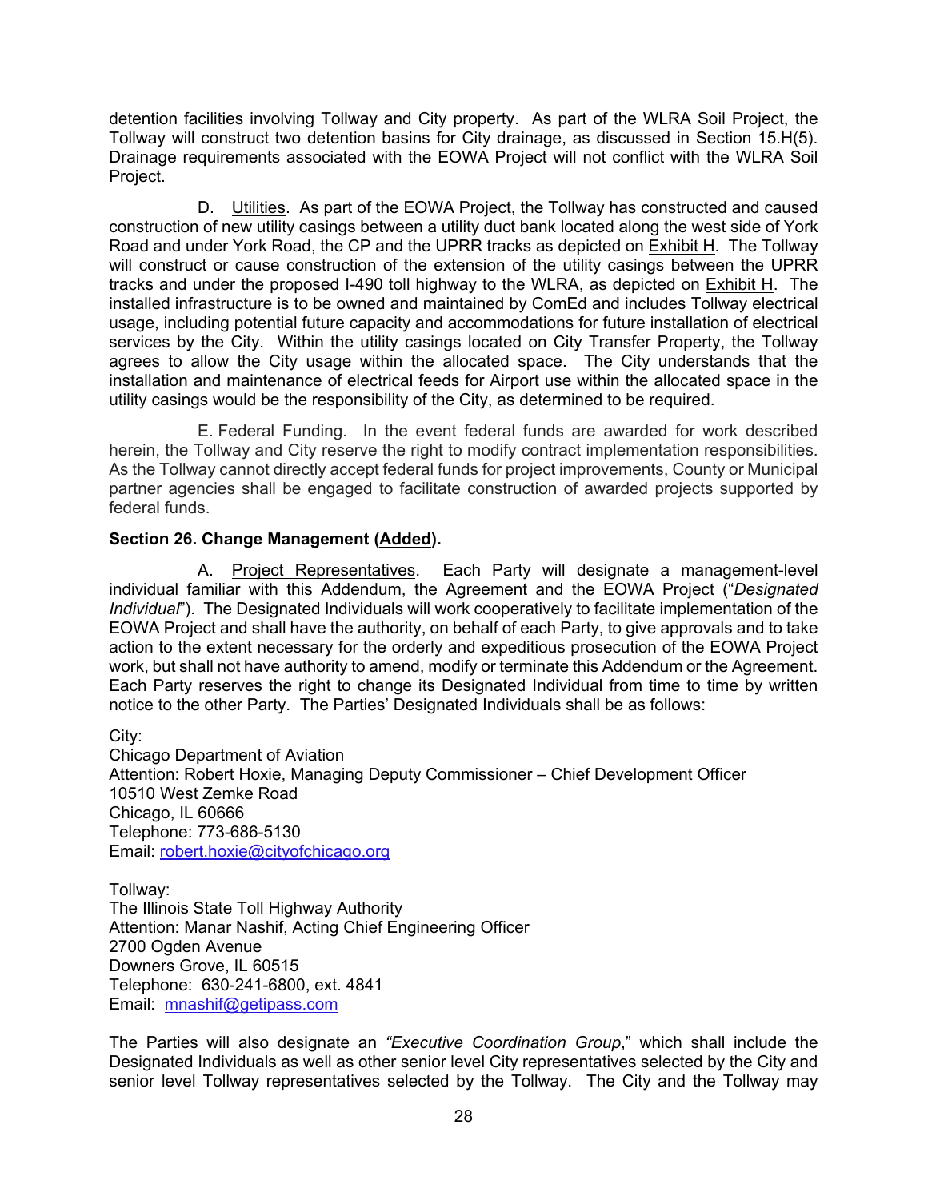detention facilities involving Tollway and City property. As part of the WLRA Soil Project, the Tollway will construct two detention basins for City drainage, as discussed in Section 15.H(5). Drainage requirements associated with the EOWA Project will not conflict with the WLRA Soil Project.

D. Utilities. As part of the EOWA Project, the Tollway has constructed and caused construction of new utility casings between a utility duct bank located along the west side of York Road and under York Road, the CP and the UPRR tracks as depicted on Exhibit H. The Tollway will construct or cause construction of the extension of the utility casings between the UPRR tracks and under the proposed I-490 toll highway to the WLRA, as depicted on Exhibit H. The installed infrastructure is to be owned and maintained by ComEd and includes Tollway electrical usage, including potential future capacity and accommodations for future installation of electrical services by the City. Within the utility casings located on City Transfer Property, the Tollway agrees to allow the City usage within the allocated space. The City understands that the installation and maintenance of electrical feeds for Airport use within the allocated space in the utility casings would be the responsibility of the City, as determined to be required.

E. Federal Funding. In the event federal funds are awarded for work described herein, the Tollway and City reserve the right to modify contract implementation responsibilities. As the Tollway cannot directly accept federal funds for project improvements, County or Municipal partner agencies shall be engaged to facilitate construction of awarded projects supported by federal funds.

**Section 26. Change Management (Added).**

A. Project Representatives. Each Party will designate a management-level individual familiar with this Addendum, the Agreement and the EOWA Project ("*Designated Individual*"). The Designated Individuals will work cooperatively to facilitate implementation of the EOWA Project and shall have the authority, on behalf of each Party, to give approvals and to take action to the extent necessary for the orderly and expeditious prosecution of the EOWA Project work, but shall not have authority to amend, modify or terminate this Addendum or the Agreement. Each Party reserves the right to change its Designated Individual from time to time by written notice to the other Party. The Parties' Designated Individuals shall be as follows:

City:
Chicago Department of Aviation
Attention: Robert Hoxie, Managing Deputy Commissioner – Chief Development Officer
10510 West Zemke Road
Chicago, IL 60666
Telephone: 773-686-5130
Email: robert.hoxie@cityofchicago.org

Tollway:
The Illinois State Toll Highway Authority
Attention: Manar Nashif, Acting Chief Engineering Officer
2700 Ogden Avenue
Downers Grove, IL 60515
Telephone: 630-241-6800, ext. 4841
Email: mnashif@getipass.com

The Parties will also designate an *"Executive Coordination Group*," which shall include the Designated Individuals as well as other senior level City representatives selected by the City and senior level Tollway representatives selected by the Tollway. The City and the Tollway may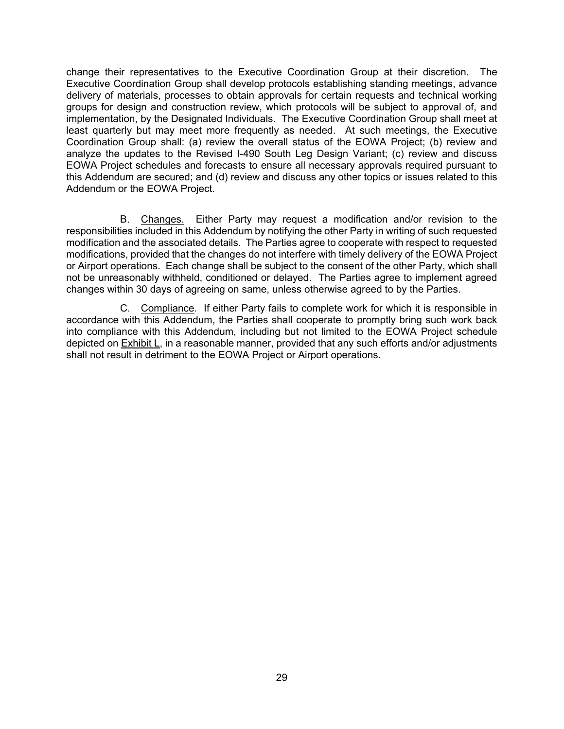change their representatives to the Executive Coordination Group at their discretion. The Executive Coordination Group shall develop protocols establishing standing meetings, advance delivery of materials, processes to obtain approvals for certain requests and technical working groups for design and construction review, which protocols will be subject to approval of, and implementation, by the Designated Individuals. The Executive Coordination Group shall meet at least quarterly but may meet more frequently as needed. At such meetings, the Executive Coordination Group shall: (a) review the overall status of the EOWA Project; (b) review and analyze the updates to the Revised I-490 South Leg Design Variant; (c) review and discuss EOWA Project schedules and forecasts to ensure all necessary approvals required pursuant to this Addendum are secured; and (d) review and discuss any other topics or issues related to this Addendum or the EOWA Project.

B. Changes. Either Party may request a modification and/or revision to the responsibilities included in this Addendum by notifying the other Party in writing of such requested modification and the associated details. The Parties agree to cooperate with respect to requested modifications, provided that the changes do not interfere with timely delivery of the EOWA Project or Airport operations. Each change shall be subject to the consent of the other Party, which shall not be unreasonably withheld, conditioned or delayed. The Parties agree to implement agreed changes within 30 days of agreeing on same, unless otherwise agreed to by the Parties.

C. Compliance. If either Party fails to complete work for which it is responsible in accordance with this Addendum, the Parties shall cooperate to promptly bring such work back into compliance with this Addendum, including but not limited to the EOWA Project schedule depicted on Exhibit L, in a reasonable manner, provided that any such efforts and/or adjustments shall not result in detriment to the EOWA Project or Airport operations.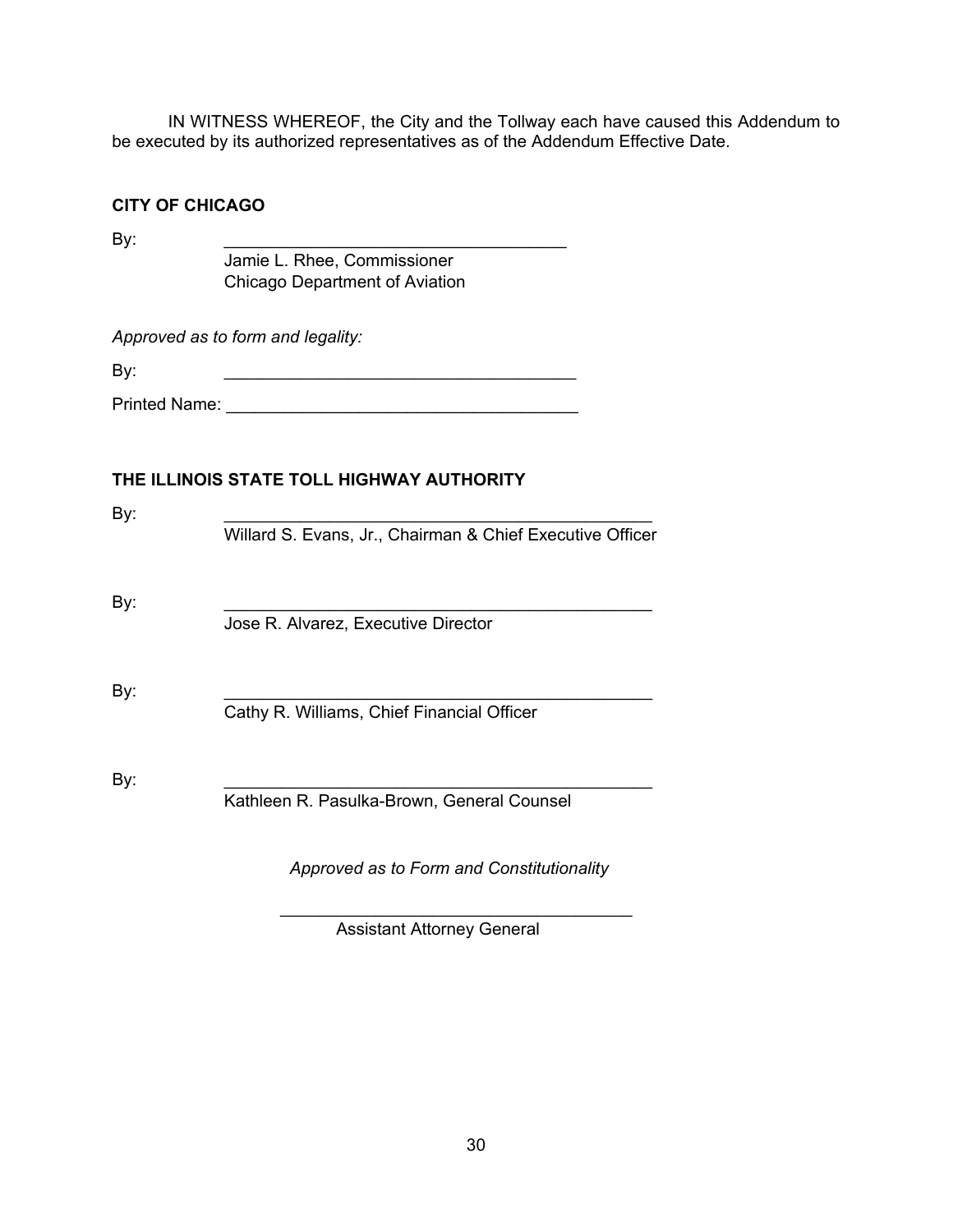IN WITNESS WHEREOF, the City and the Tollway each have caused this Addendum to be executed by its authorized representatives as of the Addendum Effective Date.

**CITY OF CHICAGO**

By: \_\_\_\_\_\_\_\_\_\_\_\_\_\_\_\_\_\_\_\_\_\_\_\_\_\_\_\_\_\_\_\_\_\_\_\_
Jamie L. Rhee, Commissioner
Chicago Department of Aviation

*Approved as to form and legality:*

By: \_\_\_\_\_\_\_\_\_\_\_\_\_\_\_\_\_\_\_\_\_\_\_\_\_\_\_\_\_\_\_\_\_\_\_\_

Printed Name: \_\_\_\_\_\_\_\_\_\_\_\_\_\_\_\_\_\_\_\_\_\_\_\_\_\_\_\_\_\_\_\_\_\_\_\_

**THE ILLINOIS STATE TOLL HIGHWAY AUTHORITY**

By: \_\_\_\_\_\_\_\_\_\_\_\_\_\_\_\_\_\_\_\_\_\_\_\_\_\_\_\_\_\_\_\_\_\_\_\_\_\_\_\_\_\_\_\_
Willard S. Evans, Jr., Chairman & Chief Executive Officer

By: \_\_\_\_\_\_\_\_\_\_\_\_\_\_\_\_\_\_\_\_\_\_\_\_\_\_\_\_\_\_\_\_\_\_\_\_\_\_\_\_\_\_\_\_
Jose R. Alvarez, Executive Director

By: \_\_\_\_\_\_\_\_\_\_\_\_\_\_\_\_\_\_\_\_\_\_\_\_\_\_\_\_\_\_\_\_\_\_\_\_\_\_\_\_\_\_\_\_
Cathy R. Williams, Chief Financial Officer

By: \_\_\_\_\_\_\_\_\_\_\_\_\_\_\_\_\_\_\_\_\_\_\_\_\_\_\_\_\_\_\_\_\_\_\_\_\_\_\_\_\_\_\_\_
Kathleen R. Pasulka-Brown, General Counsel

*Approved as to Form and Constitutionality*

\_\_\_\_\_\_\_\_\_\_\_\_\_\_\_\_\_\_\_\_\_\_\_\_\_\_\_\_\_\_\_\_\_\_\_\_
Assistant Attorney General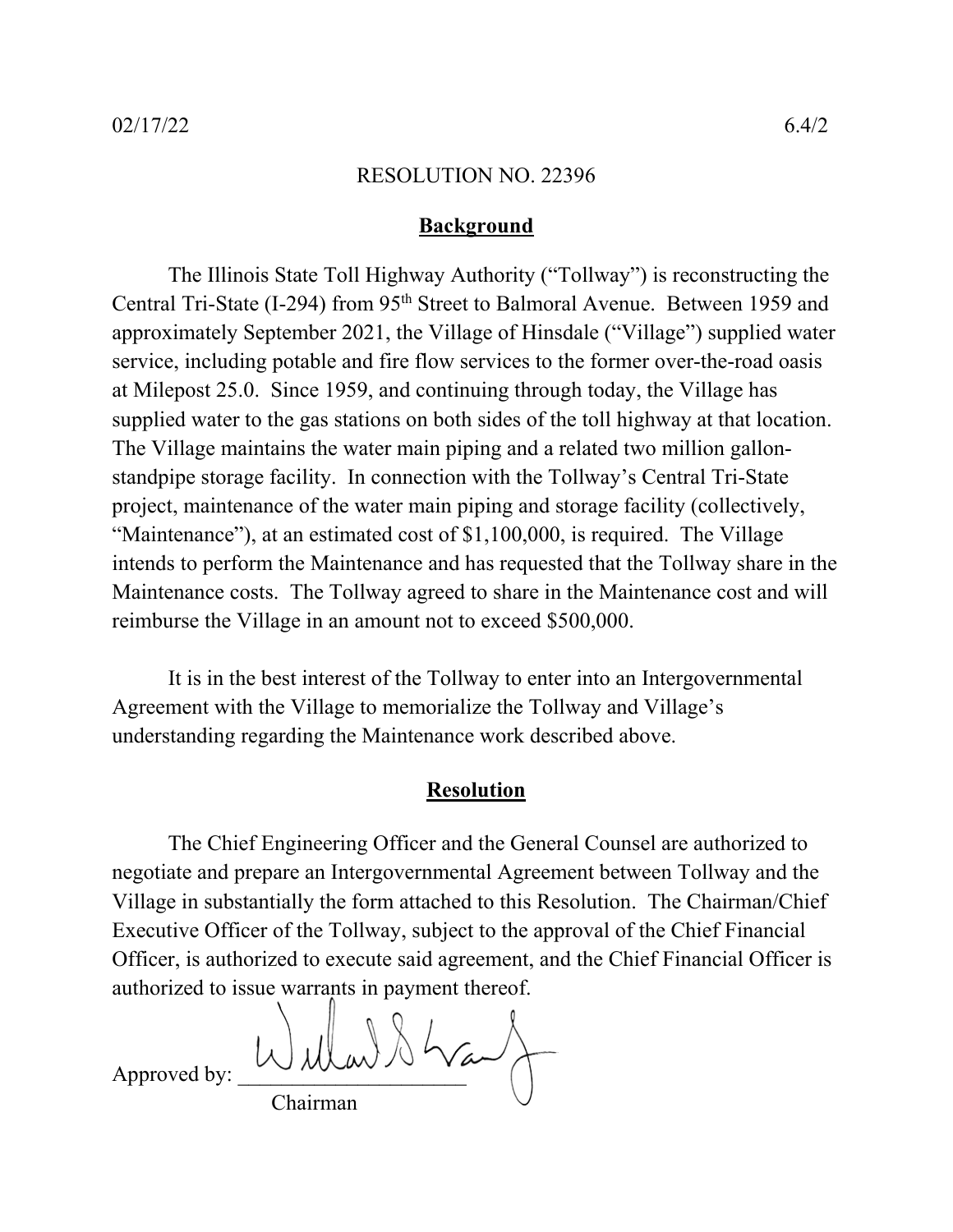02/17/22 6.4/2

RESOLUTION NO. 22396

## Background

The Illinois State Toll Highway Authority ("Tollway") is reconstructing the Central Tri-State (I-294) from 95th Street to Balmoral Avenue. Between 1959 and approximately September 2021, the Village of Hinsdale ("Village") supplied water service, including potable and fire flow services to the former over-the-road oasis at Milepost 25.0. Since 1959, and continuing through today, the Village has supplied water to the gas stations on both sides of the toll highway at that location. The Village maintains the water main piping and a related two million gallon-standpipe storage facility. In connection with the Tollway's Central Tri-State project, maintenance of the water main piping and storage facility (collectively, "Maintenance"), at an estimated cost of $1,100,000, is required. The Village intends to perform the Maintenance and has requested that the Tollway share in the Maintenance costs. The Tollway agreed to share in the Maintenance cost and will reimburse the Village in an amount not to exceed $500,000.

It is in the best interest of the Tollway to enter into an Intergovernmental Agreement with the Village to memorialize the Tollway and Village's understanding regarding the Maintenance work described above.

## Resolution

The Chief Engineering Officer and the General Counsel are authorized to negotiate and prepare an Intergovernmental Agreement between Tollway and the Village in substantially the form attached to this Resolution. The Chairman/Chief Executive Officer of the Tollway, subject to the approval of the Chief Financial Officer, is authorized to execute said agreement, and the Chief Financial Officer is authorized to issue warrants in payment thereof.

Approved by: ______________________
Chairman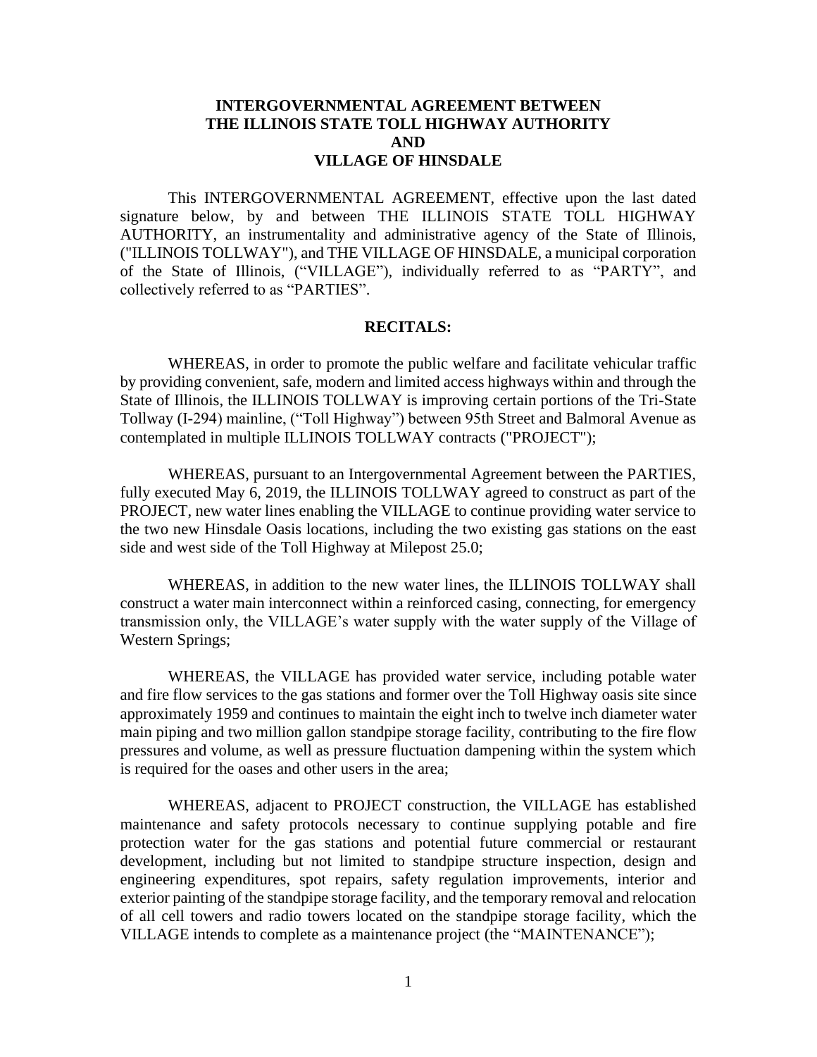**INTERGOVERNMENTAL AGREEMENT BETWEEN THE ILLINOIS STATE TOLL HIGHWAY AUTHORITY AND VILLAGE OF HINSDALE**

This INTERGOVERNMENTAL AGREEMENT, effective upon the last dated signature below, by and between THE ILLINOIS STATE TOLL HIGHWAY AUTHORITY, an instrumentality and administrative agency of the State of Illinois, ("ILLINOIS TOLLWAY"), and THE VILLAGE OF HINSDALE, a municipal corporation of the State of Illinois, ("VILLAGE"), individually referred to as "PARTY", and collectively referred to as "PARTIES".

**RECITALS:**

WHEREAS, in order to promote the public welfare and facilitate vehicular traffic by providing convenient, safe, modern and limited access highways within and through the State of Illinois, the ILLINOIS TOLLWAY is improving certain portions of the Tri-State Tollway (I-294) mainline, ("Toll Highway") between 95th Street and Balmoral Avenue as contemplated in multiple ILLINOIS TOLLWAY contracts ("PROJECT");

WHEREAS, pursuant to an Intergovernmental Agreement between the PARTIES, fully executed May 6, 2019, the ILLINOIS TOLLWAY agreed to construct as part of the PROJECT, new water lines enabling the VILLAGE to continue providing water service to the two new Hinsdale Oasis locations, including the two existing gas stations on the east side and west side of the Toll Highway at Milepost 25.0;

WHEREAS, in addition to the new water lines, the ILLINOIS TOLLWAY shall construct a water main interconnect within a reinforced casing, connecting, for emergency transmission only, the VILLAGE's water supply with the water supply of the Village of Western Springs;

WHEREAS, the VILLAGE has provided water service, including potable water and fire flow services to the gas stations and former over the Toll Highway oasis site since approximately 1959 and continues to maintain the eight inch to twelve inch diameter water main piping and two million gallon standpipe storage facility, contributing to the fire flow pressures and volume, as well as pressure fluctuation dampening within the system which is required for the oases and other users in the area;

WHEREAS, adjacent to PROJECT construction, the VILLAGE has established maintenance and safety protocols necessary to continue supplying potable and fire protection water for the gas stations and potential future commercial or restaurant development, including but not limited to standpipe structure inspection, design and engineering expenditures, spot repairs, safety regulation improvements, interior and exterior painting of the standpipe storage facility, and the temporary removal and relocation of all cell towers and radio towers located on the standpipe storage facility, which the VILLAGE intends to complete as a maintenance project (the "MAINTENANCE");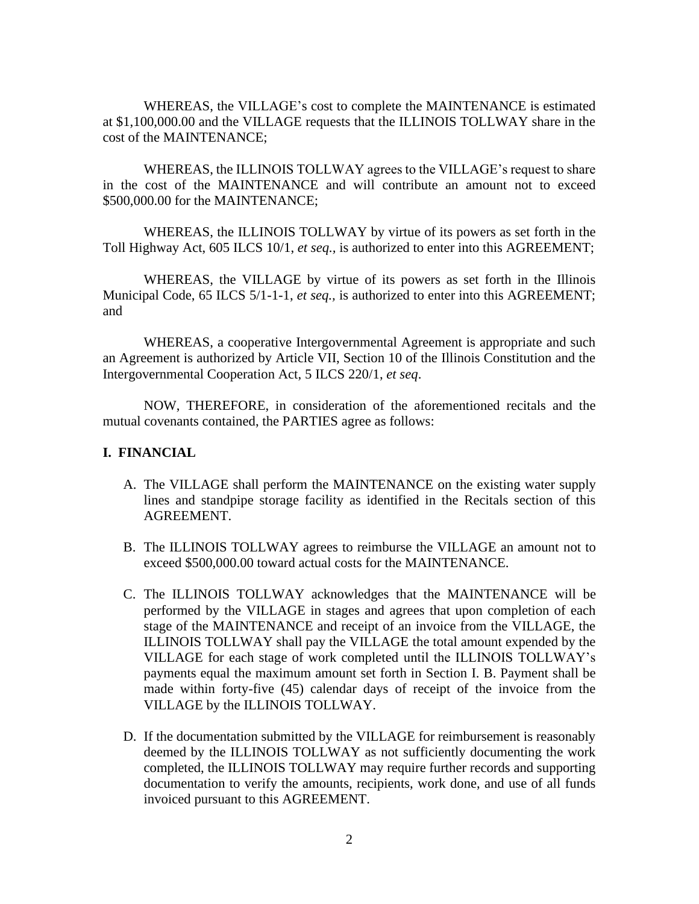WHEREAS, the VILLAGE's cost to complete the MAINTENANCE is estimated at $1,100,000.00 and the VILLAGE requests that the ILLINOIS TOLLWAY share in the cost of the MAINTENANCE;

WHEREAS, the ILLINOIS TOLLWAY agrees to the VILLAGE's request to share in the cost of the MAINTENANCE and will contribute an amount not to exceed $500,000.00 for the MAINTENANCE;

WHEREAS, the ILLINOIS TOLLWAY by virtue of its powers as set forth in the Toll Highway Act, 605 ILCS 10/1, *et seq.,* is authorized to enter into this AGREEMENT;

WHEREAS, the VILLAGE by virtue of its powers as set forth in the Illinois Municipal Code, 65 ILCS 5/1-1-1, *et seq.,* is authorized to enter into this AGREEMENT; and

WHEREAS, a cooperative Intergovernmental Agreement is appropriate and such an Agreement is authorized by Article VII, Section 10 of the Illinois Constitution and the Intergovernmental Cooperation Act, 5 ILCS 220/1, *et seq*.

NOW, THEREFORE, in consideration of the aforementioned recitals and the mutual covenants contained, the PARTIES agree as follows:

**I. FINANCIAL**

A. The VILLAGE shall perform the MAINTENANCE on the existing water supply lines and standpipe storage facility as identified in the Recitals section of this AGREEMENT.

B. The ILLINOIS TOLLWAY agrees to reimburse the VILLAGE an amount not to exceed $500,000.00 toward actual costs for the MAINTENANCE.

C. The ILLINOIS TOLLWAY acknowledges that the MAINTENANCE will be performed by the VILLAGE in stages and agrees that upon completion of each stage of the MAINTENANCE and receipt of an invoice from the VILLAGE, the ILLINOIS TOLLWAY shall pay the VILLAGE the total amount expended by the VILLAGE for each stage of work completed until the ILLINOIS TOLLWAY's payments equal the maximum amount set forth in Section I. B. Payment shall be made within forty-five (45) calendar days of receipt of the invoice from the VILLAGE by the ILLINOIS TOLLWAY.

D. If the documentation submitted by the VILLAGE for reimbursement is reasonably deemed by the ILLINOIS TOLLWAY as not sufficiently documenting the work completed, the ILLINOIS TOLLWAY may require further records and supporting documentation to verify the amounts, recipients, work done, and use of all funds invoiced pursuant to this AGREEMENT.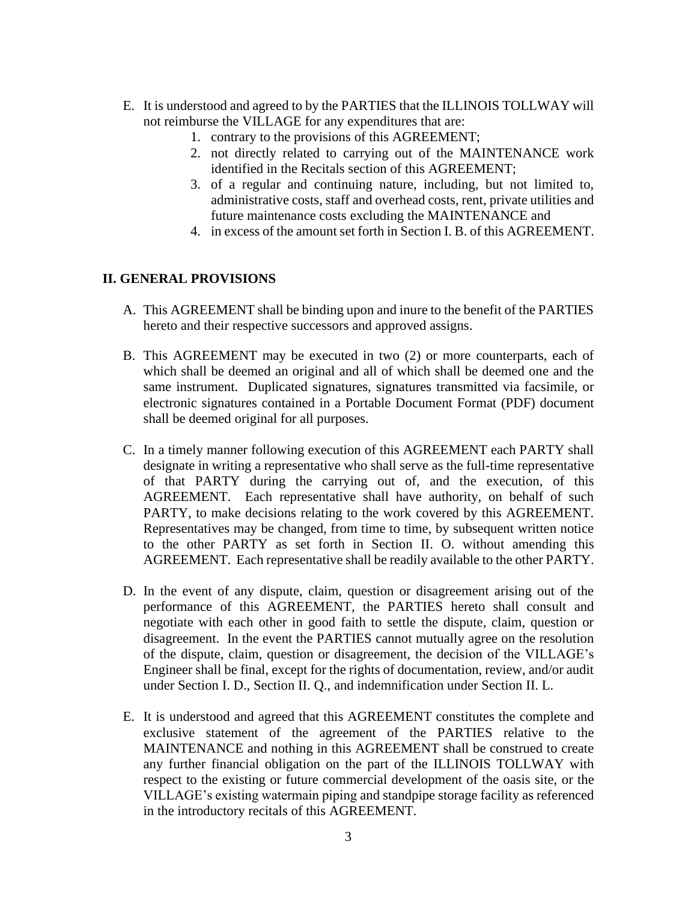E. It is understood and agreed to by the PARTIES that the ILLINOIS TOLLWAY will not reimburse the VILLAGE for any expenditures that are:

   1. contrary to the provisions of this AGREEMENT;
   2. not directly related to carrying out of the MAINTENANCE work identified in the Recitals section of this AGREEMENT;
   3. of a regular and continuing nature, including, but not limited to, administrative costs, staff and overhead costs, rent, private utilities and future maintenance costs excluding the MAINTENANCE and
   4. in excess of the amount set forth in Section I. B. of this AGREEMENT.

## II. GENERAL PROVISIONS

A. This AGREEMENT shall be binding upon and inure to the benefit of the PARTIES hereto and their respective successors and approved assigns.

B. This AGREEMENT may be executed in two (2) or more counterparts, each of which shall be deemed an original and all of which shall be deemed one and the same instrument. Duplicated signatures, signatures transmitted via facsimile, or electronic signatures contained in a Portable Document Format (PDF) document shall be deemed original for all purposes.

C. In a timely manner following execution of this AGREEMENT each PARTY shall designate in writing a representative who shall serve as the full-time representative of that PARTY during the carrying out of, and the execution, of this AGREEMENT. Each representative shall have authority, on behalf of such PARTY, to make decisions relating to the work covered by this AGREEMENT. Representatives may be changed, from time to time, by subsequent written notice to the other PARTY as set forth in Section II. O. without amending this AGREEMENT. Each representative shall be readily available to the other PARTY.

D. In the event of any dispute, claim, question or disagreement arising out of the performance of this AGREEMENT, the PARTIES hereto shall consult and negotiate with each other in good faith to settle the dispute, claim, question or disagreement. In the event the PARTIES cannot mutually agree on the resolution of the dispute, claim, question or disagreement, the decision of the VILLAGE's Engineer shall be final, except for the rights of documentation, review, and/or audit under Section I. D., Section II. Q., and indemnification under Section II. L.

E. It is understood and agreed that this AGREEMENT constitutes the complete and exclusive statement of the agreement of the PARTIES relative to the MAINTENANCE and nothing in this AGREEMENT shall be construed to create any further financial obligation on the part of the ILLINOIS TOLLWAY with respect to the existing or future commercial development of the oasis site, or the VILLAGE's existing watermain piping and standpipe storage facility as referenced in the introductory recitals of this AGREEMENT.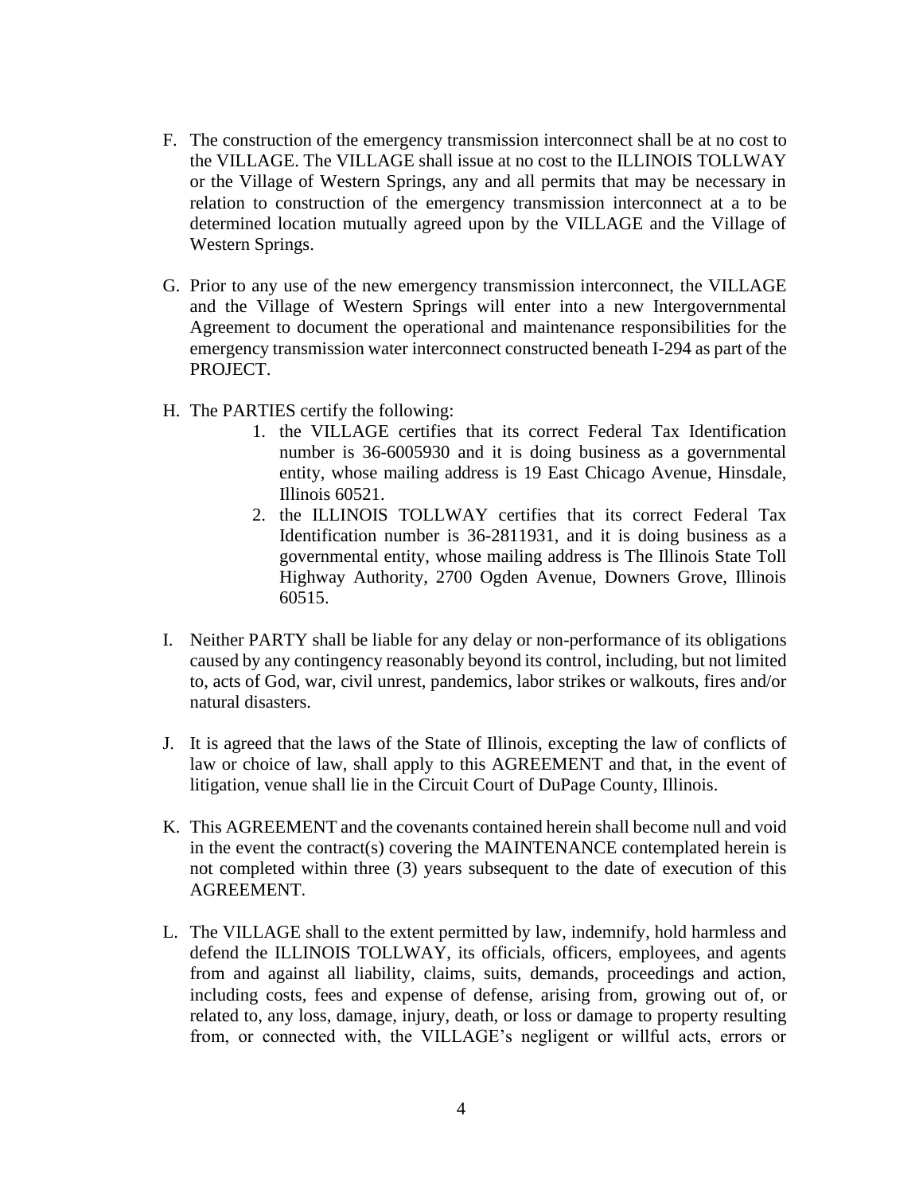F. The construction of the emergency transmission interconnect shall be at no cost to the VILLAGE. The VILLAGE shall issue at no cost to the ILLINOIS TOLLWAY or the Village of Western Springs, any and all permits that may be necessary in relation to construction of the emergency transmission interconnect at a to be determined location mutually agreed upon by the VILLAGE and the Village of Western Springs.

G. Prior to any use of the new emergency transmission interconnect, the VILLAGE and the Village of Western Springs will enter into a new Intergovernmental Agreement to document the operational and maintenance responsibilities for the emergency transmission water interconnect constructed beneath I-294 as part of the PROJECT.

H. The PARTIES certify the following:

   1. the VILLAGE certifies that its correct Federal Tax Identification number is 36-6005930 and it is doing business as a governmental entity, whose mailing address is 19 East Chicago Avenue, Hinsdale, Illinois 60521.
   2. the ILLINOIS TOLLWAY certifies that its correct Federal Tax Identification number is 36-2811931, and it is doing business as a governmental entity, whose mailing address is The Illinois State Toll Highway Authority, 2700 Ogden Avenue, Downers Grove, Illinois 60515.

I. Neither PARTY shall be liable for any delay or non-performance of its obligations caused by any contingency reasonably beyond its control, including, but not limited to, acts of God, war, civil unrest, pandemics, labor strikes or walkouts, fires and/or natural disasters.

J. It is agreed that the laws of the State of Illinois, excepting the law of conflicts of law or choice of law, shall apply to this AGREEMENT and that, in the event of litigation, venue shall lie in the Circuit Court of DuPage County, Illinois.

K. This AGREEMENT and the covenants contained herein shall become null and void in the event the contract(s) covering the MAINTENANCE contemplated herein is not completed within three (3) years subsequent to the date of execution of this AGREEMENT.

L. The VILLAGE shall to the extent permitted by law, indemnify, hold harmless and defend the ILLINOIS TOLLWAY, its officials, officers, employees, and agents from and against all liability, claims, suits, demands, proceedings and action, including costs, fees and expense of defense, arising from, growing out of, or related to, any loss, damage, injury, death, or loss or damage to property resulting from, or connected with, the VILLAGE's negligent or willful acts, errors or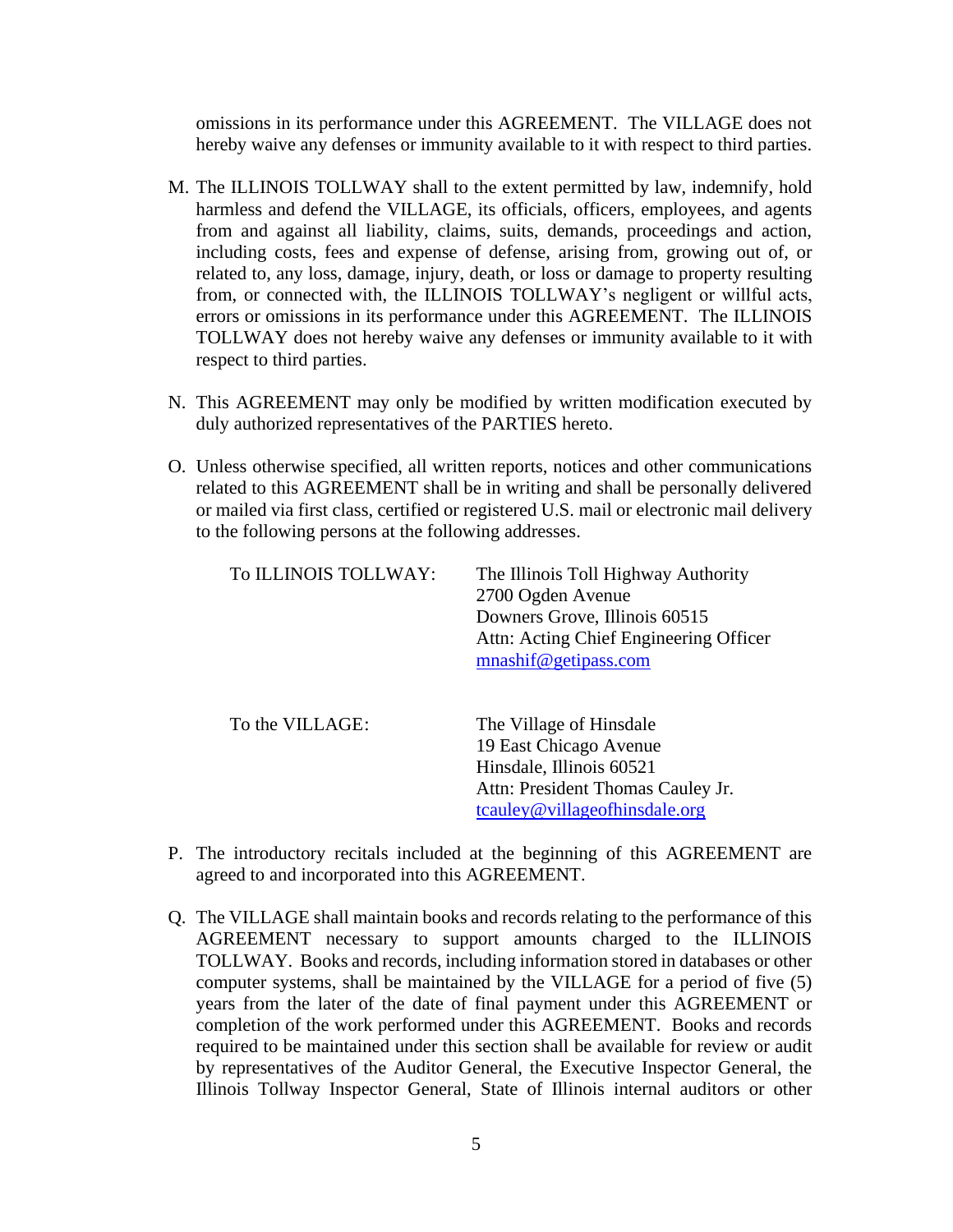omissions in its performance under this AGREEMENT. The VILLAGE does not hereby waive any defenses or immunity available to it with respect to third parties.

M. The ILLINOIS TOLLWAY shall to the extent permitted by law, indemnify, hold harmless and defend the VILLAGE, its officials, officers, employees, and agents from and against all liability, claims, suits, demands, proceedings and action, including costs, fees and expense of defense, arising from, growing out of, or related to, any loss, damage, injury, death, or loss or damage to property resulting from, or connected with, the ILLINOIS TOLLWAY's negligent or willful acts, errors or omissions in its performance under this AGREEMENT. The ILLINOIS TOLLWAY does not hereby waive any defenses or immunity available to it with respect to third parties.

N. This AGREEMENT may only be modified by written modification executed by duly authorized representatives of the PARTIES hereto.

O. Unless otherwise specified, all written reports, notices and other communications related to this AGREEMENT shall be in writing and shall be personally delivered or mailed via first class, certified or registered U.S. mail or electronic mail delivery to the following persons at the following addresses.

| | |
|---|---|
| To ILLINOIS TOLLWAY: | The Illinois Toll Highway Authority<br>2700 Ogden Avenue<br>Downers Grove, Illinois 60515<br>Attn: Acting Chief Engineering Officer<br>mnashif@getipass.com |
| To the VILLAGE: | The Village of Hinsdale<br>19 East Chicago Avenue<br>Hinsdale, Illinois 60521<br>Attn: President Thomas Cauley Jr.<br>tcauley@villageofhinsdale.org |

P. The introductory recitals included at the beginning of this AGREEMENT are agreed to and incorporated into this AGREEMENT.

Q. The VILLAGE shall maintain books and records relating to the performance of this AGREEMENT necessary to support amounts charged to the ILLINOIS TOLLWAY. Books and records, including information stored in databases or other computer systems, shall be maintained by the VILLAGE for a period of five (5) years from the later of the date of final payment under this AGREEMENT or completion of the work performed under this AGREEMENT. Books and records required to be maintained under this section shall be available for review or audit by representatives of the Auditor General, the Executive Inspector General, the Illinois Tollway Inspector General, State of Illinois internal auditors or other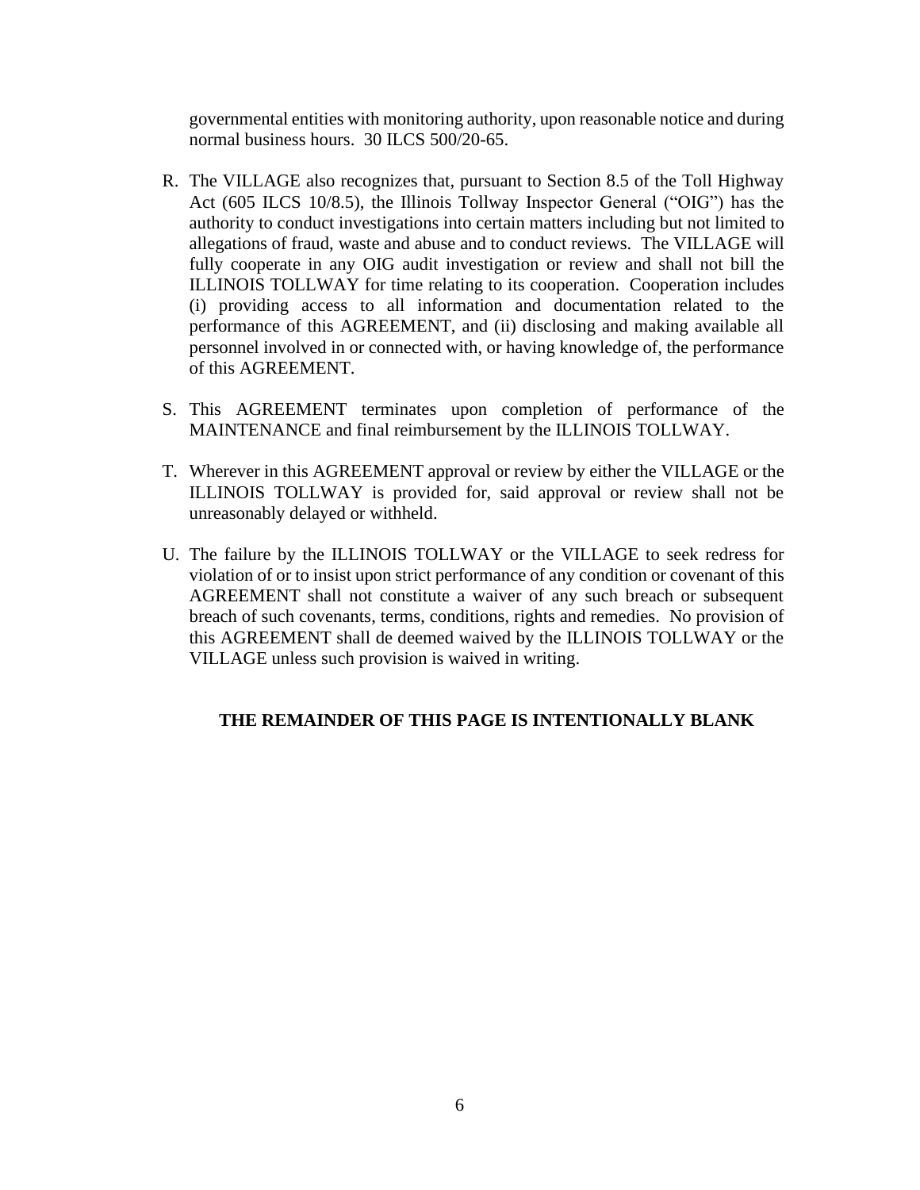governmental entities with monitoring authority, upon reasonable notice and during normal business hours. 30 ILCS 500/20-65.

R. The VILLAGE also recognizes that, pursuant to Section 8.5 of the Toll Highway Act (605 ILCS 10/8.5), the Illinois Tollway Inspector General ("OIG") has the authority to conduct investigations into certain matters including but not limited to allegations of fraud, waste and abuse and to conduct reviews. The VILLAGE will fully cooperate in any OIG audit investigation or review and shall not bill the ILLINOIS TOLLWAY for time relating to its cooperation. Cooperation includes (i) providing access to all information and documentation related to the performance of this AGREEMENT, and (ii) disclosing and making available all personnel involved in or connected with, or having knowledge of, the performance of this AGREEMENT.

S. This AGREEMENT terminates upon completion of performance of the MAINTENANCE and final reimbursement by the ILLINOIS TOLLWAY.

T. Wherever in this AGREEMENT approval or review by either the VILLAGE or the ILLINOIS TOLLWAY is provided for, said approval or review shall not be unreasonably delayed or withheld.

U. The failure by the ILLINOIS TOLLWAY or the VILLAGE to seek redress for violation of or to insist upon strict performance of any condition or covenant of this AGREEMENT shall not constitute a waiver of any such breach or subsequent breach of such covenants, terms, conditions, rights and remedies. No provision of this AGREEMENT shall de deemed waived by the ILLINOIS TOLLWAY or the VILLAGE unless such provision is waived in writing.

**THE REMAINDER OF THIS PAGE IS INTENTIONALLY BLANK**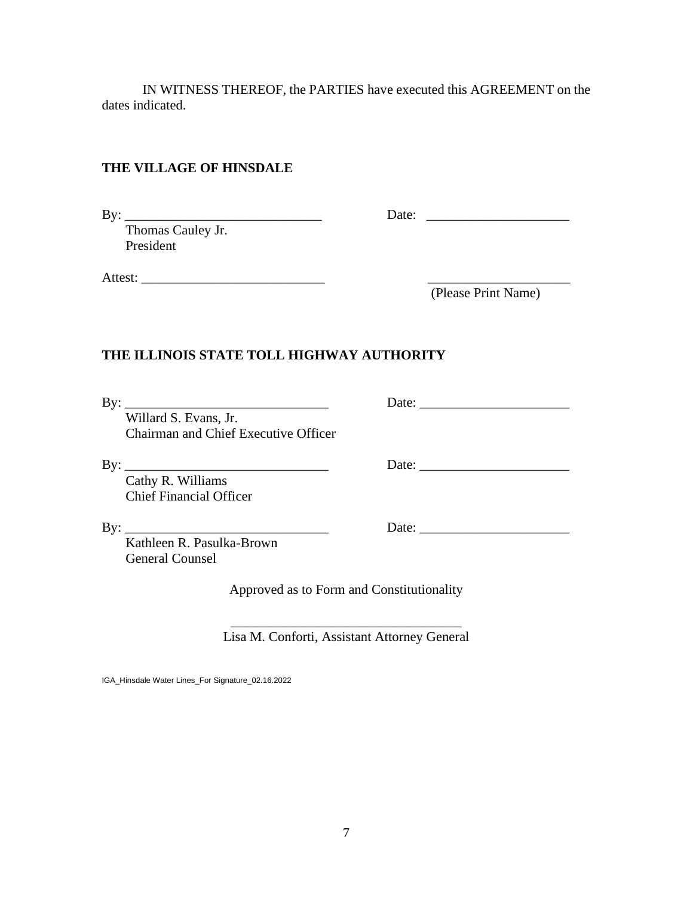IN WITNESS THEREOF, the PARTIES have executed this AGREEMENT on the dates indicated.

**THE VILLAGE OF HINSDALE**

By: _____________________________ Date: _____________________
Thomas Cauley Jr.
President

Attest: ___________________________ _____________________
(Please Print Name)

**THE ILLINOIS STATE TOLL HIGHWAY AUTHORITY**

By: ______________________________ Date: ______________________
Willard S. Evans, Jr.
Chairman and Chief Executive Officer

By: ______________________________ Date: ______________________
Cathy R. Williams
Chief Financial Officer

By: ______________________________ Date: ______________________
Kathleen R. Pasulka-Brown
General Counsel

Approved as to Form and Constitutionality

_________________________________
Lisa M. Conforti, Assistant Attorney General

IGA_Hinsdale Water Lines_For Signature_02.16.2022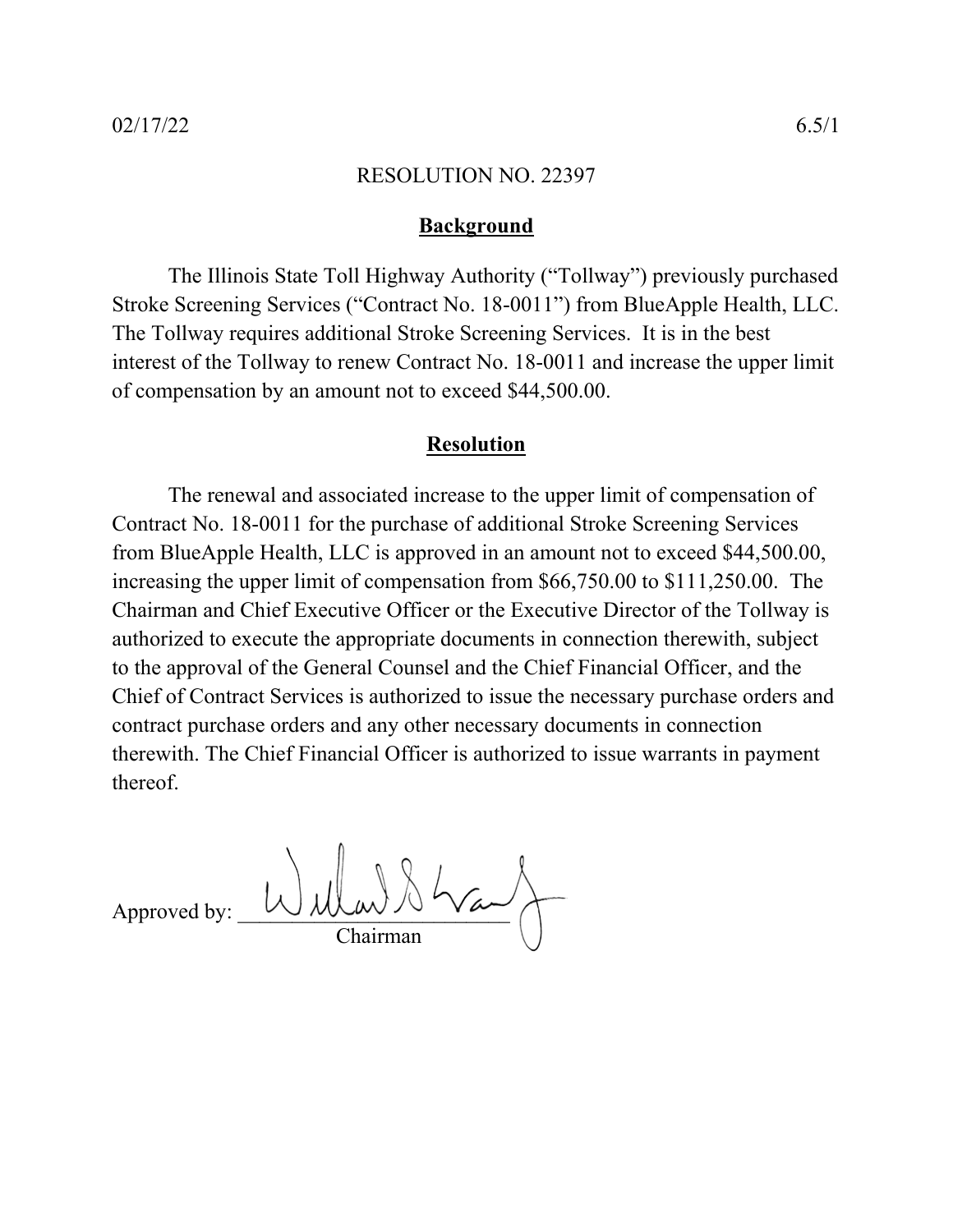02/17/22 6.5/1

RESOLUTION NO. 22397

## Background

The Illinois State Toll Highway Authority ("Tollway") previously purchased Stroke Screening Services ("Contract No. 18-0011") from BlueApple Health, LLC. The Tollway requires additional Stroke Screening Services. It is in the best interest of the Tollway to renew Contract No. 18-0011 and increase the upper limit of compensation by an amount not to exceed $44,500.00.

## Resolution

The renewal and associated increase to the upper limit of compensation of Contract No. 18-0011 for the purchase of additional Stroke Screening Services from BlueApple Health, LLC is approved in an amount not to exceed $44,500.00, increasing the upper limit of compensation from $66,750.00 to $111,250.00. The Chairman and Chief Executive Officer or the Executive Director of the Tollway is authorized to execute the appropriate documents in connection therewith, subject to the approval of the General Counsel and the Chief Financial Officer, and the Chief of Contract Services is authorized to issue the necessary purchase orders and contract purchase orders and any other necessary documents in connection therewith. The Chief Financial Officer is authorized to issue warrants in payment thereof.

Approved by: ________________________
Chairman